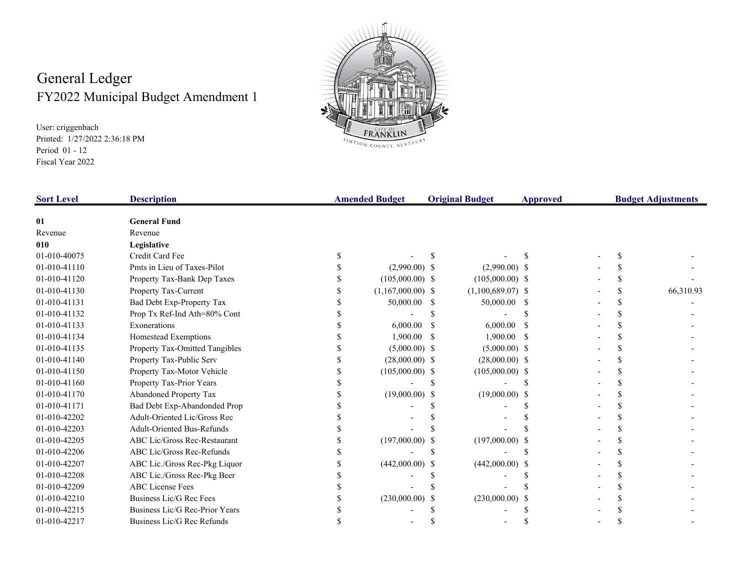# General Ledger

## FY2022 Municipal Budget Amendment 1

User: criggenbach
Printed: 1/27/2022 2:36:18 PM
Period 01 - 12
Fiscal Year 2022

| Sort Level | Description | Amended Budget | Original Budget | Approved | Budget Adjustments |
|---|---|---|---|---|---|
| **01** | **General Fund** | | | | |
| Revenue | Revenue | | | | |
| **010** | **Legislative** | | | | |
| 01-010-40075 | Credit Card Fee | $ - | $ - | $ - | $ - |
| 01-010-41110 | Pmts in Lieu of Taxes-Pilot | $ (2,990.00) | $ (2,990.00) | $ - | $ - |
| 01-010-41120 | Property Tax-Bank Dep Taxes | $ (105,000.00) | $ (105,000.00) | $ - | $ - |
| 01-010-41130 | Property Tax-Current | $ (1,167,000.00) | $ (1,100,689.07) | $ - | $ 66,310.93 |
| 01-010-41131 | Bad Debt Exp-Property Tax | $ 50,000.00 | $ 50,000.00 | $ - | $ - |
| 01-010-41132 | Prop Tx Ref-Ind Ath=80% Cont | $ - | $ - | $ - | $ - |
| 01-010-41133 | Exonerations | $ 6,000.00 | $ 6,000.00 | $ - | $ - |
| 01-010-41134 | Homestead Exemptions | $ 1,900.00 | $ 1,900.00 | $ - | $ - |
| 01-010-41135 | Property Tax-Omitted Tangibles | $ (5,000.00) | $ (5,000.00) | $ - | $ - |
| 01-010-41140 | Property Tax-Public Serv | $ (28,000.00) | $ (28,000.00) | $ - | $ - |
| 01-010-41150 | Property Tax-Motor Vehicle | $ (105,000.00) | $ (105,000.00) | $ - | $ - |
| 01-010-41160 | Property Tax-Prior Years | $ - | $ - | $ - | $ - |
| 01-010-41170 | Abandoned Property Tax | $ (19,000.00) | $ (19,000.00) | $ - | $ - |
| 01-010-41171 | Bad Debt Exp-Abandonded Prop | $ - | $ - | $ - | $ - |
| 01-010-42202 | Adult-Oriented Lic/Gross Rec | $ - | $ - | $ - | $ - |
| 01-010-42203 | Adult-Oriented Bus-Refunds | $ - | $ - | $ - | $ - |
| 01-010-42205 | ABC Lic/Gross Rec-Restaurant | $ (197,000.00) | $ (197,000.00) | $ - | $ - |
| 01-010-42206 | ABC Lic/Gross Rec-Refunds | $ - | $ - | $ - | $ - |
| 01-010-42207 | ABC Lic./Gross Rec-Pkg Liquor | $ (442,000.00) | $ (442,000.00) | $ - | $ - |
| 01-010-42208 | ABC Lic./Gross Rec-Pkg Beer | $ - | $ - | $ - | $ - |
| 01-010-42209 | ABC License Fees | $ - | $ - | $ - | $ - |
| 01-010-42210 | Business Lic/G Rec Fees | $ (230,000.00) | $ (230,000.00) | $ - | $ - |
| 01-010-42215 | Business Lic/G Rec-Prior Years | $ - | $ - | $ - | $ - |
| 01-010-42217 | Business Lic/G Rec Refunds | $ - | $ - | $ - | $ - |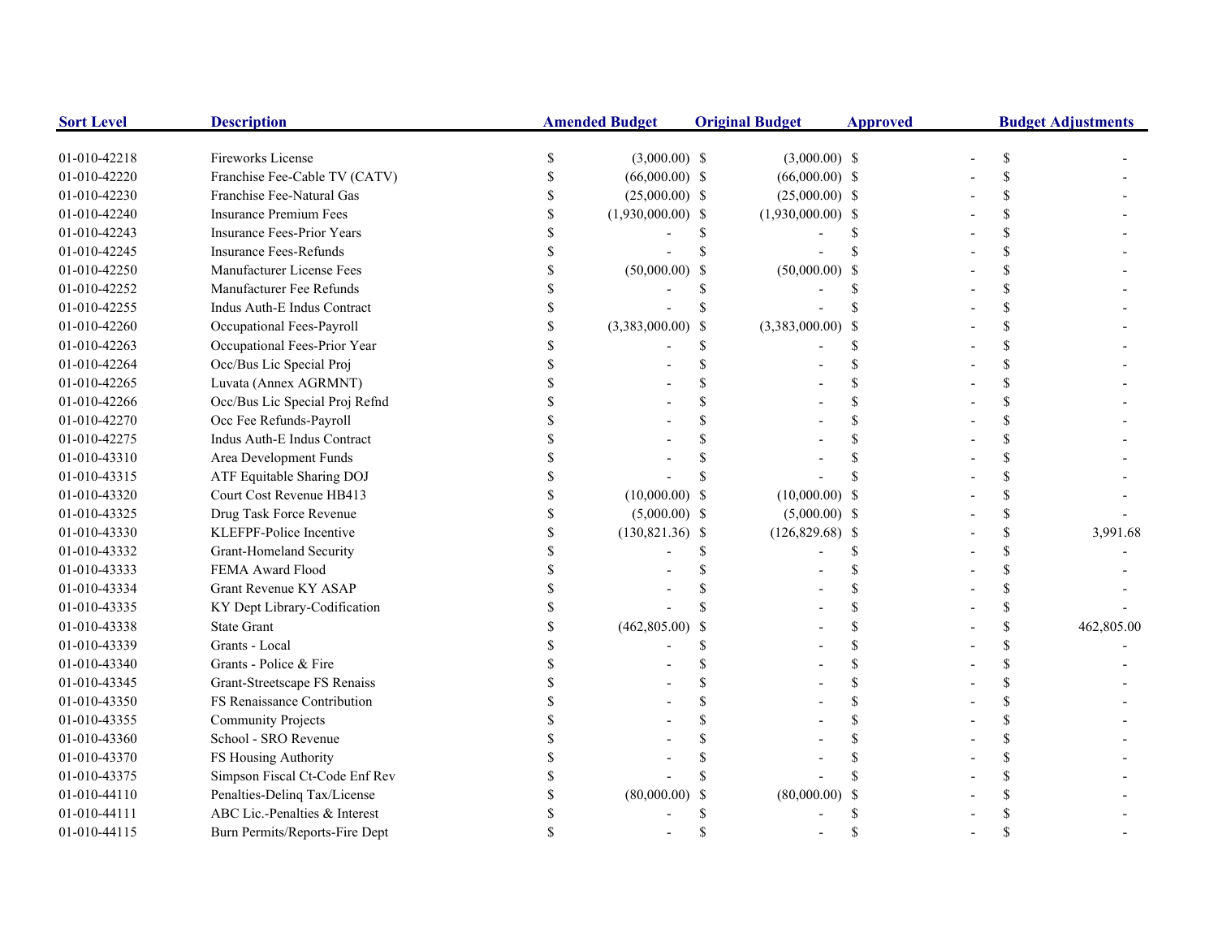| Sort Level | Description | Amended Budget | Original Budget | Approved | Budget Adjustments |
|---|---|---|---|---|---|
| 01-010-42218 | Fireworks License | $ (3,000.00) | $ (3,000.00) | $ - | $ - |
| 01-010-42220 | Franchise Fee-Cable TV (CATV) | $ (66,000.00) | $ (66,000.00) | $ - | $ - |
| 01-010-42230 | Franchise Fee-Natural Gas | $ (25,000.00) | $ (25,000.00) | $ - | $ - |
| 01-010-42240 | Insurance Premium Fees | $ (1,930,000.00) | $ (1,930,000.00) | $ - | $ - |
| 01-010-42243 | Insurance Fees-Prior Years | $ - | $ - | $ - | $ - |
| 01-010-42245 | Insurance Fees-Refunds | $ - | $ - | $ - | $ - |
| 01-010-42250 | Manufacturer License Fees | $ (50,000.00) | $ (50,000.00) | $ - | $ - |
| 01-010-42252 | Manufacturer Fee Refunds | $ - | $ - | $ - | $ - |
| 01-010-42255 | Indus Auth-E Indus Contract | $ - | $ - | $ - | $ - |
| 01-010-42260 | Occupational Fees-Payroll | $ (3,383,000.00) | $ (3,383,000.00) | $ - | $ - |
| 01-010-42263 | Occupational Fees-Prior Year | $ - | $ - | $ - | $ - |
| 01-010-42264 | Occ/Bus Lic Special Proj | $ - | $ - | $ - | $ - |
| 01-010-42265 | Luvata (Annex AGRMNT) | $ - | $ - | $ - | $ - |
| 01-010-42266 | Occ/Bus Lic Special Proj Refnd | $ - | $ - | $ - | $ - |
| 01-010-42270 | Occ Fee Refunds-Payroll | $ - | $ - | $ - | $ - |
| 01-010-42275 | Indus Auth-E Indus Contract | $ - | $ - | $ - | $ - |
| 01-010-43310 | Area Development Funds | $ - | $ - | $ - | $ - |
| 01-010-43315 | ATF Equitable Sharing DOJ | $ - | $ - | $ - | $ - |
| 01-010-43320 | Court Cost Revenue HB413 | $ (10,000.00) | $ (10,000.00) | $ - | $ - |
| 01-010-43325 | Drug Task Force Revenue | $ (5,000.00) | $ (5,000.00) | $ - | $ - |
| 01-010-43330 | KLEFPF-Police Incentive | $ (130,821.36) | $ (126,829.68) | $ - | $ 3,991.68 |
| 01-010-43332 | Grant-Homeland Security | $ - | $ - | $ - | $ - |
| 01-010-43333 | FEMA Award Flood | $ - | $ - | $ - | $ - |
| 01-010-43334 | Grant Revenue KY ASAP | $ - | $ - | $ - | $ - |
| 01-010-43335 | KY Dept Library-Codification | $ - | $ - | $ - | $ - |
| 01-010-43338 | State Grant | $ (462,805.00) | $ - | $ - | $ 462,805.00 |
| 01-010-43339 | Grants - Local | $ - | $ - | $ - | $ - |
| 01-010-43340 | Grants - Police & Fire | $ - | $ - | $ - | $ - |
| 01-010-43345 | Grant-Streetscape FS Renaiss | $ - | $ - | $ - | $ - |
| 01-010-43350 | FS Renaissance Contribution | $ - | $ - | $ - | $ - |
| 01-010-43355 | Community Projects | $ - | $ - | $ - | $ - |
| 01-010-43360 | School - SRO Revenue | $ - | $ - | $ - | $ - |
| 01-010-43370 | FS Housing Authority | $ - | $ - | $ - | $ - |
| 01-010-43375 | Simpson Fiscal Ct-Code Enf Rev | $ - | $ - | $ - | $ - |
| 01-010-44110 | Penalties-Delinq Tax/License | $ (80,000.00) | $ (80,000.00) | $ - | $ - |
| 01-010-44111 | ABC Lic.-Penalties & Interest | $ - | $ - | $ - | $ - |
| 01-010-44115 | Burn Permits/Reports-Fire Dept | $ - | $ - | $ - | $ - |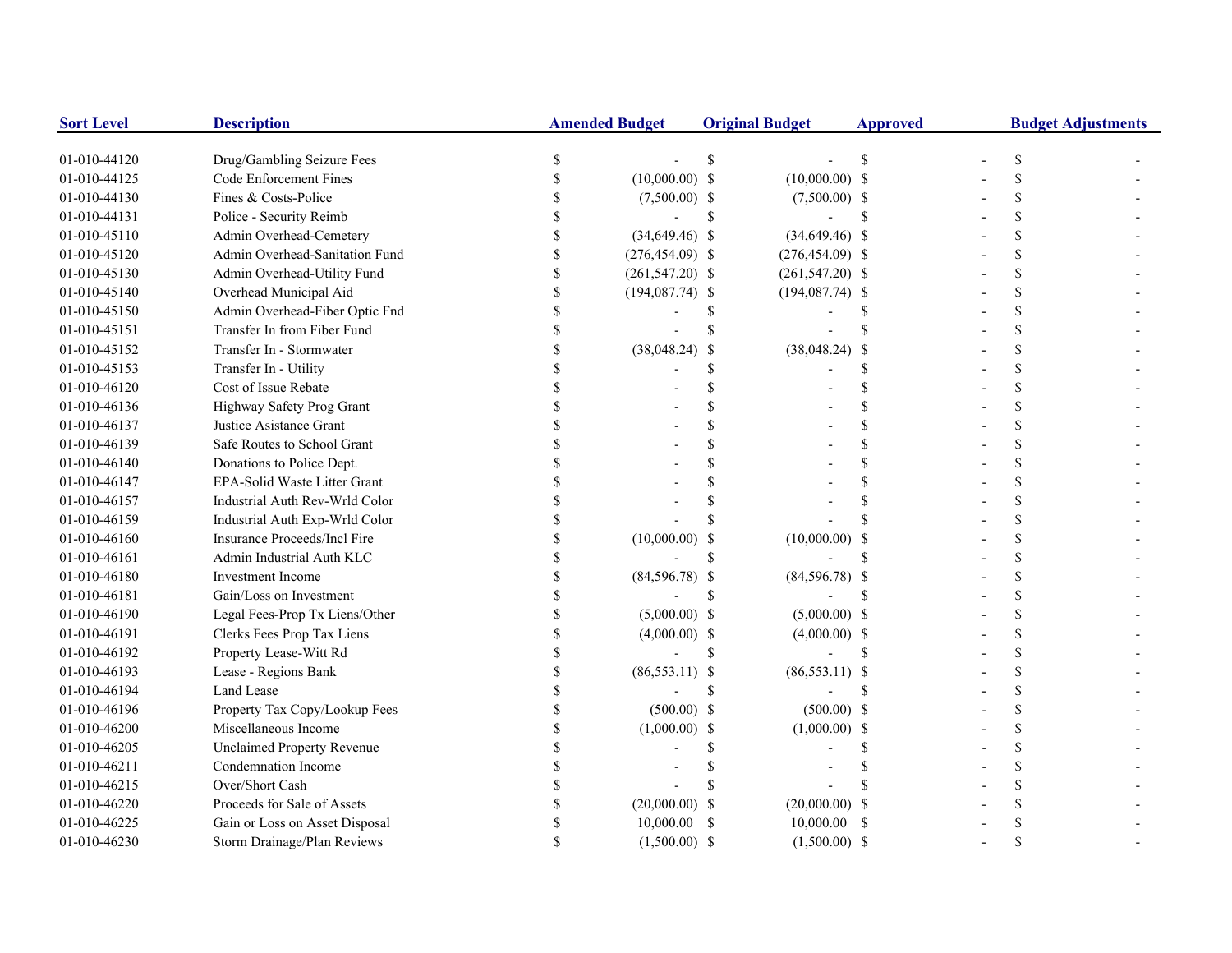| Sort Level | Description | Amended Budget | Original Budget | Approved | Budget Adjustments |
|---|---|---|---|---|---|
| 01-010-44120 | Drug/Gambling Seizure Fees | $ - | $ - | $ - | $ - |
| 01-010-44125 | Code Enforcement Fines | $ (10,000.00) | $ (10,000.00) | $ - | $ - |
| 01-010-44130 | Fines & Costs-Police | $ (7,500.00) | $ (7,500.00) | $ - | $ - |
| 01-010-44131 | Police - Security Reimb | $ - | $ - | $ - | $ - |
| 01-010-45110 | Admin Overhead-Cemetery | $ (34,649.46) | $ (34,649.46) | $ - | $ - |
| 01-010-45120 | Admin Overhead-Sanitation Fund | $ (276,454.09) | $ (276,454.09) | $ - | $ - |
| 01-010-45130 | Admin Overhead-Utility Fund | $ (261,547.20) | $ (261,547.20) | $ - | $ - |
| 01-010-45140 | Overhead Municipal Aid | $ (194,087.74) | $ (194,087.74) | $ - | $ - |
| 01-010-45150 | Admin Overhead-Fiber Optic Fnd | $ - | $ - | $ - | $ - |
| 01-010-45151 | Transfer In from Fiber Fund | $ - | $ - | $ - | $ - |
| 01-010-45152 | Transfer In - Stormwater | $ (38,048.24) | $ (38,048.24) | $ - | $ - |
| 01-010-45153 | Transfer In - Utility | $ - | $ - | $ - | $ - |
| 01-010-46120 | Cost of Issue Rebate | $ - | $ - | $ - | $ - |
| 01-010-46136 | Highway Safety Prog Grant | $ - | $ - | $ - | $ - |
| 01-010-46137 | Justice Asistance Grant | $ - | $ - | $ - | $ - |
| 01-010-46139 | Safe Routes to School Grant | $ - | $ - | $ - | $ - |
| 01-010-46140 | Donations to Police Dept. | $ - | $ - | $ - | $ - |
| 01-010-46147 | EPA-Solid Waste Litter Grant | $ - | $ - | $ - | $ - |
| 01-010-46157 | Industrial Auth Rev-Wrld Color | $ - | $ - | $ - | $ - |
| 01-010-46159 | Industrial Auth Exp-Wrld Color | $ - | $ - | $ - | $ - |
| 01-010-46160 | Insurance Proceeds/Incl Fire | $ (10,000.00) | $ (10,000.00) | $ - | $ - |
| 01-010-46161 | Admin Industrial Auth KLC | $ - | $ - | $ - | $ - |
| 01-010-46180 | Investment Income | $ (84,596.78) | $ (84,596.78) | $ - | $ - |
| 01-010-46181 | Gain/Loss on Investment | $ - | $ - | $ - | $ - |
| 01-010-46190 | Legal Fees-Prop Tx Liens/Other | $ (5,000.00) | $ (5,000.00) | $ - | $ - |
| 01-010-46191 | Clerks Fees Prop Tax Liens | $ (4,000.00) | $ (4,000.00) | $ - | $ - |
| 01-010-46192 | Property Lease-Witt Rd | $ - | $ - | $ - | $ - |
| 01-010-46193 | Lease - Regions Bank | $ (86,553.11) | $ (86,553.11) | $ - | $ - |
| 01-010-46194 | Land Lease | $ - | $ - | $ - | $ - |
| 01-010-46196 | Property Tax Copy/Lookup Fees | $ (500.00) | $ (500.00) | $ - | $ - |
| 01-010-46200 | Miscellaneous Income | $ (1,000.00) | $ (1,000.00) | $ - | $ - |
| 01-010-46205 | Unclaimed Property Revenue | $ - | $ - | $ - | $ - |
| 01-010-46211 | Condemnation Income | $ - | $ - | $ - | $ - |
| 01-010-46215 | Over/Short Cash | $ - | $ - | $ - | $ - |
| 01-010-46220 | Proceeds for Sale of Assets | $ (20,000.00) | $ (20,000.00) | $ - | $ - |
| 01-010-46225 | Gain or Loss on Asset Disposal | $ 10,000.00 | $ 10,000.00 | $ - | $ - |
| 01-010-46230 | Storm Drainage/Plan Reviews | $ (1,500.00) | $ (1,500.00) | $ - | $ - |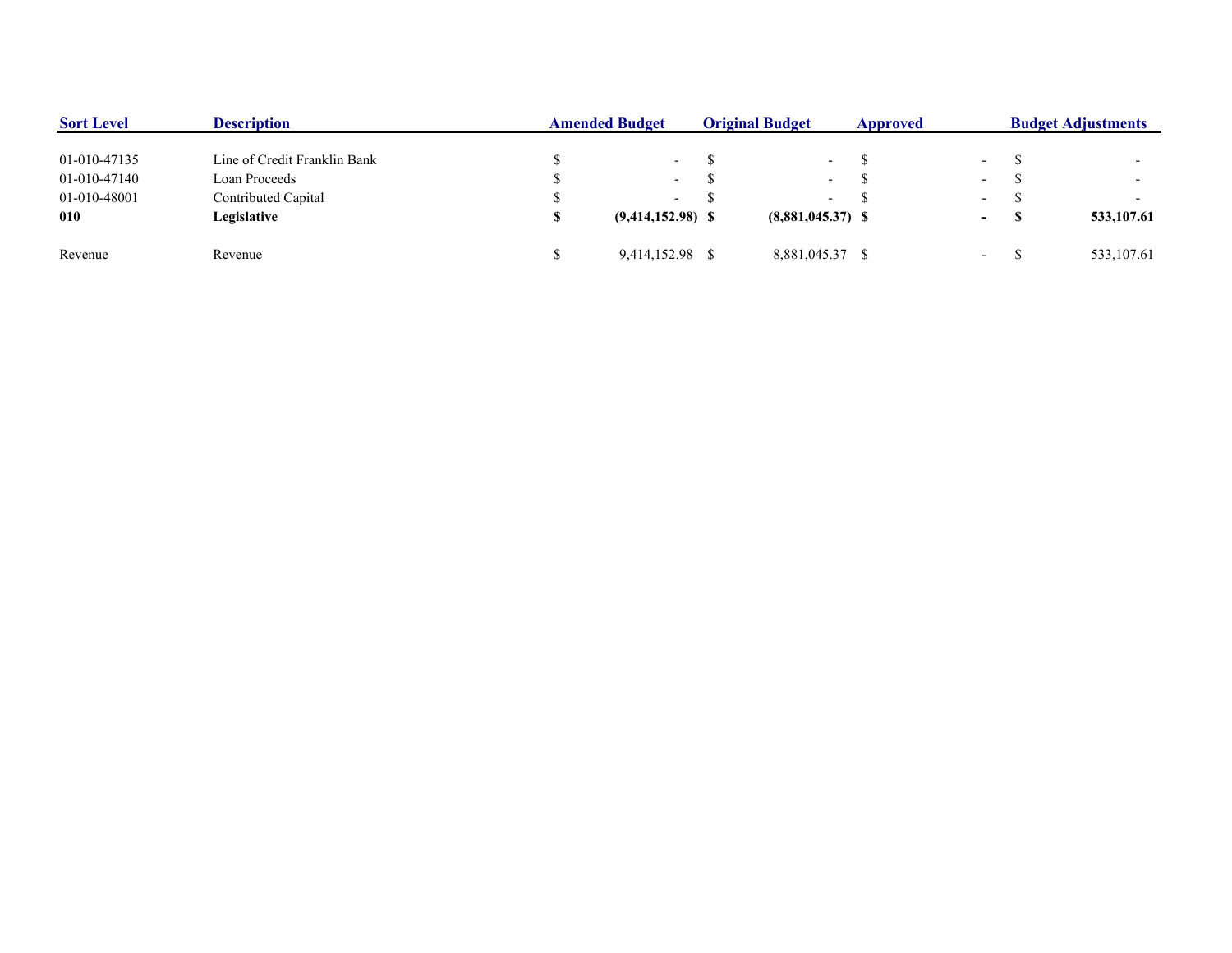| Sort Level | Description | Amended Budget | Original Budget | Approved | Budget Adjustments |
|---|---|---|---|---|---|
| 01-010-47135 | Line of Credit Franklin Bank | $ - | $ - | $ - | $ - |
| 01-010-47140 | Loan Proceeds | $ - | $ - | $ - | $ - |
| 01-010-48001 | Contributed Capital | $ - | $ - | $ - | $ - |
| **010** | **Legislative** | **$ (9,414,152.98)** | **$ (8,881,045.37)** | **$ -** | **$ 533,107.61** |
| Revenue | Revenue | $ 9,414,152.98 | $ 8,881,045.37 | $ - | $ 533,107.61 |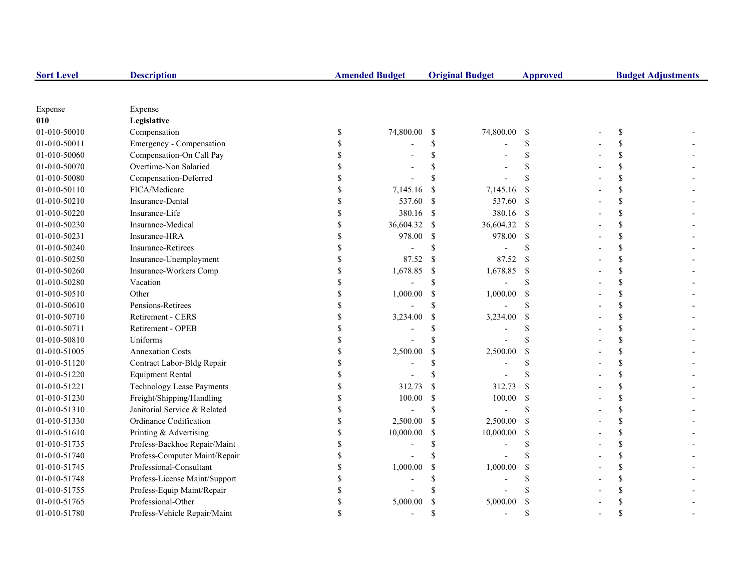| Sort Level | Description | Amended Budget | Original Budget | Approved | Budget Adjustments |
|---|---|---|---|---|---|
| Expense | Expense | | | | |
| **010** | **Legislative** | | | | |
| 01-010-50010 | Compensation | $ 74,800.00 | $ 74,800.00 | $ - | $ - |
| 01-010-50011 | Emergency - Compensation | $ - | $ - | $ - | $ - |
| 01-010-50060 | Compensation-On Call Pay | $ - | $ - | $ - | $ - |
| 01-010-50070 | Overtime-Non Salaried | $ - | $ - | $ - | $ - |
| 01-010-50080 | Compensation-Deferred | $ - | $ - | $ - | $ - |
| 01-010-50110 | FICA/Medicare | $ 7,145.16 | $ 7,145.16 | $ - | $ - |
| 01-010-50210 | Insurance-Dental | $ 537.60 | $ 537.60 | $ - | $ - |
| 01-010-50220 | Insurance-Life | $ 380.16 | $ 380.16 | $ - | $ - |
| 01-010-50230 | Insurance-Medical | $ 36,604.32 | $ 36,604.32 | $ - | $ - |
| 01-010-50231 | Insurance-HRA | $ 978.00 | $ 978.00 | $ - | $ - |
| 01-010-50240 | Insurance-Retirees | $ - | $ - | $ - | $ - |
| 01-010-50250 | Insurance-Unemployment | $ 87.52 | $ 87.52 | $ - | $ - |
| 01-010-50260 | Insurance-Workers Comp | $ 1,678.85 | $ 1,678.85 | $ - | $ - |
| 01-010-50280 | Vacation | $ - | $ - | $ - | $ - |
| 01-010-50510 | Other | $ 1,000.00 | $ 1,000.00 | $ - | $ - |
| 01-010-50610 | Pensions-Retirees | $ - | $ - | $ - | $ - |
| 01-010-50710 | Retirement - CERS | $ 3,234.00 | $ 3,234.00 | $ - | $ - |
| 01-010-50711 | Retirement - OPEB | $ - | $ - | $ - | $ - |
| 01-010-50810 | Uniforms | $ - | $ - | $ - | $ - |
| 01-010-51005 | Annexation Costs | $ 2,500.00 | $ 2,500.00 | $ - | $ - |
| 01-010-51120 | Contract Labor-Bldg Repair | $ - | $ - | $ - | $ - |
| 01-010-51220 | Equipment Rental | $ - | $ - | $ - | $ - |
| 01-010-51221 | Technology Lease Payments | $ 312.73 | $ 312.73 | $ - | $ - |
| 01-010-51230 | Freight/Shipping/Handling | $ 100.00 | $ 100.00 | $ - | $ - |
| 01-010-51310 | Janitorial Service & Related | $ - | $ - | $ - | $ - |
| 01-010-51330 | Ordinance Codification | $ 2,500.00 | $ 2,500.00 | $ - | $ - |
| 01-010-51610 | Printing & Advertising | $ 10,000.00 | $ 10,000.00 | $ - | $ - |
| 01-010-51735 | Profess-Backhoe Repair/Maint | $ - | $ - | $ - | $ - |
| 01-010-51740 | Profess-Computer Maint/Repair | $ - | $ - | $ - | $ - |
| 01-010-51745 | Professional-Consultant | $ 1,000.00 | $ 1,000.00 | $ - | $ - |
| 01-010-51748 | Profess-License Maint/Support | $ - | $ - | $ - | $ - |
| 01-010-51755 | Profess-Equip Maint/Repair | $ - | $ - | $ - | $ - |
| 01-010-51765 | Professional-Other | $ 5,000.00 | $ 5,000.00 | $ - | $ - |
| 01-010-51780 | Profess-Vehicle Repair/Maint | $ - | $ - | $ - | $ - |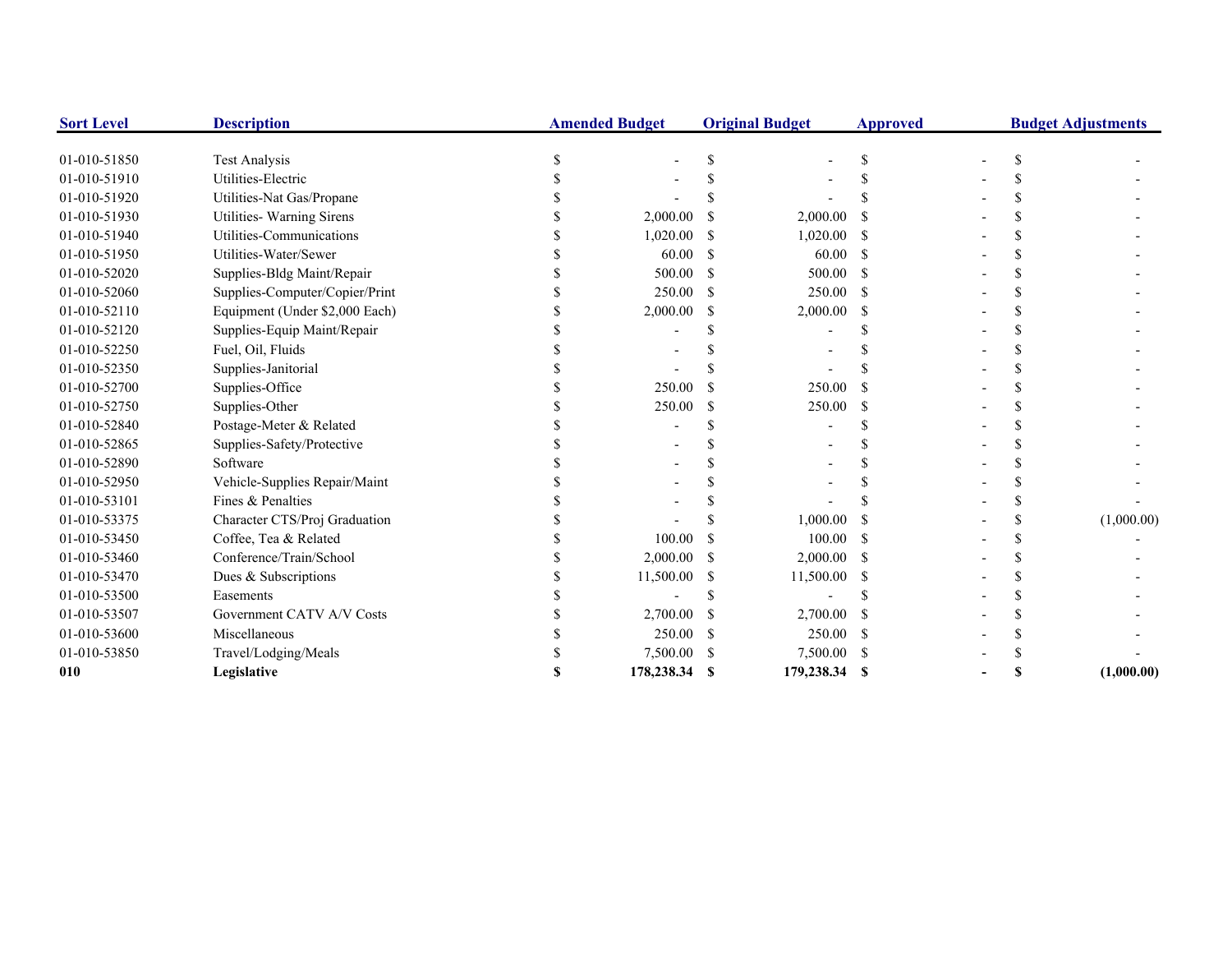| Sort Level | Description | Amended Budget | Original Budget | Approved | Budget Adjustments |
|---|---|---|---|---|---|
| 01-010-51850 | Test Analysis | $ - | $ - | $ - | $ - |
| 01-010-51910 | Utilities-Electric | $ - | $ - | $ - | $ - |
| 01-010-51920 | Utilities-Nat Gas/Propane | $ - | $ - | $ - | $ - |
| 01-010-51930 | Utilities- Warning Sirens | $ 2,000.00 | $ 2,000.00 | $ - | $ - |
| 01-010-51940 | Utilities-Communications | $ 1,020.00 | $ 1,020.00 | $ - | $ - |
| 01-010-51950 | Utilities-Water/Sewer | $ 60.00 | $ 60.00 | $ - | $ - |
| 01-010-52020 | Supplies-Bldg Maint/Repair | $ 500.00 | $ 500.00 | $ - | $ - |
| 01-010-52060 | Supplies-Computer/Copier/Print | $ 250.00 | $ 250.00 | $ - | $ - |
| 01-010-52110 | Equipment (Under $2,000 Each) | $ 2,000.00 | $ 2,000.00 | $ - | $ - |
| 01-010-52120 | Supplies-Equip Maint/Repair | $ - | $ - | $ - | $ - |
| 01-010-52250 | Fuel, Oil, Fluids | $ - | $ - | $ - | $ - |
| 01-010-52350 | Supplies-Janitorial | $ - | $ - | $ - | $ - |
| 01-010-52700 | Supplies-Office | $ 250.00 | $ 250.00 | $ - | $ - |
| 01-010-52750 | Supplies-Other | $ 250.00 | $ 250.00 | $ - | $ - |
| 01-010-52840 | Postage-Meter & Related | $ - | $ - | $ - | $ - |
| 01-010-52865 | Supplies-Safety/Protective | $ - | $ - | $ - | $ - |
| 01-010-52890 | Software | $ - | $ - | $ - | $ - |
| 01-010-52950 | Vehicle-Supplies Repair/Maint | $ - | $ - | $ - | $ - |
| 01-010-53101 | Fines & Penalties | $ - | $ - | $ - | $ - |
| 01-010-53375 | Character CTS/Proj Graduation | $ - | $ 1,000.00 | $ - | $ (1,000.00) |
| 01-010-53450 | Coffee, Tea & Related | $ 100.00 | $ 100.00 | $ - | $ - |
| 01-010-53460 | Conference/Train/School | $ 2,000.00 | $ 2,000.00 | $ - | $ - |
| 01-010-53470 | Dues & Subscriptions | $ 11,500.00 | $ 11,500.00 | $ - | $ - |
| 01-010-53500 | Easements | $ - | $ - | $ - | $ - |
| 01-010-53507 | Government CATV A/V Costs | $ 2,700.00 | $ 2,700.00 | $ - | $ - |
| 01-010-53600 | Miscellaneous | $ 250.00 | $ 250.00 | $ - | $ - |
| 01-010-53850 | Travel/Lodging/Meals | $ 7,500.00 | $ 7,500.00 | $ - | $ - |
| **010** | **Legislative** | **$ 178,238.34** | **$ 179,238.34** | **$ -** | **$ (1,000.00)** |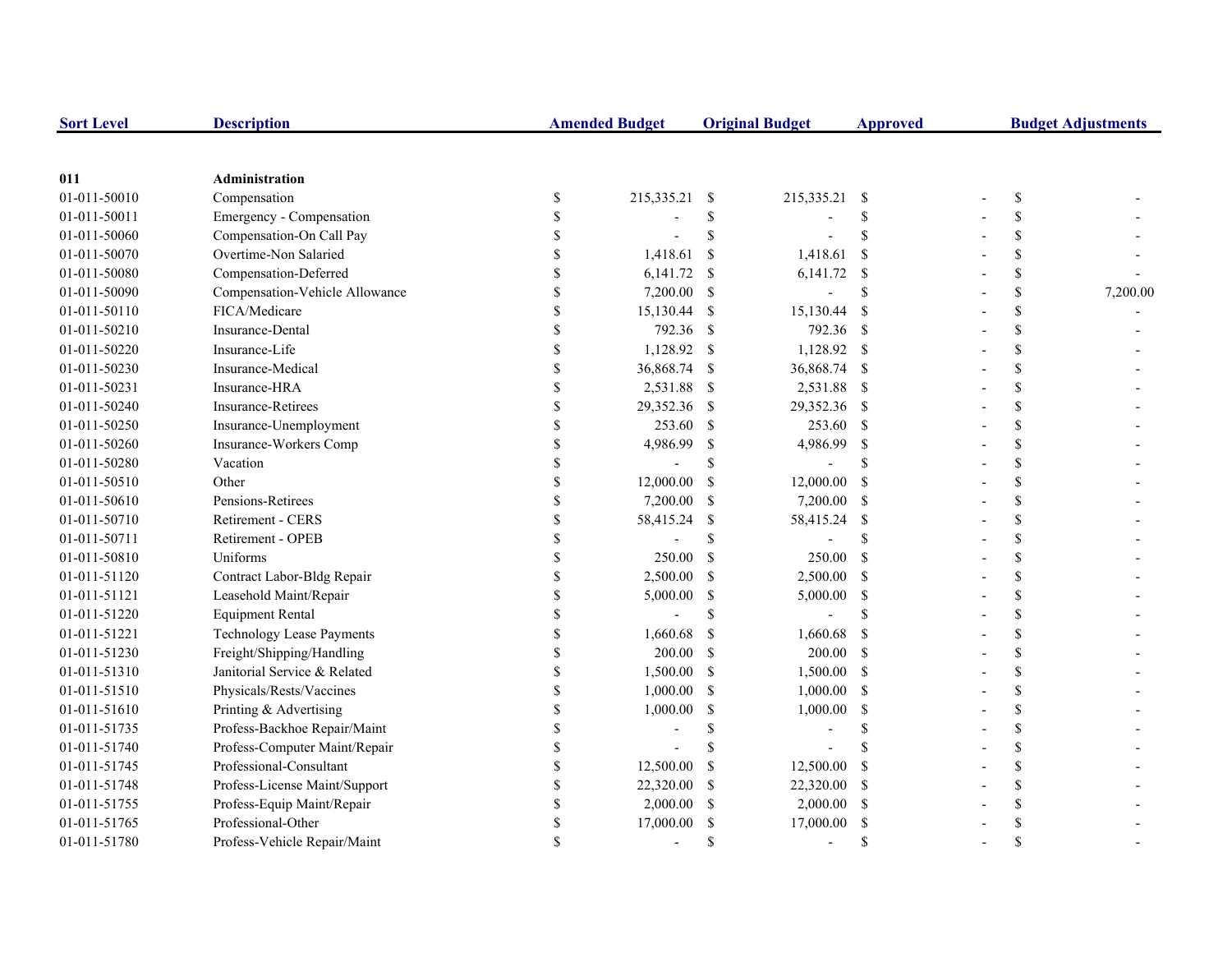| Sort Level | Description | Amended Budget | Original Budget | Approved | Budget Adjustments |
|---|---|---|---|---|---|
| **011** | **Administration** | | | | |
| 01-011-50010 | Compensation | $ 215,335.21 | $ 215,335.21 | $ - | $ - |
| 01-011-50011 | Emergency - Compensation | $ - | $ - | $ - | $ - |
| 01-011-50060 | Compensation-On Call Pay | $ - | $ - | $ - | $ - |
| 01-011-50070 | Overtime-Non Salaried | $ 1,418.61 | $ 1,418.61 | $ - | $ - |
| 01-011-50080 | Compensation-Deferred | $ 6,141.72 | $ 6,141.72 | $ - | $ - |
| 01-011-50090 | Compensation-Vehicle Allowance | $ 7,200.00 | $ - | $ - | $ 7,200.00 |
| 01-011-50110 | FICA/Medicare | $ 15,130.44 | $ 15,130.44 | $ - | $ - |
| 01-011-50210 | Insurance-Dental | $ 792.36 | $ 792.36 | $ - | $ - |
| 01-011-50220 | Insurance-Life | $ 1,128.92 | $ 1,128.92 | $ - | $ - |
| 01-011-50230 | Insurance-Medical | $ 36,868.74 | $ 36,868.74 | $ - | $ - |
| 01-011-50231 | Insurance-HRA | $ 2,531.88 | $ 2,531.88 | $ - | $ - |
| 01-011-50240 | Insurance-Retirees | $ 29,352.36 | $ 29,352.36 | $ - | $ - |
| 01-011-50250 | Insurance-Unemployment | $ 253.60 | $ 253.60 | $ - | $ - |
| 01-011-50260 | Insurance-Workers Comp | $ 4,986.99 | $ 4,986.99 | $ - | $ - |
| 01-011-50280 | Vacation | $ - | $ - | $ - | $ - |
| 01-011-50510 | Other | $ 12,000.00 | $ 12,000.00 | $ - | $ - |
| 01-011-50610 | Pensions-Retirees | $ 7,200.00 | $ 7,200.00 | $ - | $ - |
| 01-011-50710 | Retirement - CERS | $ 58,415.24 | $ 58,415.24 | $ - | $ - |
| 01-011-50711 | Retirement - OPEB | $ - | $ - | $ - | $ - |
| 01-011-50810 | Uniforms | $ 250.00 | $ 250.00 | $ - | $ - |
| 01-011-51120 | Contract Labor-Bldg Repair | $ 2,500.00 | $ 2,500.00 | $ - | $ - |
| 01-011-51121 | Leasehold Maint/Repair | $ 5,000.00 | $ 5,000.00 | $ - | $ - |
| 01-011-51220 | Equipment Rental | $ - | $ - | $ - | $ - |
| 01-011-51221 | Technology Lease Payments | $ 1,660.68 | $ 1,660.68 | $ - | $ - |
| 01-011-51230 | Freight/Shipping/Handling | $ 200.00 | $ 200.00 | $ - | $ - |
| 01-011-51310 | Janitorial Service & Related | $ 1,500.00 | $ 1,500.00 | $ - | $ - |
| 01-011-51510 | Physicals/Rests/Vaccines | $ 1,000.00 | $ 1,000.00 | $ - | $ - |
| 01-011-51610 | Printing & Advertising | $ 1,000.00 | $ 1,000.00 | $ - | $ - |
| 01-011-51735 | Profess-Backhoe Repair/Maint | $ - | $ - | $ - | $ - |
| 01-011-51740 | Profess-Computer Maint/Repair | $ - | $ - | $ - | $ - |
| 01-011-51745 | Professional-Consultant | $ 12,500.00 | $ 12,500.00 | $ - | $ - |
| 01-011-51748 | Profess-License Maint/Support | $ 22,320.00 | $ 22,320.00 | $ - | $ - |
| 01-011-51755 | Profess-Equip Maint/Repair | $ 2,000.00 | $ 2,000.00 | $ - | $ - |
| 01-011-51765 | Professional-Other | $ 17,000.00 | $ 17,000.00 | $ - | $ - |
| 01-011-51780 | Profess-Vehicle Repair/Maint | $ - | $ - | $ - | $ - |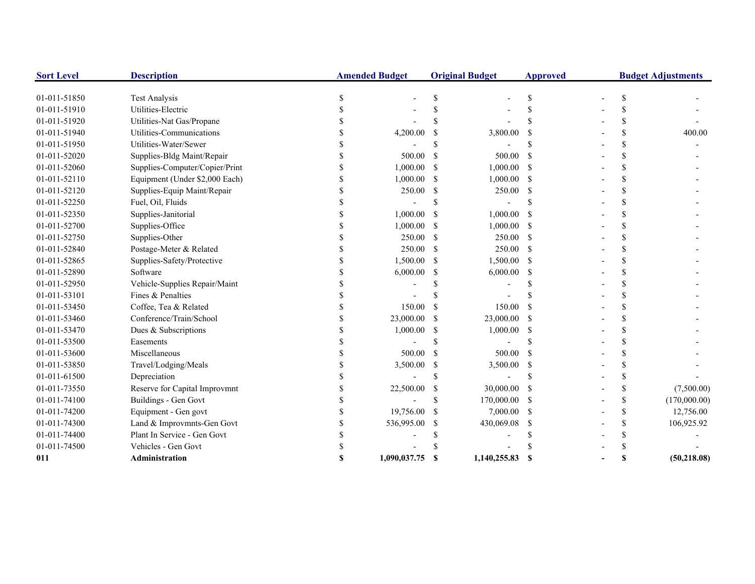| Sort Level | Description | Amended Budget | Original Budget | Approved | Budget Adjustments |
|---|---|---|---|---|---|
| 01-011-51850 | Test Analysis | $ - | $ - | $ - | $ - |
| 01-011-51910 | Utilities-Electric | $ - | $ - | $ - | $ - |
| 01-011-51920 | Utilities-Nat Gas/Propane | $ - | $ - | $ - | $ - |
| 01-011-51940 | Utilities-Communications | $ 4,200.00 | $ 3,800.00 | $ - | $ 400.00 |
| 01-011-51950 | Utilities-Water/Sewer | $ - | $ - | $ - | $ - |
| 01-011-52020 | Supplies-Bldg Maint/Repair | $ 500.00 | $ 500.00 | $ - | $ - |
| 01-011-52060 | Supplies-Computer/Copier/Print | $ 1,000.00 | $ 1,000.00 | $ - | $ - |
| 01-011-52110 | Equipment (Under $2,000 Each) | $ 1,000.00 | $ 1,000.00 | $ - | $ - |
| 01-011-52120 | Supplies-Equip Maint/Repair | $ 250.00 | $ 250.00 | $ - | $ - |
| 01-011-52250 | Fuel, Oil, Fluids | $ - | $ - | $ - | $ - |
| 01-011-52350 | Supplies-Janitorial | $ 1,000.00 | $ 1,000.00 | $ - | $ - |
| 01-011-52700 | Supplies-Office | $ 1,000.00 | $ 1,000.00 | $ - | $ - |
| 01-011-52750 | Supplies-Other | $ 250.00 | $ 250.00 | $ - | $ - |
| 01-011-52840 | Postage-Meter & Related | $ 250.00 | $ 250.00 | $ - | $ - |
| 01-011-52865 | Supplies-Safety/Protective | $ 1,500.00 | $ 1,500.00 | $ - | $ - |
| 01-011-52890 | Software | $ 6,000.00 | $ 6,000.00 | $ - | $ - |
| 01-011-52950 | Vehicle-Supplies Repair/Maint | $ - | $ - | $ - | $ - |
| 01-011-53101 | Fines & Penalties | $ - | $ - | $ - | $ - |
| 01-011-53450 | Coffee, Tea & Related | $ 150.00 | $ 150.00 | $ - | $ - |
| 01-011-53460 | Conference/Train/School | $ 23,000.00 | $ 23,000.00 | $ - | $ - |
| 01-011-53470 | Dues & Subscriptions | $ 1,000.00 | $ 1,000.00 | $ - | $ - |
| 01-011-53500 | Easements | $ - | $ - | $ - | $ - |
| 01-011-53600 | Miscellaneous | $ 500.00 | $ 500.00 | $ - | $ - |
| 01-011-53850 | Travel/Lodging/Meals | $ 3,500.00 | $ 3,500.00 | $ - | $ - |
| 01-011-61500 | Depreciation | $ - | $ - | $ - | $ - |
| 01-011-73550 | Reserve for Capital Improvmnt | $ 22,500.00 | $ 30,000.00 | $ - | $ (7,500.00) |
| 01-011-74100 | Buildings - Gen Govt | $ - | $ 170,000.00 | $ - | $ (170,000.00) |
| 01-011-74200 | Equipment - Gen govt | $ 19,756.00 | $ 7,000.00 | $ - | $ 12,756.00 |
| 01-011-74300 | Land & Improvmnts-Gen Govt | $ 536,995.00 | $ 430,069.08 | $ - | $ 106,925.92 |
| 01-011-74400 | Plant In Service - Gen Govt | $ - | $ - | $ - | $ - |
| 01-011-74500 | Vehicles - Gen Govt | $ - | $ - | $ - | $ - |
| **011** | **Administration** | **$ 1,090,037.75** | **$ 1,140,255.83** | **$ -** | **$ (50,218.08)** |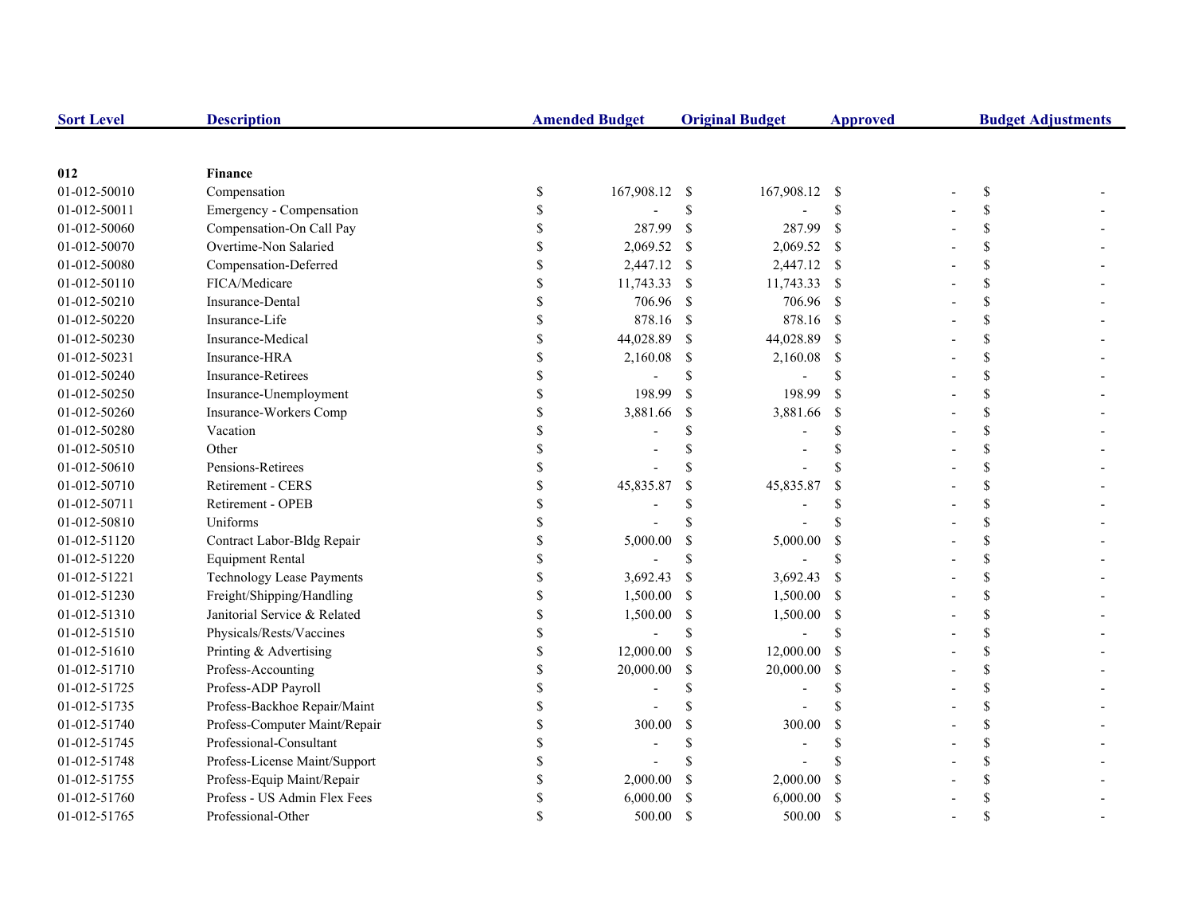| Sort Level | Description | Amended Budget | Original Budget | Approved | Budget Adjustments |
|---|---|---|---|---|---|
| **012** | **Finance** | | | | |
| 01-012-50010 | Compensation | $ 167,908.12 | $ 167,908.12 | $ - | $ - |
| 01-012-50011 | Emergency - Compensation | $ - | $ - | $ - | $ - |
| 01-012-50060 | Compensation-On Call Pay | $ 287.99 | $ 287.99 | $ - | $ - |
| 01-012-50070 | Overtime-Non Salaried | $ 2,069.52 | $ 2,069.52 | $ - | $ - |
| 01-012-50080 | Compensation-Deferred | $ 2,447.12 | $ 2,447.12 | $ - | $ - |
| 01-012-50110 | FICA/Medicare | $ 11,743.33 | $ 11,743.33 | $ - | $ - |
| 01-012-50210 | Insurance-Dental | $ 706.96 | $ 706.96 | $ - | $ - |
| 01-012-50220 | Insurance-Life | $ 878.16 | $ 878.16 | $ - | $ - |
| 01-012-50230 | Insurance-Medical | $ 44,028.89 | $ 44,028.89 | $ - | $ - |
| 01-012-50231 | Insurance-HRA | $ 2,160.08 | $ 2,160.08 | $ - | $ - |
| 01-012-50240 | Insurance-Retirees | $ - | $ - | $ - | $ - |
| 01-012-50250 | Insurance-Unemployment | $ 198.99 | $ 198.99 | $ - | $ - |
| 01-012-50260 | Insurance-Workers Comp | $ 3,881.66 | $ 3,881.66 | $ - | $ - |
| 01-012-50280 | Vacation | $ - | $ - | $ - | $ - |
| 01-012-50510 | Other | $ - | $ - | $ - | $ - |
| 01-012-50610 | Pensions-Retirees | $ - | $ - | $ - | $ - |
| 01-012-50710 | Retirement - CERS | $ 45,835.87 | $ 45,835.87 | $ - | $ - |
| 01-012-50711 | Retirement - OPEB | $ - | $ - | $ - | $ - |
| 01-012-50810 | Uniforms | $ - | $ - | $ - | $ - |
| 01-012-51120 | Contract Labor-Bldg Repair | $ 5,000.00 | $ 5,000.00 | $ - | $ - |
| 01-012-51220 | Equipment Rental | $ - | $ - | $ - | $ - |
| 01-012-51221 | Technology Lease Payments | $ 3,692.43 | $ 3,692.43 | $ - | $ - |
| 01-012-51230 | Freight/Shipping/Handling | $ 1,500.00 | $ 1,500.00 | $ - | $ - |
| 01-012-51310 | Janitorial Service & Related | $ 1,500.00 | $ 1,500.00 | $ - | $ - |
| 01-012-51510 | Physicals/Rests/Vaccines | $ - | $ - | $ - | $ - |
| 01-012-51610 | Printing & Advertising | $ 12,000.00 | $ 12,000.00 | $ - | $ - |
| 01-012-51710 | Profess-Accounting | $ 20,000.00 | $ 20,000.00 | $ - | $ - |
| 01-012-51725 | Profess-ADP Payroll | $ - | $ - | $ - | $ - |
| 01-012-51735 | Profess-Backhoe Repair/Maint | $ - | $ - | $ - | $ - |
| 01-012-51740 | Profess-Computer Maint/Repair | $ 300.00 | $ 300.00 | $ - | $ - |
| 01-012-51745 | Professional-Consultant | $ - | $ - | $ - | $ - |
| 01-012-51748 | Profess-License Maint/Support | $ - | $ - | $ - | $ - |
| 01-012-51755 | Profess-Equip Maint/Repair | $ 2,000.00 | $ 2,000.00 | $ - | $ - |
| 01-012-51760 | Profess - US Admin Flex Fees | $ 6,000.00 | $ 6,000.00 | $ - | $ - |
| 01-012-51765 | Professional-Other | $ 500.00 | $ 500.00 | $ - | $ - |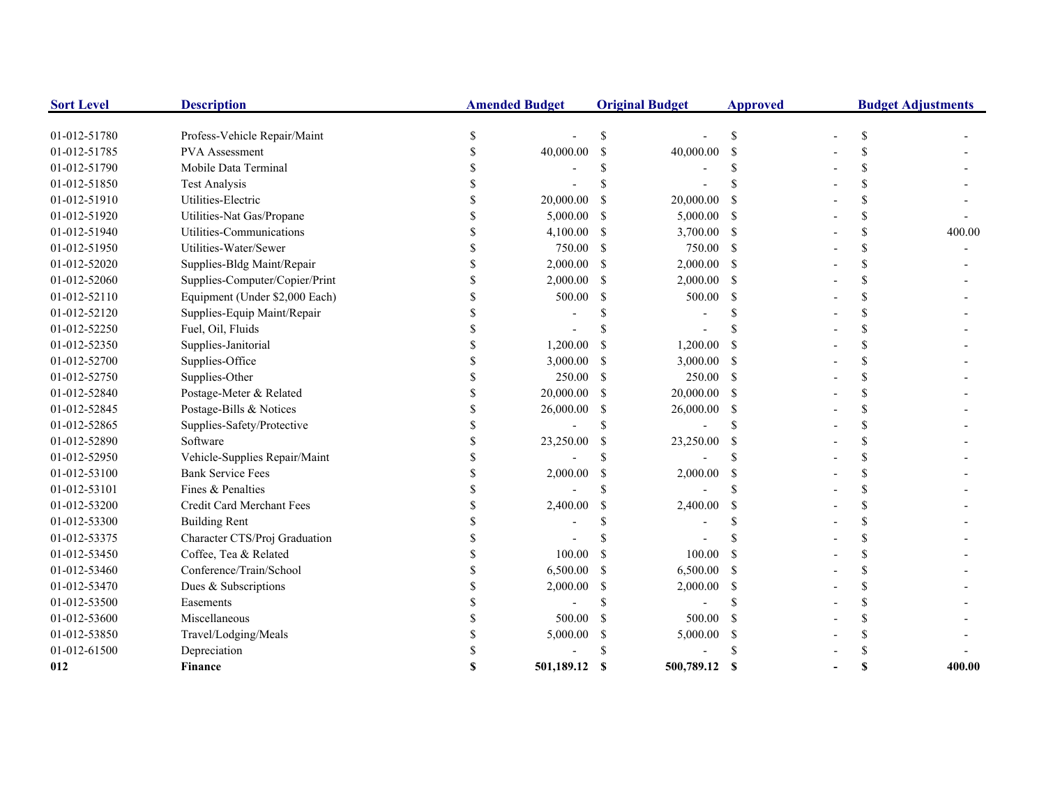| Sort Level | Description | Amended Budget | Original Budget | Approved | Budget Adjustments |
|---|---|---|---|---|---|
| 01-012-51780 | Profess-Vehicle Repair/Maint | $ - | $ - | $ - | $ - |
| 01-012-51785 | PVA Assessment | $ 40,000.00 | $ 40,000.00 | $ - | $ - |
| 01-012-51790 | Mobile Data Terminal | $ - | $ - | $ - | $ - |
| 01-012-51850 | Test Analysis | $ - | $ - | $ - | $ - |
| 01-012-51910 | Utilities-Electric | $ 20,000.00 | $ 20,000.00 | $ - | $ - |
| 01-012-51920 | Utilities-Nat Gas/Propane | $ 5,000.00 | $ 5,000.00 | $ - | $ - |
| 01-012-51940 | Utilities-Communications | $ 4,100.00 | $ 3,700.00 | $ - | $ 400.00 |
| 01-012-51950 | Utilities-Water/Sewer | $ 750.00 | $ 750.00 | $ - | $ - |
| 01-012-52020 | Supplies-Bldg Maint/Repair | $ 2,000.00 | $ 2,000.00 | $ - | $ - |
| 01-012-52060 | Supplies-Computer/Copier/Print | $ 2,000.00 | $ 2,000.00 | $ - | $ - |
| 01-012-52110 | Equipment (Under $2,000 Each) | $ 500.00 | $ 500.00 | $ - | $ - |
| 01-012-52120 | Supplies-Equip Maint/Repair | $ - | $ - | $ - | $ - |
| 01-012-52250 | Fuel, Oil, Fluids | $ - | $ - | $ - | $ - |
| 01-012-52350 | Supplies-Janitorial | $ 1,200.00 | $ 1,200.00 | $ - | $ - |
| 01-012-52700 | Supplies-Office | $ 3,000.00 | $ 3,000.00 | $ - | $ - |
| 01-012-52750 | Supplies-Other | $ 250.00 | $ 250.00 | $ - | $ - |
| 01-012-52840 | Postage-Meter & Related | $ 20,000.00 | $ 20,000.00 | $ - | $ - |
| 01-012-52845 | Postage-Bills & Notices | $ 26,000.00 | $ 26,000.00 | $ - | $ - |
| 01-012-52865 | Supplies-Safety/Protective | $ - | $ - | $ - | $ - |
| 01-012-52890 | Software | $ 23,250.00 | $ 23,250.00 | $ - | $ - |
| 01-012-52950 | Vehicle-Supplies Repair/Maint | $ - | $ - | $ - | $ - |
| 01-012-53100 | Bank Service Fees | $ 2,000.00 | $ 2,000.00 | $ - | $ - |
| 01-012-53101 | Fines & Penalties | $ - | $ - | $ - | $ - |
| 01-012-53200 | Credit Card Merchant Fees | $ 2,400.00 | $ 2,400.00 | $ - | $ - |
| 01-012-53300 | Building Rent | $ - | $ - | $ - | $ - |
| 01-012-53375 | Character CTS/Proj Graduation | $ - | $ - | $ - | $ - |
| 01-012-53450 | Coffee, Tea & Related | $ 100.00 | $ 100.00 | $ - | $ - |
| 01-012-53460 | Conference/Train/School | $ 6,500.00 | $ 6,500.00 | $ - | $ - |
| 01-012-53470 | Dues & Subscriptions | $ 2,000.00 | $ 2,000.00 | $ - | $ - |
| 01-012-53500 | Easements | $ - | $ - | $ - | $ - |
| 01-012-53600 | Miscellaneous | $ 500.00 | $ 500.00 | $ - | $ - |
| 01-012-53850 | Travel/Lodging/Meals | $ 5,000.00 | $ 5,000.00 | $ - | $ - |
| 01-012-61500 | Depreciation | $ - | $ - | $ - | $ - |
| **012** | **Finance** | **$ 501,189.12** | **$ 500,789.12** | **$ -** | **$ 400.00** |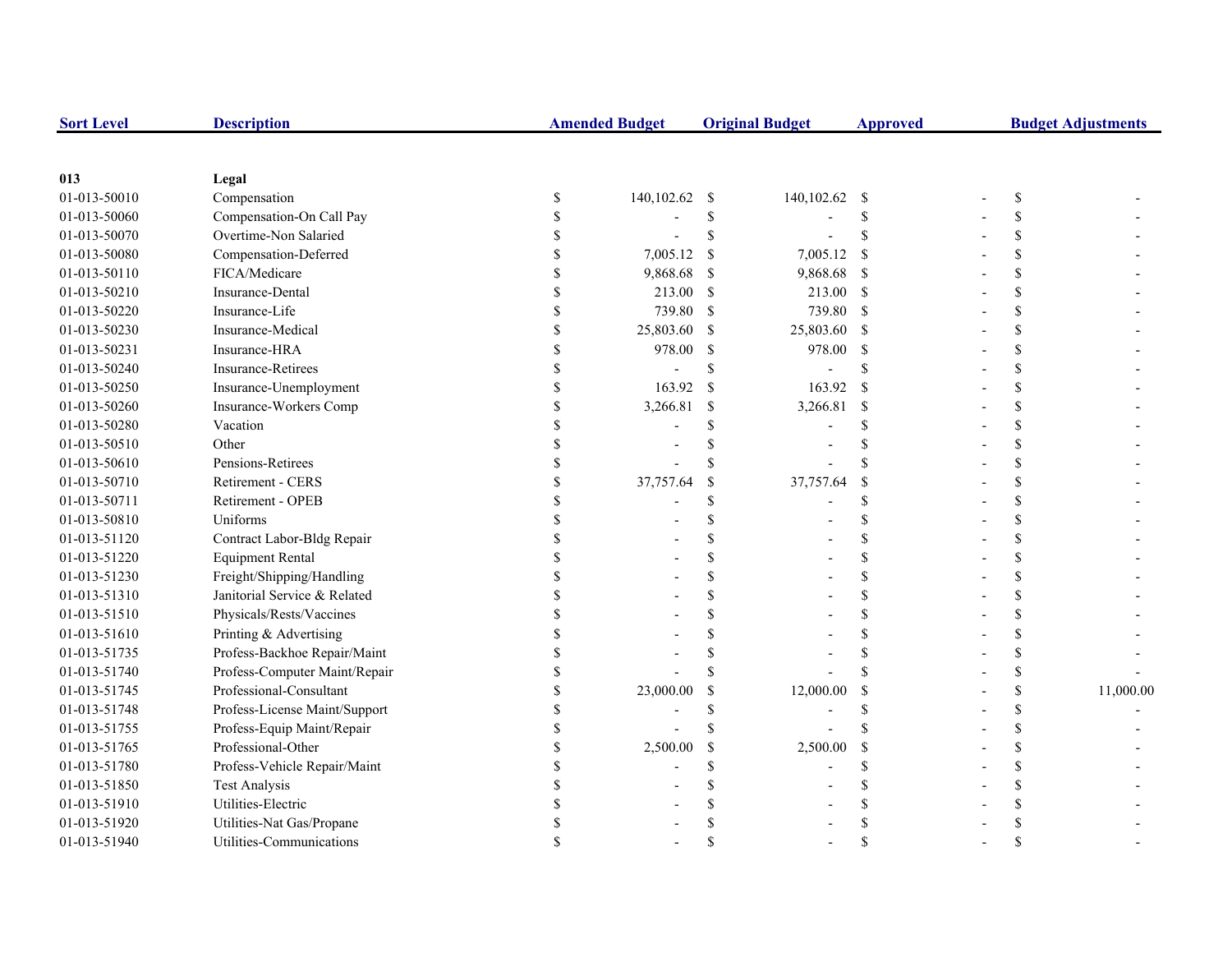| Sort Level | Description | Amended Budget | Original Budget | Approved | Budget Adjustments |
|---|---|---|---|---|---|
| **013** | **Legal** | | | | |
| 01-013-50010 | Compensation | $ 140,102.62 | $ 140,102.62 | $ - | $ - |
| 01-013-50060 | Compensation-On Call Pay | $ - | $ - | $ - | $ - |
| 01-013-50070 | Overtime-Non Salaried | $ - | $ - | $ - | $ - |
| 01-013-50080 | Compensation-Deferred | $ 7,005.12 | $ 7,005.12 | $ - | $ - |
| 01-013-50110 | FICA/Medicare | $ 9,868.68 | $ 9,868.68 | $ - | $ - |
| 01-013-50210 | Insurance-Dental | $ 213.00 | $ 213.00 | $ - | $ - |
| 01-013-50220 | Insurance-Life | $ 739.80 | $ 739.80 | $ - | $ - |
| 01-013-50230 | Insurance-Medical | $ 25,803.60 | $ 25,803.60 | $ - | $ - |
| 01-013-50231 | Insurance-HRA | $ 978.00 | $ 978.00 | $ - | $ - |
| 01-013-50240 | Insurance-Retirees | $ - | $ - | $ - | $ - |
| 01-013-50250 | Insurance-Unemployment | $ 163.92 | $ 163.92 | $ - | $ - |
| 01-013-50260 | Insurance-Workers Comp | $ 3,266.81 | $ 3,266.81 | $ - | $ - |
| 01-013-50280 | Vacation | $ - | $ - | $ - | $ - |
| 01-013-50510 | Other | $ - | $ - | $ - | $ - |
| 01-013-50610 | Pensions-Retirees | $ - | $ - | $ - | $ - |
| 01-013-50710 | Retirement - CERS | $ 37,757.64 | $ 37,757.64 | $ - | $ - |
| 01-013-50711 | Retirement - OPEB | $ - | $ - | $ - | $ - |
| 01-013-50810 | Uniforms | $ - | $ - | $ - | $ - |
| 01-013-51120 | Contract Labor-Bldg Repair | $ - | $ - | $ - | $ - |
| 01-013-51220 | Equipment Rental | $ - | $ - | $ - | $ - |
| 01-013-51230 | Freight/Shipping/Handling | $ - | $ - | $ - | $ - |
| 01-013-51310 | Janitorial Service & Related | $ - | $ - | $ - | $ - |
| 01-013-51510 | Physicals/Rests/Vaccines | $ - | $ - | $ - | $ - |
| 01-013-51610 | Printing & Advertising | $ - | $ - | $ - | $ - |
| 01-013-51735 | Profess-Backhoe Repair/Maint | $ - | $ - | $ - | $ - |
| 01-013-51740 | Profess-Computer Maint/Repair | $ - | $ - | $ - | $ - |
| 01-013-51745 | Professional-Consultant | $ 23,000.00 | $ 12,000.00 | $ - | $ 11,000.00 |
| 01-013-51748 | Profess-License Maint/Support | $ - | $ - | $ - | $ - |
| 01-013-51755 | Profess-Equip Maint/Repair | $ - | $ - | $ - | $ - |
| 01-013-51765 | Professional-Other | $ 2,500.00 | $ 2,500.00 | $ - | $ - |
| 01-013-51780 | Profess-Vehicle Repair/Maint | $ - | $ - | $ - | $ - |
| 01-013-51850 | Test Analysis | $ - | $ - | $ - | $ - |
| 01-013-51910 | Utilities-Electric | $ - | $ - | $ - | $ - |
| 01-013-51920 | Utilities-Nat Gas/Propane | $ - | $ - | $ - | $ - |
| 01-013-51940 | Utilities-Communications | $ - | $ - | $ - | $ - |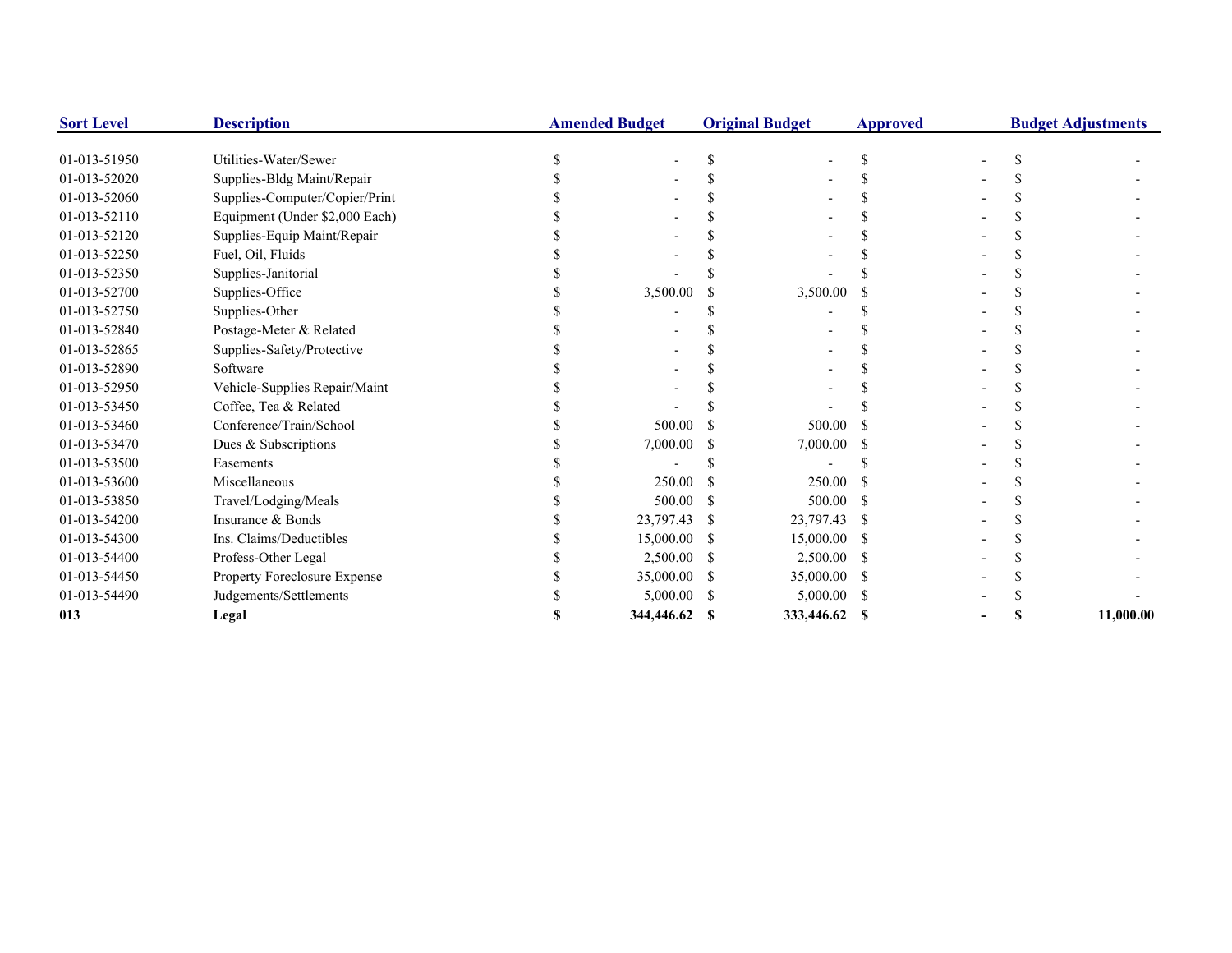| Sort Level | Description | Amended Budget | Original Budget | Approved | Budget Adjustments |
|---|---|---|---|---|---|
| 01-013-51950 | Utilities-Water/Sewer | $ - | $ - | $ - | $ - |
| 01-013-52020 | Supplies-Bldg Maint/Repair | $ - | $ - | $ - | $ - |
| 01-013-52060 | Supplies-Computer/Copier/Print | $ - | $ - | $ - | $ - |
| 01-013-52110 | Equipment (Under $2,000 Each) | $ - | $ - | $ - | $ - |
| 01-013-52120 | Supplies-Equip Maint/Repair | $ - | $ - | $ - | $ - |
| 01-013-52250 | Fuel, Oil, Fluids | $ - | $ - | $ - | $ - |
| 01-013-52350 | Supplies-Janitorial | $ - | $ - | $ - | $ - |
| 01-013-52700 | Supplies-Office | $ 3,500.00 | $ 3,500.00 | $ - | $ - |
| 01-013-52750 | Supplies-Other | $ - | $ - | $ - | $ - |
| 01-013-52840 | Postage-Meter & Related | $ - | $ - | $ - | $ - |
| 01-013-52865 | Supplies-Safety/Protective | $ - | $ - | $ - | $ - |
| 01-013-52890 | Software | $ - | $ - | $ - | $ - |
| 01-013-52950 | Vehicle-Supplies Repair/Maint | $ - | $ - | $ - | $ - |
| 01-013-53450 | Coffee, Tea & Related | $ - | $ - | $ - | $ - |
| 01-013-53460 | Conference/Train/School | $ 500.00 | $ 500.00 | $ - | $ - |
| 01-013-53470 | Dues & Subscriptions | $ 7,000.00 | $ 7,000.00 | $ - | $ - |
| 01-013-53500 | Easements | $ - | $ - | $ - | $ - |
| 01-013-53600 | Miscellaneous | $ 250.00 | $ 250.00 | $ - | $ - |
| 01-013-53850 | Travel/Lodging/Meals | $ 500.00 | $ 500.00 | $ - | $ - |
| 01-013-54200 | Insurance & Bonds | $ 23,797.43 | $ 23,797.43 | $ - | $ - |
| 01-013-54300 | Ins. Claims/Deductibles | $ 15,000.00 | $ 15,000.00 | $ - | $ - |
| 01-013-54400 | Profess-Other Legal | $ 2,500.00 | $ 2,500.00 | $ - | $ - |
| 01-013-54450 | Property Foreclosure Expense | $ 35,000.00 | $ 35,000.00 | $ - | $ - |
| 01-013-54490 | Judgements/Settlements | $ 5,000.00 | $ 5,000.00 | $ - | $ - |
| **013** | **Legal** | **$ 344,446.62** | **$ 333,446.62** | **$ -** | **$ 11,000.00** |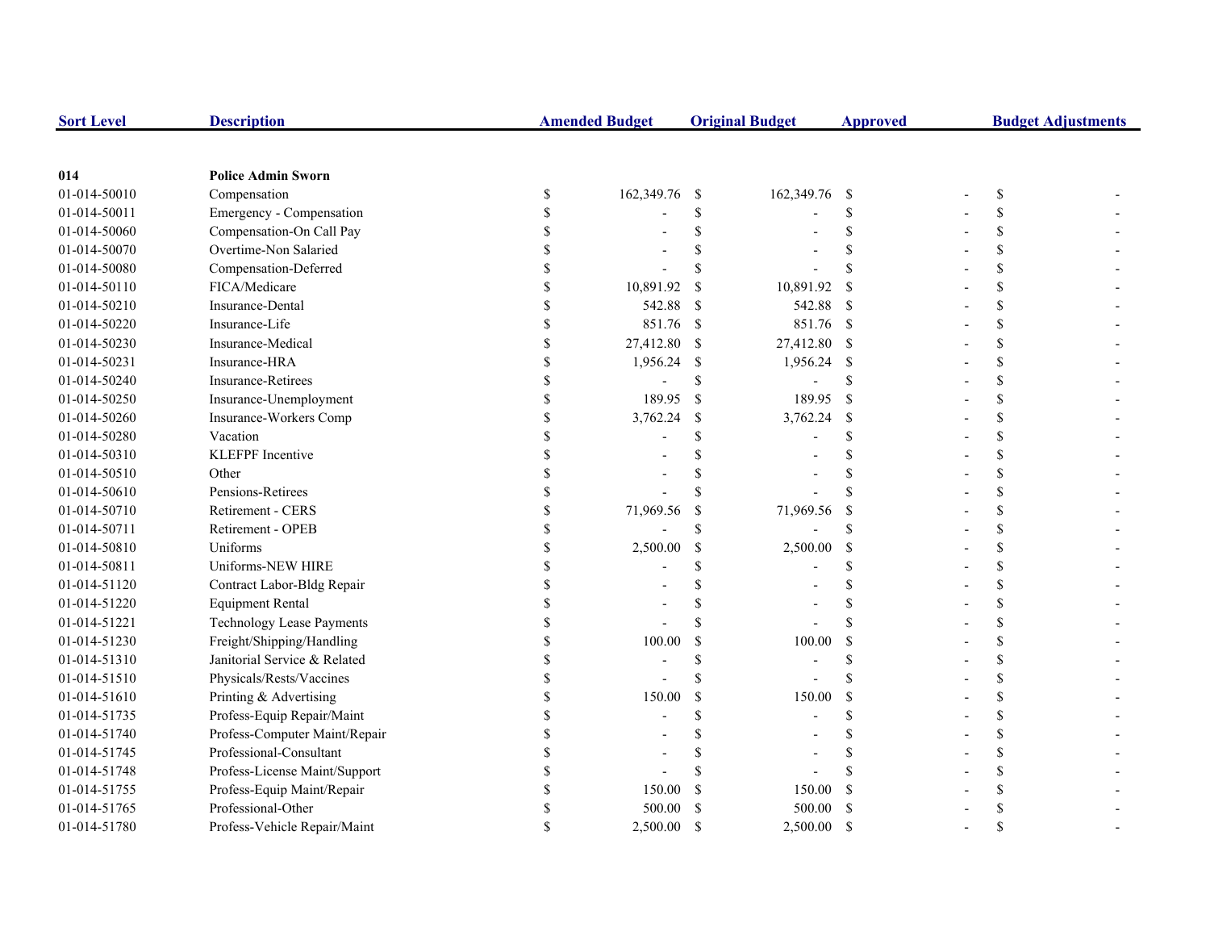| Sort Level | Description | Amended Budget | Original Budget | Approved | Budget Adjustments |
|---|---|---|---|---|---|
| **014** | **Police Admin Sworn** | | | | |
| 01-014-50010 | Compensation | $ 162,349.76 | $ 162,349.76 | $ - | $ - |
| 01-014-50011 | Emergency - Compensation | $ - | $ - | $ - | $ - |
| 01-014-50060 | Compensation-On Call Pay | $ - | $ - | $ - | $ - |
| 01-014-50070 | Overtime-Non Salaried | $ - | $ - | $ - | $ - |
| 01-014-50080 | Compensation-Deferred | $ - | $ - | $ - | $ - |
| 01-014-50110 | FICA/Medicare | $ 10,891.92 | $ 10,891.92 | $ - | $ - |
| 01-014-50210 | Insurance-Dental | $ 542.88 | $ 542.88 | $ - | $ - |
| 01-014-50220 | Insurance-Life | $ 851.76 | $ 851.76 | $ - | $ - |
| 01-014-50230 | Insurance-Medical | $ 27,412.80 | $ 27,412.80 | $ - | $ - |
| 01-014-50231 | Insurance-HRA | $ 1,956.24 | $ 1,956.24 | $ - | $ - |
| 01-014-50240 | Insurance-Retirees | $ - | $ - | $ - | $ - |
| 01-014-50250 | Insurance-Unemployment | $ 189.95 | $ 189.95 | $ - | $ - |
| 01-014-50260 | Insurance-Workers Comp | $ 3,762.24 | $ 3,762.24 | $ - | $ - |
| 01-014-50280 | Vacation | $ - | $ - | $ - | $ - |
| 01-014-50310 | KLEFPF Incentive | $ - | $ - | $ - | $ - |
| 01-014-50510 | Other | $ - | $ - | $ - | $ - |
| 01-014-50610 | Pensions-Retirees | $ - | $ - | $ - | $ - |
| 01-014-50710 | Retirement - CERS | $ 71,969.56 | $ 71,969.56 | $ - | $ - |
| 01-014-50711 | Retirement - OPEB | $ - | $ - | $ - | $ - |
| 01-014-50810 | Uniforms | $ 2,500.00 | $ 2,500.00 | $ - | $ - |
| 01-014-50811 | Uniforms-NEW HIRE | $ - | $ - | $ - | $ - |
| 01-014-51120 | Contract Labor-Bldg Repair | $ - | $ - | $ - | $ - |
| 01-014-51220 | Equipment Rental | $ - | $ - | $ - | $ - |
| 01-014-51221 | Technology Lease Payments | $ - | $ - | $ - | $ - |
| 01-014-51230 | Freight/Shipping/Handling | $ 100.00 | $ 100.00 | $ - | $ - |
| 01-014-51310 | Janitorial Service & Related | $ - | $ - | $ - | $ - |
| 01-014-51510 | Physicals/Rests/Vaccines | $ - | $ - | $ - | $ - |
| 01-014-51610 | Printing & Advertising | $ 150.00 | $ 150.00 | $ - | $ - |
| 01-014-51735 | Profess-Equip Repair/Maint | $ - | $ - | $ - | $ - |
| 01-014-51740 | Profess-Computer Maint/Repair | $ - | $ - | $ - | $ - |
| 01-014-51745 | Professional-Consultant | $ - | $ - | $ - | $ - |
| 01-014-51748 | Profess-License Maint/Support | $ - | $ - | $ - | $ - |
| 01-014-51755 | Profess-Equip Maint/Repair | $ 150.00 | $ 150.00 | $ - | $ - |
| 01-014-51765 | Professional-Other | $ 500.00 | $ 500.00 | $ - | $ - |
| 01-014-51780 | Profess-Vehicle Repair/Maint | $ 2,500.00 | $ 2,500.00 | $ - | $ - |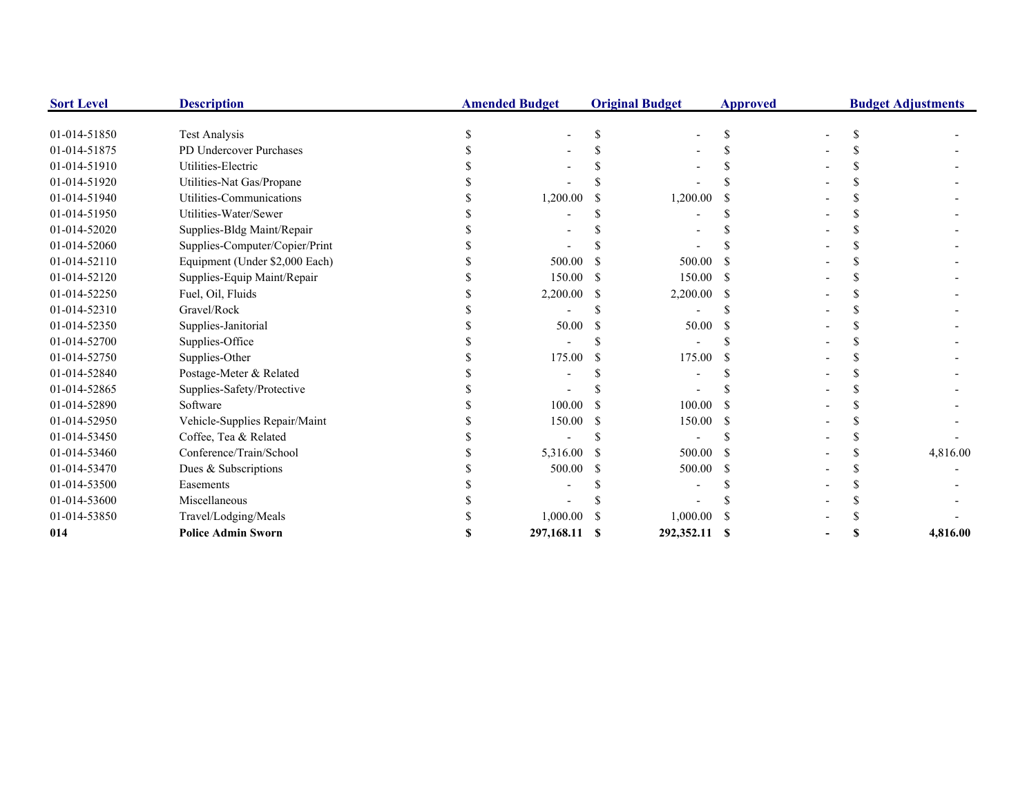| Sort Level | Description | Amended Budget | Original Budget | Approved | Budget Adjustments |
|---|---|---|---|---|---|
| 01-014-51850 | Test Analysis | $ - | $ - | $ - | $ - |
| 01-014-51875 | PD Undercover Purchases | $ - | $ - | $ - | $ - |
| 01-014-51910 | Utilities-Electric | $ - | $ - | $ - | $ - |
| 01-014-51920 | Utilities-Nat Gas/Propane | $ - | $ - | $ - | $ - |
| 01-014-51940 | Utilities-Communications | $ 1,200.00 | $ 1,200.00 | $ - | $ - |
| 01-014-51950 | Utilities-Water/Sewer | $ - | $ - | $ - | $ - |
| 01-014-52020 | Supplies-Bldg Maint/Repair | $ - | $ - | $ - | $ - |
| 01-014-52060 | Supplies-Computer/Copier/Print | $ - | $ - | $ - | $ - |
| 01-014-52110 | Equipment (Under $2,000 Each) | $ 500.00 | $ 500.00 | $ - | $ - |
| 01-014-52120 | Supplies-Equip Maint/Repair | $ 150.00 | $ 150.00 | $ - | $ - |
| 01-014-52250 | Fuel, Oil, Fluids | $ 2,200.00 | $ 2,200.00 | $ - | $ - |
| 01-014-52310 | Gravel/Rock | $ - | $ - | $ - | $ - |
| 01-014-52350 | Supplies-Janitorial | $ 50.00 | $ 50.00 | $ - | $ - |
| 01-014-52700 | Supplies-Office | $ - | $ - | $ - | $ - |
| 01-014-52750 | Supplies-Other | $ 175.00 | $ 175.00 | $ - | $ - |
| 01-014-52840 | Postage-Meter & Related | $ - | $ - | $ - | $ - |
| 01-014-52865 | Supplies-Safety/Protective | $ - | $ - | $ - | $ - |
| 01-014-52890 | Software | $ 100.00 | $ 100.00 | $ - | $ - |
| 01-014-52950 | Vehicle-Supplies Repair/Maint | $ 150.00 | $ 150.00 | $ - | $ - |
| 01-014-53450 | Coffee, Tea & Related | $ - | $ - | $ - | $ - |
| 01-014-53460 | Conference/Train/School | $ 5,316.00 | $ 500.00 | $ - | $ 4,816.00 |
| 01-014-53470 | Dues & Subscriptions | $ 500.00 | $ 500.00 | $ - | $ - |
| 01-014-53500 | Easements | $ - | $ - | $ - | $ - |
| 01-014-53600 | Miscellaneous | $ - | $ - | $ - | $ - |
| 01-014-53850 | Travel/Lodging/Meals | $ 1,000.00 | $ 1,000.00 | $ - | $ - |
| **014** | **Police Admin Sworn** | **$ 297,168.11** | **$ 292,352.11** | **$ -** | **$ 4,816.00** |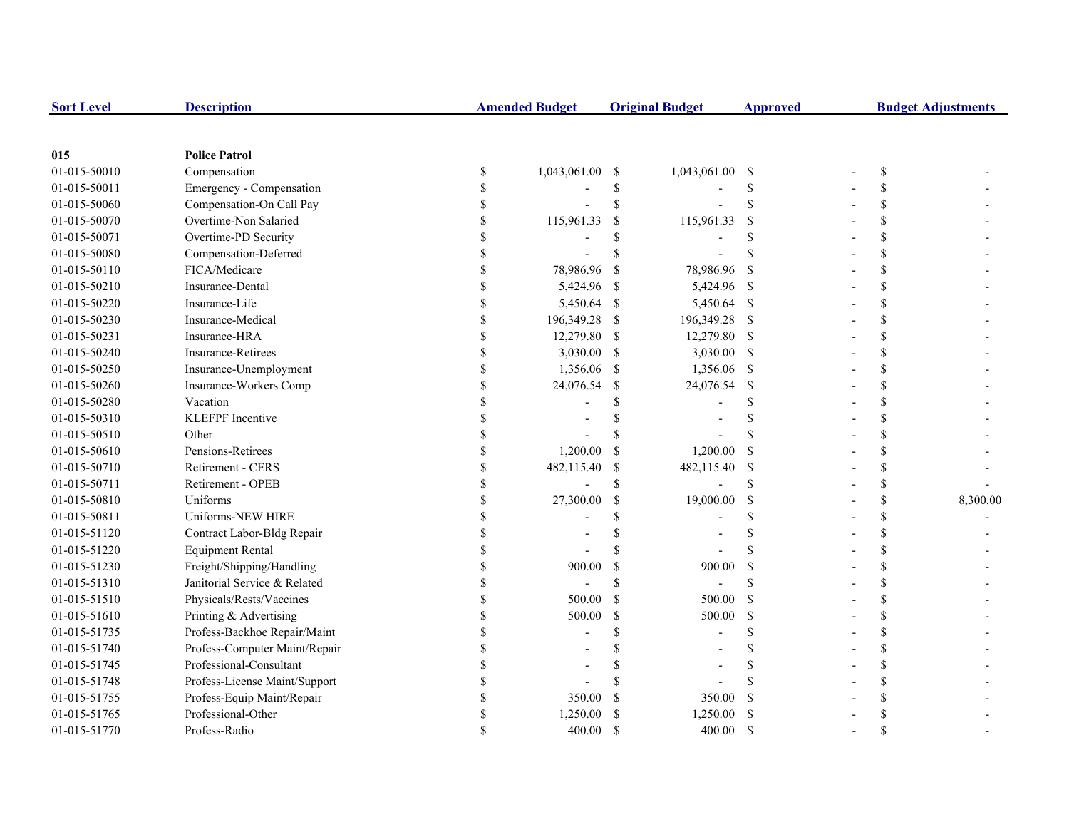| Sort Level | Description | Amended Budget | Original Budget | Approved | Budget Adjustments |
|---|---|---|---|---|---|
| **015** | **Police Patrol** | | | | |
| 01-015-50010 | Compensation | $ 1,043,061.00 | $ 1,043,061.00 | $ - | $ - |
| 01-015-50011 | Emergency - Compensation | $ - | $ - | $ - | $ - |
| 01-015-50060 | Compensation-On Call Pay | $ - | $ - | $ - | $ - |
| 01-015-50070 | Overtime-Non Salaried | $ 115,961.33 | $ 115,961.33 | $ - | $ - |
| 01-015-50071 | Overtime-PD Security | $ - | $ - | $ - | $ - |
| 01-015-50080 | Compensation-Deferred | $ - | $ - | $ - | $ - |
| 01-015-50110 | FICA/Medicare | $ 78,986.96 | $ 78,986.96 | $ - | $ - |
| 01-015-50210 | Insurance-Dental | $ 5,424.96 | $ 5,424.96 | $ - | $ - |
| 01-015-50220 | Insurance-Life | $ 5,450.64 | $ 5,450.64 | $ - | $ - |
| 01-015-50230 | Insurance-Medical | $ 196,349.28 | $ 196,349.28 | $ - | $ - |
| 01-015-50231 | Insurance-HRA | $ 12,279.80 | $ 12,279.80 | $ - | $ - |
| 01-015-50240 | Insurance-Retirees | $ 3,030.00 | $ 3,030.00 | $ - | $ - |
| 01-015-50250 | Insurance-Unemployment | $ 1,356.06 | $ 1,356.06 | $ - | $ - |
| 01-015-50260 | Insurance-Workers Comp | $ 24,076.54 | $ 24,076.54 | $ - | $ - |
| 01-015-50280 | Vacation | $ - | $ - | $ - | $ - |
| 01-015-50310 | KLEFPF Incentive | $ - | $ - | $ - | $ - |
| 01-015-50510 | Other | $ - | $ - | $ - | $ - |
| 01-015-50610 | Pensions-Retirees | $ 1,200.00 | $ 1,200.00 | $ - | $ - |
| 01-015-50710 | Retirement - CERS | $ 482,115.40 | $ 482,115.40 | $ - | $ - |
| 01-015-50711 | Retirement - OPEB | $ - | $ - | $ - | $ - |
| 01-015-50810 | Uniforms | $ 27,300.00 | $ 19,000.00 | $ - | $ 8,300.00 |
| 01-015-50811 | Uniforms-NEW HIRE | $ - | $ - | $ - | $ - |
| 01-015-51120 | Contract Labor-Bldg Repair | $ - | $ - | $ - | $ - |
| 01-015-51220 | Equipment Rental | $ - | $ - | $ - | $ - |
| 01-015-51230 | Freight/Shipping/Handling | $ 900.00 | $ 900.00 | $ - | $ - |
| 01-015-51310 | Janitorial Service & Related | $ - | $ - | $ - | $ - |
| 01-015-51510 | Physicals/Rests/Vaccines | $ 500.00 | $ 500.00 | $ - | $ - |
| 01-015-51610 | Printing & Advertising | $ 500.00 | $ 500.00 | $ - | $ - |
| 01-015-51735 | Profess-Backhoe Repair/Maint | $ - | $ - | $ - | $ - |
| 01-015-51740 | Profess-Computer Maint/Repair | $ - | $ - | $ - | $ - |
| 01-015-51745 | Professional-Consultant | $ - | $ - | $ - | $ - |
| 01-015-51748 | Profess-License Maint/Support | $ - | $ - | $ - | $ - |
| 01-015-51755 | Profess-Equip Maint/Repair | $ 350.00 | $ 350.00 | $ - | $ - |
| 01-015-51765 | Professional-Other | $ 1,250.00 | $ 1,250.00 | $ - | $ - |
| 01-015-51770 | Profess-Radio | $ 400.00 | $ 400.00 | $ - | $ - |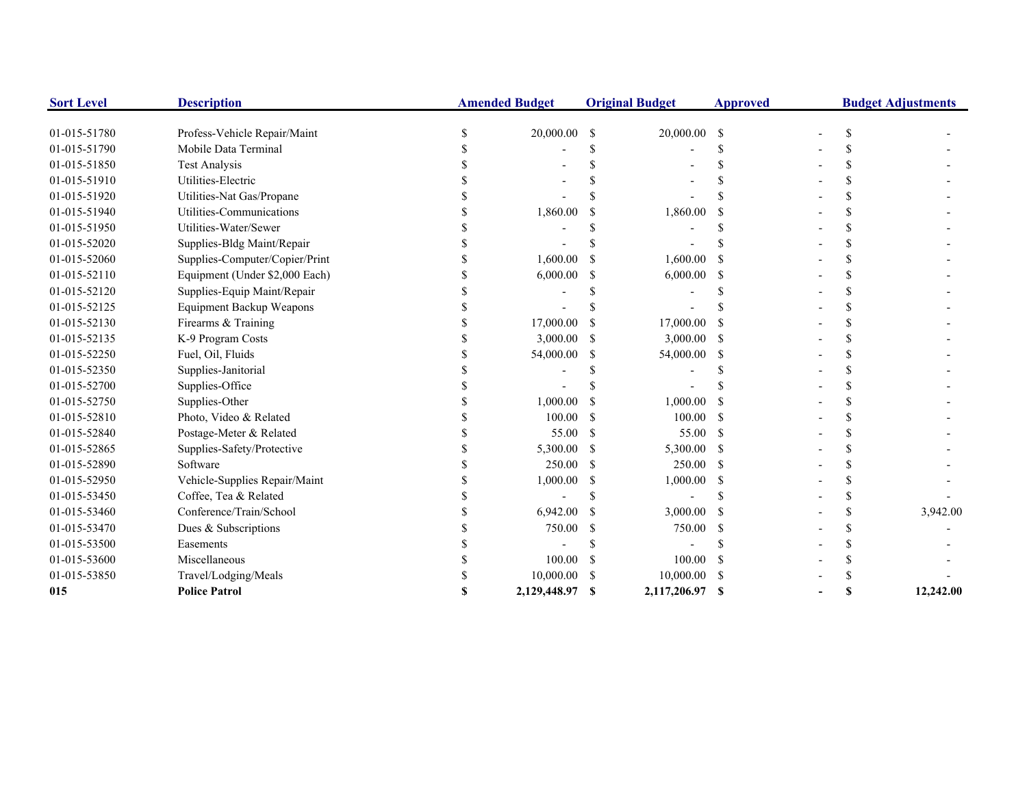| Sort Level | Description | Amended Budget | Original Budget | Approved | Budget Adjustments |
|---|---|---|---|---|---|
| 01-015-51780 | Profess-Vehicle Repair/Maint | $ 20,000.00 | $ 20,000.00 | $ - | $ - |
| 01-015-51790 | Mobile Data Terminal | $ - | $ - | $ - | $ - |
| 01-015-51850 | Test Analysis | $ - | $ - | $ - | $ - |
| 01-015-51910 | Utilities-Electric | $ - | $ - | $ - | $ - |
| 01-015-51920 | Utilities-Nat Gas/Propane | $ - | $ - | $ - | $ - |
| 01-015-51940 | Utilities-Communications | $ 1,860.00 | $ 1,860.00 | $ - | $ - |
| 01-015-51950 | Utilities-Water/Sewer | $ - | $ - | $ - | $ - |
| 01-015-52020 | Supplies-Bldg Maint/Repair | $ - | $ - | $ - | $ - |
| 01-015-52060 | Supplies-Computer/Copier/Print | $ 1,600.00 | $ 1,600.00 | $ - | $ - |
| 01-015-52110 | Equipment (Under $2,000 Each) | $ 6,000.00 | $ 6,000.00 | $ - | $ - |
| 01-015-52120 | Supplies-Equip Maint/Repair | $ - | $ - | $ - | $ - |
| 01-015-52125 | Equipment Backup Weapons | $ - | $ - | $ - | $ - |
| 01-015-52130 | Firearms & Training | $ 17,000.00 | $ 17,000.00 | $ - | $ - |
| 01-015-52135 | K-9 Program Costs | $ 3,000.00 | $ 3,000.00 | $ - | $ - |
| 01-015-52250 | Fuel, Oil, Fluids | $ 54,000.00 | $ 54,000.00 | $ - | $ - |
| 01-015-52350 | Supplies-Janitorial | $ - | $ - | $ - | $ - |
| 01-015-52700 | Supplies-Office | $ - | $ - | $ - | $ - |
| 01-015-52750 | Supplies-Other | $ 1,000.00 | $ 1,000.00 | $ - | $ - |
| 01-015-52810 | Photo, Video & Related | $ 100.00 | $ 100.00 | $ - | $ - |
| 01-015-52840 | Postage-Meter & Related | $ 55.00 | $ 55.00 | $ - | $ - |
| 01-015-52865 | Supplies-Safety/Protective | $ 5,300.00 | $ 5,300.00 | $ - | $ - |
| 01-015-52890 | Software | $ 250.00 | $ 250.00 | $ - | $ - |
| 01-015-52950 | Vehicle-Supplies Repair/Maint | $ 1,000.00 | $ 1,000.00 | $ - | $ - |
| 01-015-53450 | Coffee, Tea & Related | $ - | $ - | $ - | $ - |
| 01-015-53460 | Conference/Train/School | $ 6,942.00 | $ 3,000.00 | $ - | $ 3,942.00 |
| 01-015-53470 | Dues & Subscriptions | $ 750.00 | $ 750.00 | $ - | $ - |
| 01-015-53500 | Easements | $ - | $ - | $ - | $ - |
| 01-015-53600 | Miscellaneous | $ 100.00 | $ 100.00 | $ - | $ - |
| 01-015-53850 | Travel/Lodging/Meals | $ 10,000.00 | $ 10,000.00 | $ - | $ - |
| **015** | **Police Patrol** | **$ 2,129,448.97** | **$ 2,117,206.97** | **$ -** | **$ 12,242.00** |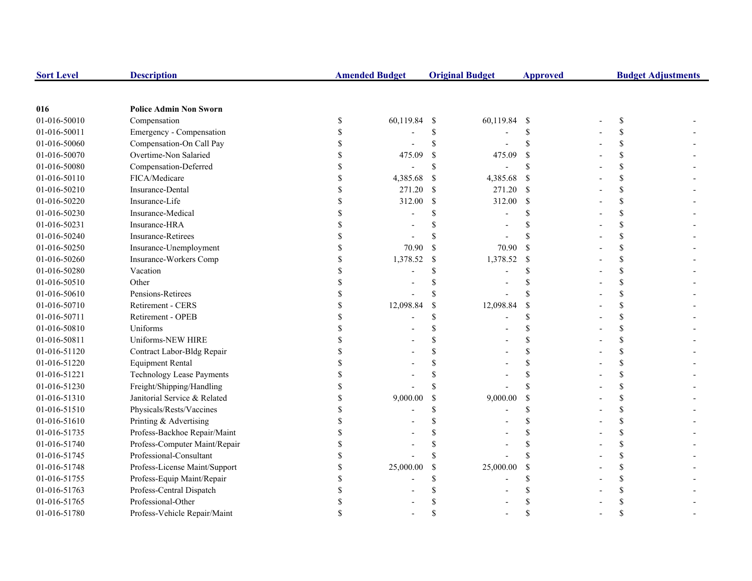| Sort Level | Description | Amended Budget | Original Budget | Approved | Budget Adjustments |
|---|---|---|---|---|---|
| **016** | **Police Admin Non Sworn** | | | | |
| 01-016-50010 | Compensation | $ 60,119.84 | $ 60,119.84 | $ - | $ - |
| 01-016-50011 | Emergency - Compensation | $ - | $ - | $ - | $ - |
| 01-016-50060 | Compensation-On Call Pay | $ - | $ - | $ - | $ - |
| 01-016-50070 | Overtime-Non Salaried | $ 475.09 | $ 475.09 | $ - | $ - |
| 01-016-50080 | Compensation-Deferred | $ - | $ - | $ - | $ - |
| 01-016-50110 | FICA/Medicare | $ 4,385.68 | $ 4,385.68 | $ - | $ - |
| 01-016-50210 | Insurance-Dental | $ 271.20 | $ 271.20 | $ - | $ - |
| 01-016-50220 | Insurance-Life | $ 312.00 | $ 312.00 | $ - | $ - |
| 01-016-50230 | Insurance-Medical | $ - | $ - | $ - | $ - |
| 01-016-50231 | Insurance-HRA | $ - | $ - | $ - | $ - |
| 01-016-50240 | Insurance-Retirees | $ - | $ - | $ - | $ - |
| 01-016-50250 | Insurance-Unemployment | $ 70.90 | $ 70.90 | $ - | $ - |
| 01-016-50260 | Insurance-Workers Comp | $ 1,378.52 | $ 1,378.52 | $ - | $ - |
| 01-016-50280 | Vacation | $ - | $ - | $ - | $ - |
| 01-016-50510 | Other | $ - | $ - | $ - | $ - |
| 01-016-50610 | Pensions-Retirees | $ - | $ - | $ - | $ - |
| 01-016-50710 | Retirement - CERS | $ 12,098.84 | $ 12,098.84 | $ - | $ - |
| 01-016-50711 | Retirement - OPEB | $ - | $ - | $ - | $ - |
| 01-016-50810 | Uniforms | $ - | $ - | $ - | $ - |
| 01-016-50811 | Uniforms-NEW HIRE | $ - | $ - | $ - | $ - |
| 01-016-51120 | Contract Labor-Bldg Repair | $ - | $ - | $ - | $ - |
| 01-016-51220 | Equipment Rental | $ - | $ - | $ - | $ - |
| 01-016-51221 | Technology Lease Payments | $ - | $ - | $ - | $ - |
| 01-016-51230 | Freight/Shipping/Handling | $ - | $ - | $ - | $ - |
| 01-016-51310 | Janitorial Service & Related | $ 9,000.00 | $ 9,000.00 | $ - | $ - |
| 01-016-51510 | Physicals/Rests/Vaccines | $ - | $ - | $ - | $ - |
| 01-016-51610 | Printing & Advertising | $ - | $ - | $ - | $ - |
| 01-016-51735 | Profess-Backhoe Repair/Maint | $ - | $ - | $ - | $ - |
| 01-016-51740 | Profess-Computer Maint/Repair | $ - | $ - | $ - | $ - |
| 01-016-51745 | Professional-Consultant | $ - | $ - | $ - | $ - |
| 01-016-51748 | Profess-License Maint/Support | $ 25,000.00 | $ 25,000.00 | $ - | $ - |
| 01-016-51755 | Profess-Equip Maint/Repair | $ - | $ - | $ - | $ - |
| 01-016-51763 | Profess-Central Dispatch | $ - | $ - | $ - | $ - |
| 01-016-51765 | Professional-Other | $ - | $ - | $ - | $ - |
| 01-016-51780 | Profess-Vehicle Repair/Maint | $ - | $ - | $ - | $ - |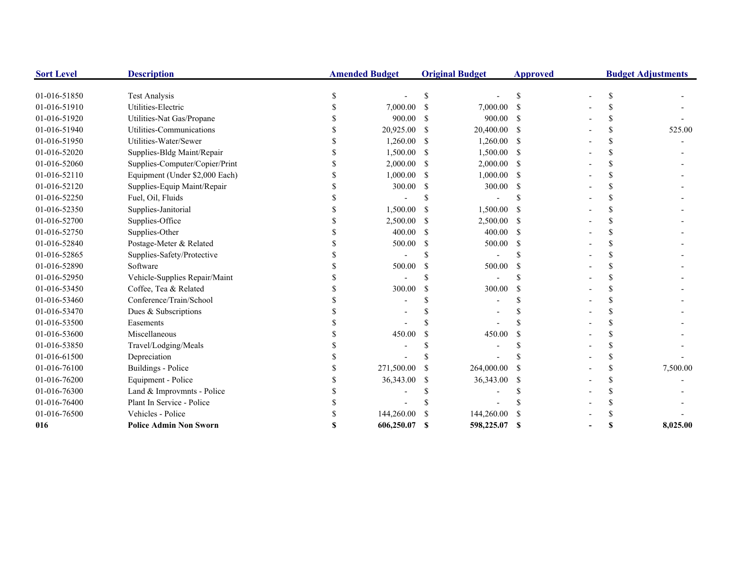| Sort Level | Description | Amended Budget | Original Budget | Approved | Budget Adjustments |
|---|---|---|---|---|---|
| 01-016-51850 | Test Analysis | $ - | $ - | $ - | $ - |
| 01-016-51910 | Utilities-Electric | $ 7,000.00 | $ 7,000.00 | $ - | $ - |
| 01-016-51920 | Utilities-Nat Gas/Propane | $ 900.00 | $ 900.00 | $ - | $ - |
| 01-016-51940 | Utilities-Communications | $ 20,925.00 | $ 20,400.00 | $ - | $ 525.00 |
| 01-016-51950 | Utilities-Water/Sewer | $ 1,260.00 | $ 1,260.00 | $ - | $ - |
| 01-016-52020 | Supplies-Bldg Maint/Repair | $ 1,500.00 | $ 1,500.00 | $ - | $ - |
| 01-016-52060 | Supplies-Computer/Copier/Print | $ 2,000.00 | $ 2,000.00 | $ - | $ - |
| 01-016-52110 | Equipment (Under $2,000 Each) | $ 1,000.00 | $ 1,000.00 | $ - | $ - |
| 01-016-52120 | Supplies-Equip Maint/Repair | $ 300.00 | $ 300.00 | $ - | $ - |
| 01-016-52250 | Fuel, Oil, Fluids | $ - | $ - | $ - | $ - |
| 01-016-52350 | Supplies-Janitorial | $ 1,500.00 | $ 1,500.00 | $ - | $ - |
| 01-016-52700 | Supplies-Office | $ 2,500.00 | $ 2,500.00 | $ - | $ - |
| 01-016-52750 | Supplies-Other | $ 400.00 | $ 400.00 | $ - | $ - |
| 01-016-52840 | Postage-Meter & Related | $ 500.00 | $ 500.00 | $ - | $ - |
| 01-016-52865 | Supplies-Safety/Protective | $ - | $ - | $ - | $ - |
| 01-016-52890 | Software | $ 500.00 | $ 500.00 | $ - | $ - |
| 01-016-52950 | Vehicle-Supplies Repair/Maint | $ - | $ - | $ - | $ - |
| 01-016-53450 | Coffee, Tea & Related | $ 300.00 | $ 300.00 | $ - | $ - |
| 01-016-53460 | Conference/Train/School | $ - | $ - | $ - | $ - |
| 01-016-53470 | Dues & Subscriptions | $ - | $ - | $ - | $ - |
| 01-016-53500 | Easements | $ - | $ - | $ - | $ - |
| 01-016-53600 | Miscellaneous | $ 450.00 | $ 450.00 | $ - | $ - |
| 01-016-53850 | Travel/Lodging/Meals | $ - | $ - | $ - | $ - |
| 01-016-61500 | Depreciation | $ - | $ - | $ - | $ - |
| 01-016-76100 | Buildings - Police | $ 271,500.00 | $ 264,000.00 | $ - | $ 7,500.00 |
| 01-016-76200 | Equipment - Police | $ 36,343.00 | $ 36,343.00 | $ - | $ - |
| 01-016-76300 | Land & Improvmnts - Police | $ - | $ - | $ - | $ - |
| 01-016-76400 | Plant In Service - Police | $ - | $ - | $ - | $ - |
| 01-016-76500 | Vehicles - Police | $ 144,260.00 | $ 144,260.00 | $ - | $ - |
| **016** | **Police Admin Non Sworn** | **$ 606,250.07** | **$ 598,225.07** | **$ -** | **$ 8,025.00** |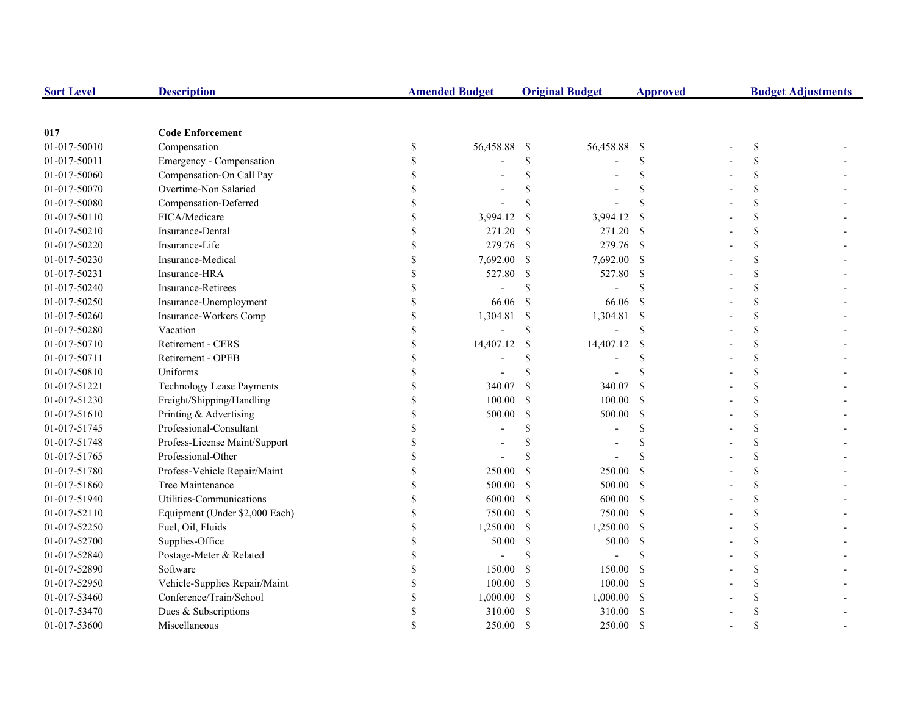| Sort Level | Description | Amended Budget | Original Budget | Approved | Budget Adjustments |
|---|---|---|---|---|---|
| **017** | **Code Enforcement** | | | | |
| 01-017-50010 | Compensation | $ 56,458.88 | $ 56,458.88 | $ - | $ - |
| 01-017-50011 | Emergency - Compensation | $ - | $ - | $ - | $ - |
| 01-017-50060 | Compensation-On Call Pay | $ - | $ - | $ - | $ - |
| 01-017-50070 | Overtime-Non Salaried | $ - | $ - | $ - | $ - |
| 01-017-50080 | Compensation-Deferred | $ - | $ - | $ - | $ - |
| 01-017-50110 | FICA/Medicare | $ 3,994.12 | $ 3,994.12 | $ - | $ - |
| 01-017-50210 | Insurance-Dental | $ 271.20 | $ 271.20 | $ - | $ - |
| 01-017-50220 | Insurance-Life | $ 279.76 | $ 279.76 | $ - | $ - |
| 01-017-50230 | Insurance-Medical | $ 7,692.00 | $ 7,692.00 | $ - | $ - |
| 01-017-50231 | Insurance-HRA | $ 527.80 | $ 527.80 | $ - | $ - |
| 01-017-50240 | Insurance-Retirees | $ - | $ - | $ - | $ - |
| 01-017-50250 | Insurance-Unemployment | $ 66.06 | $ 66.06 | $ - | $ - |
| 01-017-50260 | Insurance-Workers Comp | $ 1,304.81 | $ 1,304.81 | $ - | $ - |
| 01-017-50280 | Vacation | $ - | $ - | $ - | $ - |
| 01-017-50710 | Retirement - CERS | $ 14,407.12 | $ 14,407.12 | $ - | $ - |
| 01-017-50711 | Retirement - OPEB | $ - | $ - | $ - | $ - |
| 01-017-50810 | Uniforms | $ - | $ - | $ - | $ - |
| 01-017-51221 | Technology Lease Payments | $ 340.07 | $ 340.07 | $ - | $ - |
| 01-017-51230 | Freight/Shipping/Handling | $ 100.00 | $ 100.00 | $ - | $ - |
| 01-017-51610 | Printing & Advertising | $ 500.00 | $ 500.00 | $ - | $ - |
| 01-017-51745 | Professional-Consultant | $ - | $ - | $ - | $ - |
| 01-017-51748 | Profess-License Maint/Support | $ - | $ - | $ - | $ - |
| 01-017-51765 | Professional-Other | $ - | $ - | $ - | $ - |
| 01-017-51780 | Profess-Vehicle Repair/Maint | $ 250.00 | $ 250.00 | $ - | $ - |
| 01-017-51860 | Tree Maintenance | $ 500.00 | $ 500.00 | $ - | $ - |
| 01-017-51940 | Utilities-Communications | $ 600.00 | $ 600.00 | $ - | $ - |
| 01-017-52110 | Equipment (Under $2,000 Each) | $ 750.00 | $ 750.00 | $ - | $ - |
| 01-017-52250 | Fuel, Oil, Fluids | $ 1,250.00 | $ 1,250.00 | $ - | $ - |
| 01-017-52700 | Supplies-Office | $ 50.00 | $ 50.00 | $ - | $ - |
| 01-017-52840 | Postage-Meter & Related | $ - | $ - | $ - | $ - |
| 01-017-52890 | Software | $ 150.00 | $ 150.00 | $ - | $ - |
| 01-017-52950 | Vehicle-Supplies Repair/Maint | $ 100.00 | $ 100.00 | $ - | $ - |
| 01-017-53460 | Conference/Train/School | $ 1,000.00 | $ 1,000.00 | $ - | $ - |
| 01-017-53470 | Dues & Subscriptions | $ 310.00 | $ 310.00 | $ - | $ - |
| 01-017-53600 | Miscellaneous | $ 250.00 | $ 250.00 | $ - | $ - |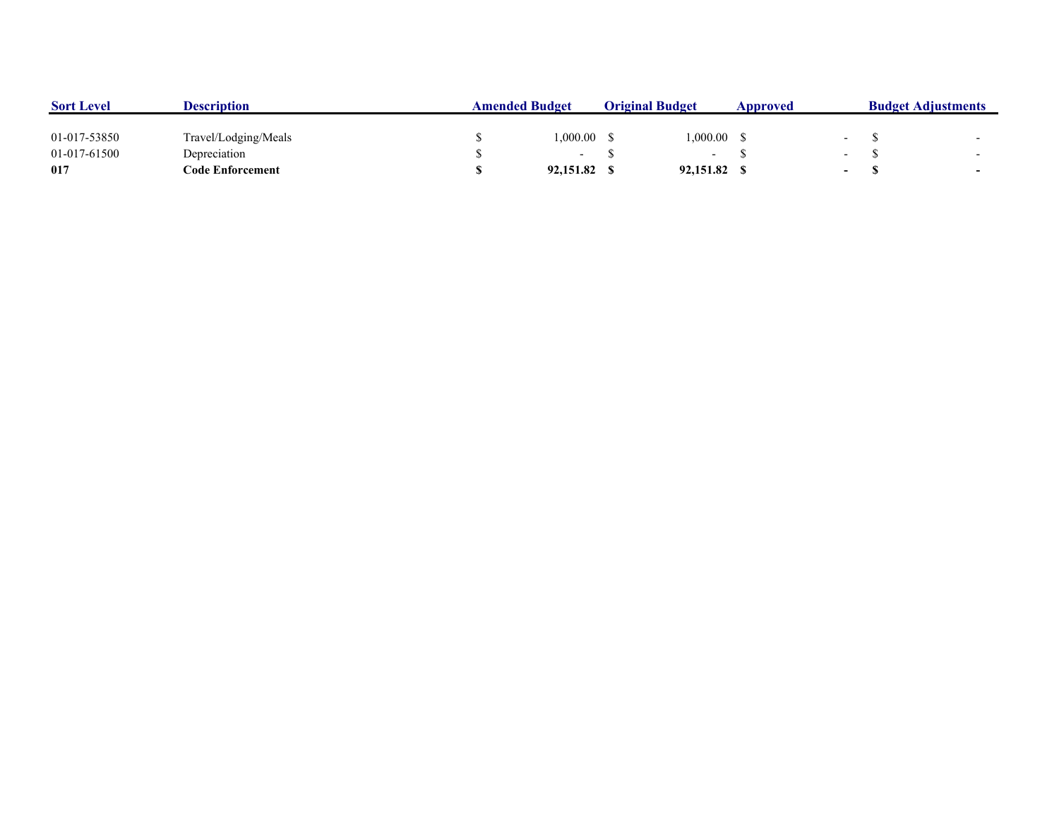| Sort Level | Description | Amended Budget | Original Budget | Approved | Budget Adjustments |
| --- | --- | --- | --- | --- | --- |
| 01-017-53850 | Travel/Lodging/Meals | $ 1,000.00 | $ 1,000.00 | $ - | $ - |
| 01-017-61500 | Depreciation | $ - | $ - | $ - | $ - |
| **017** | **Code Enforcement** | **$ 92,151.82** | **$ 92,151.82** | **$ -** | **$ -** |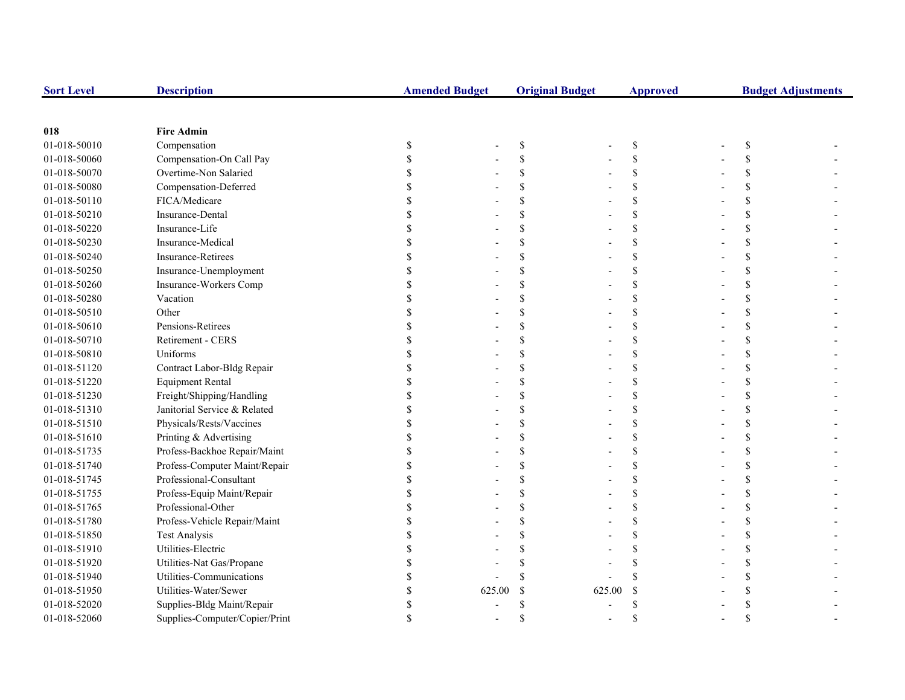| Sort Level | Description | Amended Budget | Original Budget | Approved | Budget Adjustments |
|---|---|---|---|---|---|
| **018** | **Fire Admin** | | | | |
| 01-018-50010 | Compensation | $ - | $ - | $ - | $ - |
| 01-018-50060 | Compensation-On Call Pay | $ - | $ - | $ - | $ - |
| 01-018-50070 | Overtime-Non Salaried | $ - | $ - | $ - | $ - |
| 01-018-50080 | Compensation-Deferred | $ - | $ - | $ - | $ - |
| 01-018-50110 | FICA/Medicare | $ - | $ - | $ - | $ - |
| 01-018-50210 | Insurance-Dental | $ - | $ - | $ - | $ - |
| 01-018-50220 | Insurance-Life | $ - | $ - | $ - | $ - |
| 01-018-50230 | Insurance-Medical | $ - | $ - | $ - | $ - |
| 01-018-50240 | Insurance-Retirees | $ - | $ - | $ - | $ - |
| 01-018-50250 | Insurance-Unemployment | $ - | $ - | $ - | $ - |
| 01-018-50260 | Insurance-Workers Comp | $ - | $ - | $ - | $ - |
| 01-018-50280 | Vacation | $ - | $ - | $ - | $ - |
| 01-018-50510 | Other | $ - | $ - | $ - | $ - |
| 01-018-50610 | Pensions-Retirees | $ - | $ - | $ - | $ - |
| 01-018-50710 | Retirement - CERS | $ - | $ - | $ - | $ - |
| 01-018-50810 | Uniforms | $ - | $ - | $ - | $ - |
| 01-018-51120 | Contract Labor-Bldg Repair | $ - | $ - | $ - | $ - |
| 01-018-51220 | Equipment Rental | $ - | $ - | $ - | $ - |
| 01-018-51230 | Freight/Shipping/Handling | $ - | $ - | $ - | $ - |
| 01-018-51310 | Janitorial Service & Related | $ - | $ - | $ - | $ - |
| 01-018-51510 | Physicals/Rests/Vaccines | $ - | $ - | $ - | $ - |
| 01-018-51610 | Printing & Advertising | $ - | $ - | $ - | $ - |
| 01-018-51735 | Profess-Backhoe Repair/Maint | $ - | $ - | $ - | $ - |
| 01-018-51740 | Profess-Computer Maint/Repair | $ - | $ - | $ - | $ - |
| 01-018-51745 | Professional-Consultant | $ - | $ - | $ - | $ - |
| 01-018-51755 | Profess-Equip Maint/Repair | $ - | $ - | $ - | $ - |
| 01-018-51765 | Professional-Other | $ - | $ - | $ - | $ - |
| 01-018-51780 | Profess-Vehicle Repair/Maint | $ - | $ - | $ - | $ - |
| 01-018-51850 | Test Analysis | $ - | $ - | $ - | $ - |
| 01-018-51910 | Utilities-Electric | $ - | $ - | $ - | $ - |
| 01-018-51920 | Utilities-Nat Gas/Propane | $ - | $ - | $ - | $ - |
| 01-018-51940 | Utilities-Communications | $ - | $ - | $ - | $ - |
| 01-018-51950 | Utilities-Water/Sewer | $ 625.00 | $ 625.00 | $ - | $ - |
| 01-018-52020 | Supplies-Bldg Maint/Repair | $ - | $ - | $ - | $ - |
| 01-018-52060 | Supplies-Computer/Copier/Print | $ - | $ - | $ - | $ - |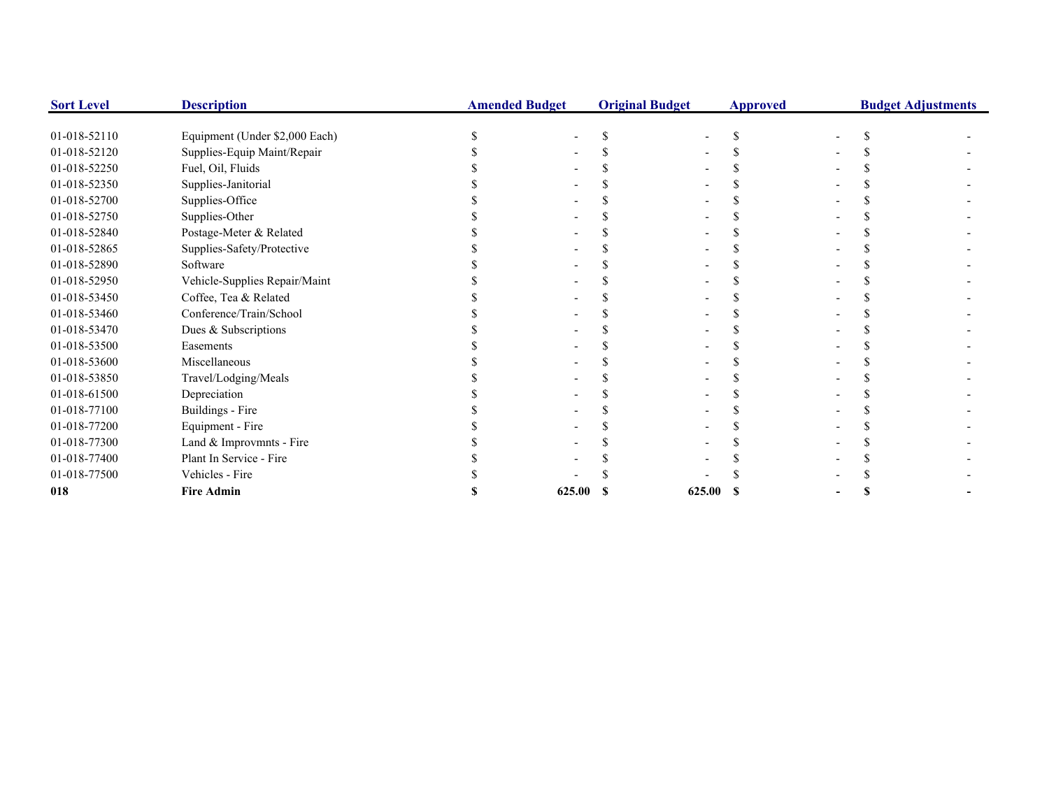| Sort Level | Description | Amended Budget | Original Budget | Approved | Budget Adjustments |
|---|---|---|---|---|---|
| 01-018-52110 | Equipment (Under $2,000 Each) | $ - | $ - | $ - | $ - |
| 01-018-52120 | Supplies-Equip Maint/Repair | $ - | $ - | $ - | $ - |
| 01-018-52250 | Fuel, Oil, Fluids | $ - | $ - | $ - | $ - |
| 01-018-52350 | Supplies-Janitorial | $ - | $ - | $ - | $ - |
| 01-018-52700 | Supplies-Office | $ - | $ - | $ - | $ - |
| 01-018-52750 | Supplies-Other | $ - | $ - | $ - | $ - |
| 01-018-52840 | Postage-Meter & Related | $ - | $ - | $ - | $ - |
| 01-018-52865 | Supplies-Safety/Protective | $ - | $ - | $ - | $ - |
| 01-018-52890 | Software | $ - | $ - | $ - | $ - |
| 01-018-52950 | Vehicle-Supplies Repair/Maint | $ - | $ - | $ - | $ - |
| 01-018-53450 | Coffee, Tea & Related | $ - | $ - | $ - | $ - |
| 01-018-53460 | Conference/Train/School | $ - | $ - | $ - | $ - |
| 01-018-53470 | Dues & Subscriptions | $ - | $ - | $ - | $ - |
| 01-018-53500 | Easements | $ - | $ - | $ - | $ - |
| 01-018-53600 | Miscellaneous | $ - | $ - | $ - | $ - |
| 01-018-53850 | Travel/Lodging/Meals | $ - | $ - | $ - | $ - |
| 01-018-61500 | Depreciation | $ - | $ - | $ - | $ - |
| 01-018-77100 | Buildings - Fire | $ - | $ - | $ - | $ - |
| 01-018-77200 | Equipment - Fire | $ - | $ - | $ - | $ - |
| 01-018-77300 | Land & Improvmnts - Fire | $ - | $ - | $ - | $ - |
| 01-018-77400 | Plant In Service - Fire | $ - | $ - | $ - | $ - |
| 01-018-77500 | Vehicles - Fire | $ - | $ - | $ - | $ - |
| **018** | **Fire Admin** | **$ 625.00** | **$ 625.00** | **$ -** | **$ -** |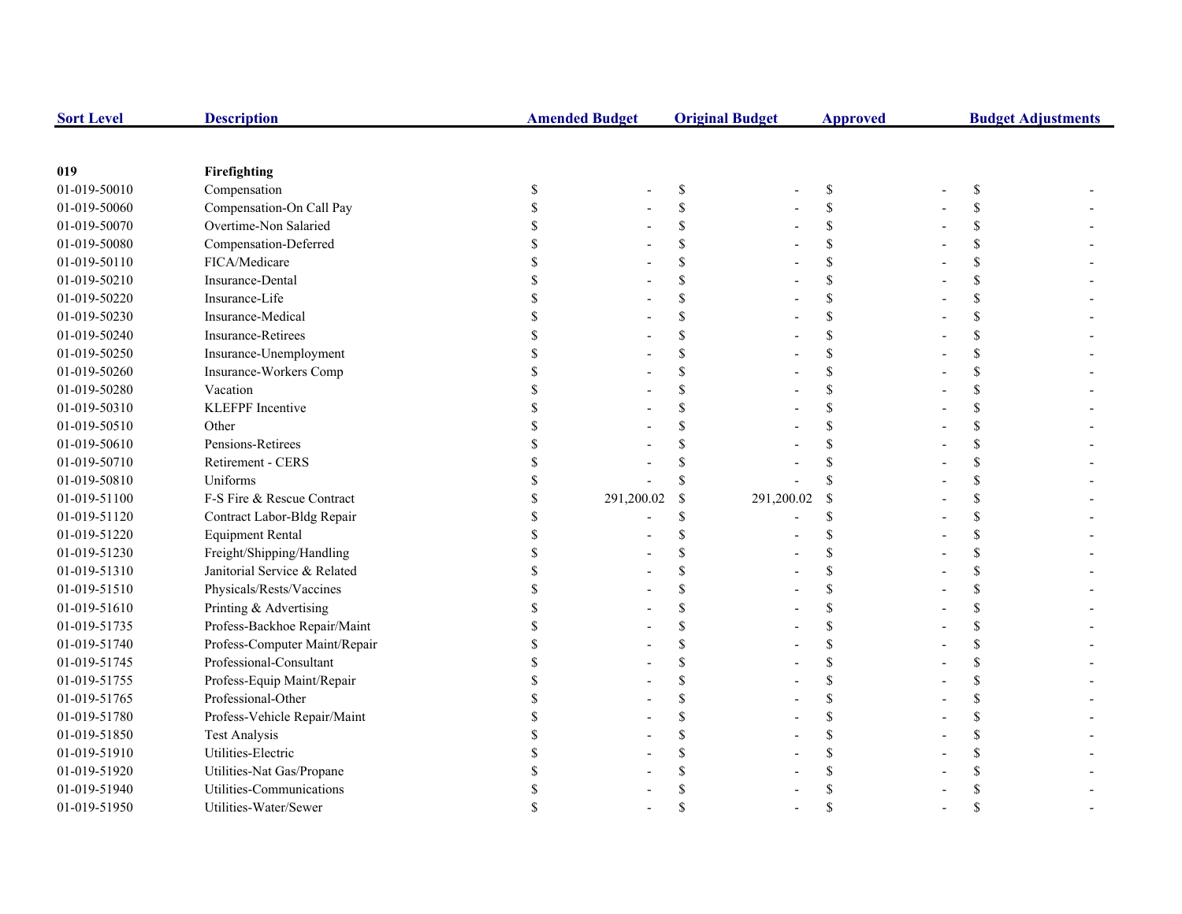| Sort Level | Description | Amended Budget | Original Budget | Approved | Budget Adjustments |
|---|---|---|---|---|---|
| **019** | **Firefighting** | | | | |
| 01-019-50010 | Compensation | $ - | $ - | $ - | $ - |
| 01-019-50060 | Compensation-On Call Pay | $ - | $ - | $ - | $ - |
| 01-019-50070 | Overtime-Non Salaried | $ - | $ - | $ - | $ - |
| 01-019-50080 | Compensation-Deferred | $ - | $ - | $ - | $ - |
| 01-019-50110 | FICA/Medicare | $ - | $ - | $ - | $ - |
| 01-019-50210 | Insurance-Dental | $ - | $ - | $ - | $ - |
| 01-019-50220 | Insurance-Life | $ - | $ - | $ - | $ - |
| 01-019-50230 | Insurance-Medical | $ - | $ - | $ - | $ - |
| 01-019-50240 | Insurance-Retirees | $ - | $ - | $ - | $ - |
| 01-019-50250 | Insurance-Unemployment | $ - | $ - | $ - | $ - |
| 01-019-50260 | Insurance-Workers Comp | $ - | $ - | $ - | $ - |
| 01-019-50280 | Vacation | $ - | $ - | $ - | $ - |
| 01-019-50310 | KLEFPF Incentive | $ - | $ - | $ - | $ - |
| 01-019-50510 | Other | $ - | $ - | $ - | $ - |
| 01-019-50610 | Pensions-Retirees | $ - | $ - | $ - | $ - |
| 01-019-50710 | Retirement - CERS | $ - | $ - | $ - | $ - |
| 01-019-50810 | Uniforms | $ - | $ - | $ - | $ - |
| 01-019-51100 | F-S Fire & Rescue Contract | $ 291,200.02 | $ 291,200.02 | $ - | $ - |
| 01-019-51120 | Contract Labor-Bldg Repair | $ - | $ - | $ - | $ - |
| 01-019-51220 | Equipment Rental | $ - | $ - | $ - | $ - |
| 01-019-51230 | Freight/Shipping/Handling | $ - | $ - | $ - | $ - |
| 01-019-51310 | Janitorial Service & Related | $ - | $ - | $ - | $ - |
| 01-019-51510 | Physicals/Rests/Vaccines | $ - | $ - | $ - | $ - |
| 01-019-51610 | Printing & Advertising | $ - | $ - | $ - | $ - |
| 01-019-51735 | Profess-Backhoe Repair/Maint | $ - | $ - | $ - | $ - |
| 01-019-51740 | Profess-Computer Maint/Repair | $ - | $ - | $ - | $ - |
| 01-019-51745 | Professional-Consultant | $ - | $ - | $ - | $ - |
| 01-019-51755 | Profess-Equip Maint/Repair | $ - | $ - | $ - | $ - |
| 01-019-51765 | Professional-Other | $ - | $ - | $ - | $ - |
| 01-019-51780 | Profess-Vehicle Repair/Maint | $ - | $ - | $ - | $ - |
| 01-019-51850 | Test Analysis | $ - | $ - | $ - | $ - |
| 01-019-51910 | Utilities-Electric | $ - | $ - | $ - | $ - |
| 01-019-51920 | Utilities-Nat Gas/Propane | $ - | $ - | $ - | $ - |
| 01-019-51940 | Utilities-Communications | $ - | $ - | $ - | $ - |
| 01-019-51950 | Utilities-Water/Sewer | $ - | $ - | $ - | $ - |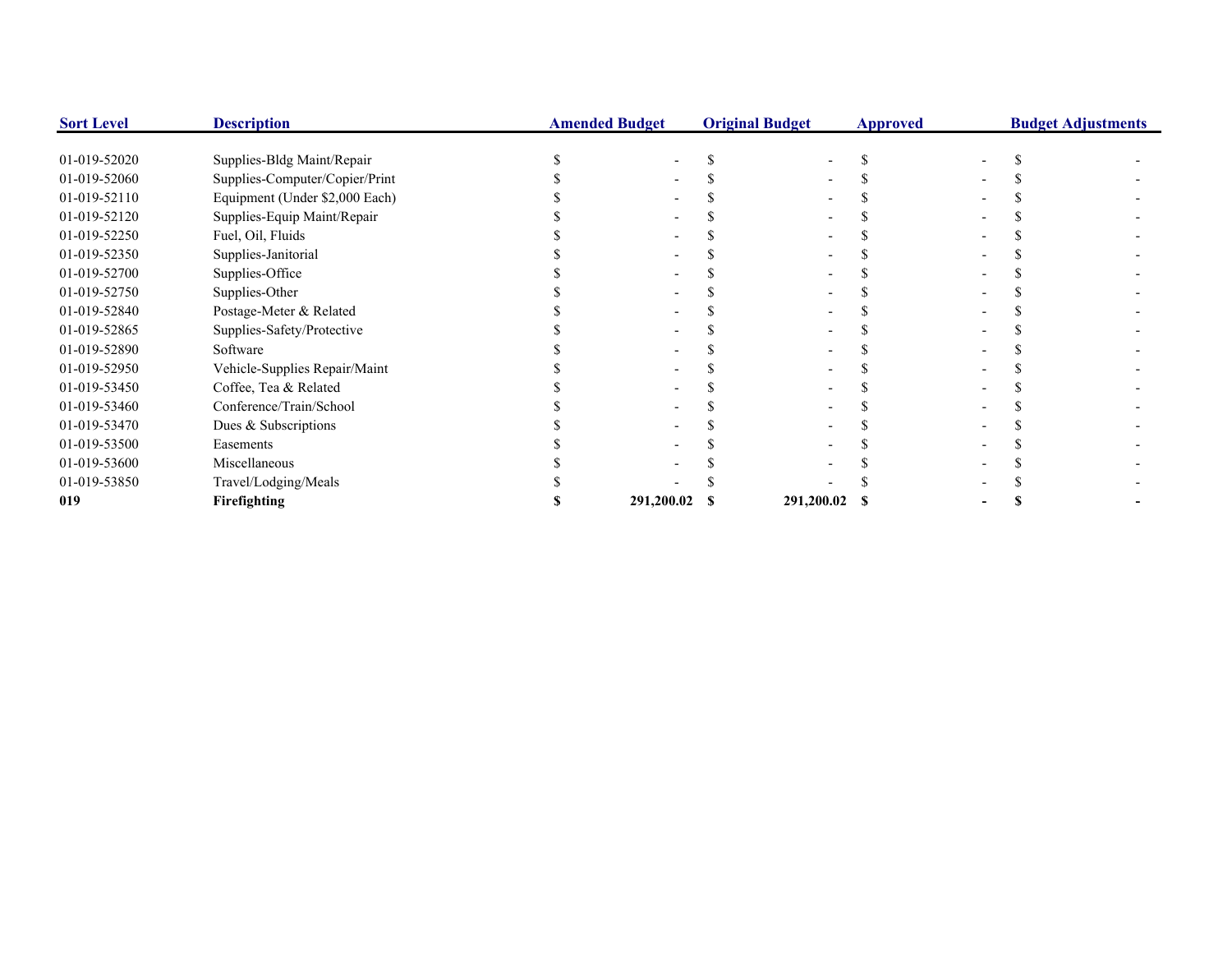| Sort Level | Description | Amended Budget | Original Budget | Approved | Budget Adjustments |
|---|---|---|---|---|---|
| 01-019-52020 | Supplies-Bldg Maint/Repair | $ - | $ - | $ - | $ - |
| 01-019-52060 | Supplies-Computer/Copier/Print | $ - | $ - | $ - | $ - |
| 01-019-52110 | Equipment (Under $2,000 Each) | $ - | $ - | $ - | $ - |
| 01-019-52120 | Supplies-Equip Maint/Repair | $ - | $ - | $ - | $ - |
| 01-019-52250 | Fuel, Oil, Fluids | $ - | $ - | $ - | $ - |
| 01-019-52350 | Supplies-Janitorial | $ - | $ - | $ - | $ - |
| 01-019-52700 | Supplies-Office | $ - | $ - | $ - | $ - |
| 01-019-52750 | Supplies-Other | $ - | $ - | $ - | $ - |
| 01-019-52840 | Postage-Meter & Related | $ - | $ - | $ - | $ - |
| 01-019-52865 | Supplies-Safety/Protective | $ - | $ - | $ - | $ - |
| 01-019-52890 | Software | $ - | $ - | $ - | $ - |
| 01-019-52950 | Vehicle-Supplies Repair/Maint | $ - | $ - | $ - | $ - |
| 01-019-53450 | Coffee, Tea & Related | $ - | $ - | $ - | $ - |
| 01-019-53460 | Conference/Train/School | $ - | $ - | $ - | $ - |
| 01-019-53470 | Dues & Subscriptions | $ - | $ - | $ - | $ - |
| 01-019-53500 | Easements | $ - | $ - | $ - | $ - |
| 01-019-53600 | Miscellaneous | $ - | $ - | $ - | $ - |
| 01-019-53850 | Travel/Lodging/Meals | $ - | $ - | $ - | $ - |
| **019** | **Firefighting** | **$ 291,200.02** | **$ 291,200.02** | **$ -** | **$ -** |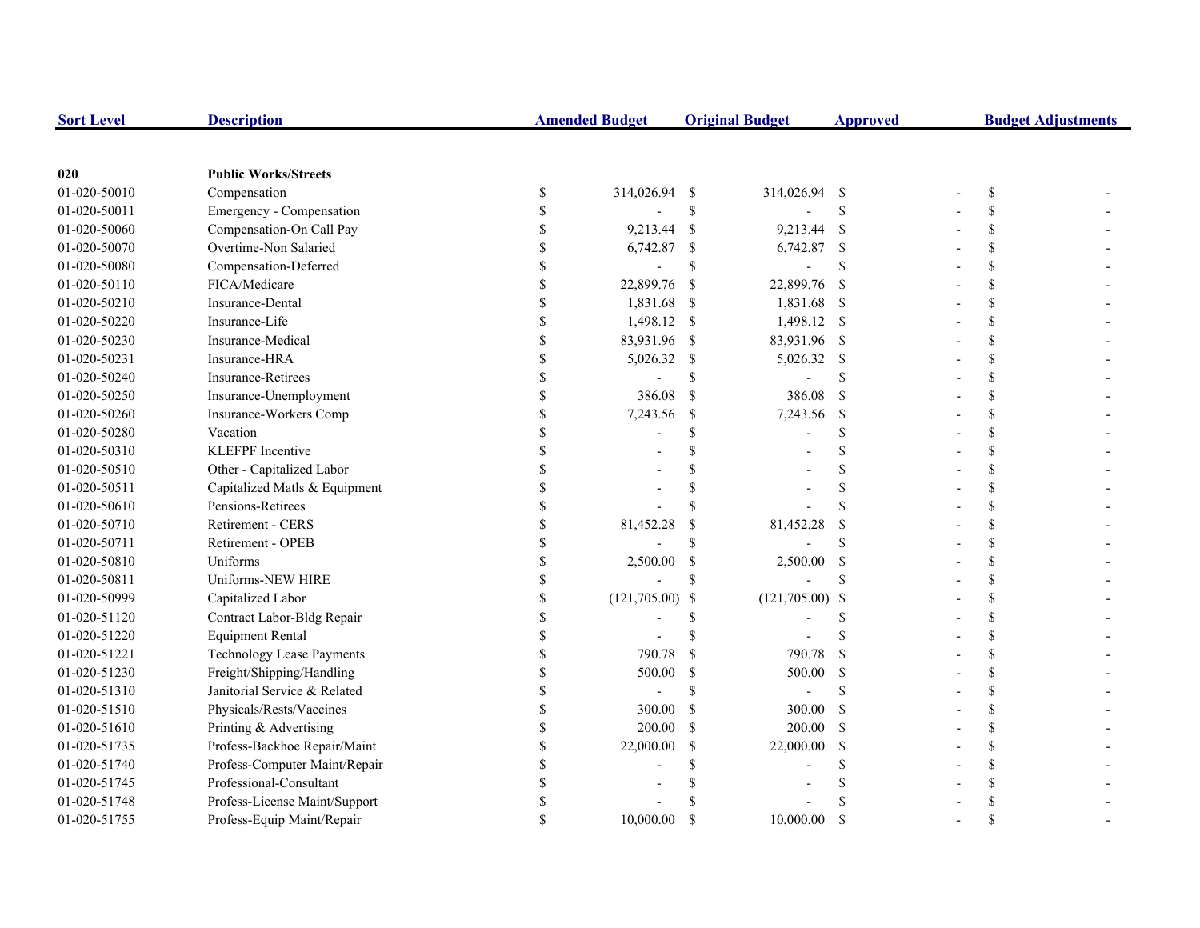| Sort Level | Description | Amended Budget | Original Budget | Approved | Budget Adjustments |
|---|---|---|---|---|---|
| **020** | **Public Works/Streets** | | | | |
| 01-020-50010 | Compensation | $ 314,026.94 | $ 314,026.94 | $ - | $ - |
| 01-020-50011 | Emergency - Compensation | $ - | $ - | $ - | $ - |
| 01-020-50060 | Compensation-On Call Pay | $ 9,213.44 | $ 9,213.44 | $ - | $ - |
| 01-020-50070 | Overtime-Non Salaried | $ 6,742.87 | $ 6,742.87 | $ - | $ - |
| 01-020-50080 | Compensation-Deferred | $ - | $ - | $ - | $ - |
| 01-020-50110 | FICA/Medicare | $ 22,899.76 | $ 22,899.76 | $ - | $ - |
| 01-020-50210 | Insurance-Dental | $ 1,831.68 | $ 1,831.68 | $ - | $ - |
| 01-020-50220 | Insurance-Life | $ 1,498.12 | $ 1,498.12 | $ - | $ - |
| 01-020-50230 | Insurance-Medical | $ 83,931.96 | $ 83,931.96 | $ - | $ - |
| 01-020-50231 | Insurance-HRA | $ 5,026.32 | $ 5,026.32 | $ - | $ - |
| 01-020-50240 | Insurance-Retirees | $ - | $ - | $ - | $ - |
| 01-020-50250 | Insurance-Unemployment | $ 386.08 | $ 386.08 | $ - | $ - |
| 01-020-50260 | Insurance-Workers Comp | $ 7,243.56 | $ 7,243.56 | $ - | $ - |
| 01-020-50280 | Vacation | $ - | $ - | $ - | $ - |
| 01-020-50310 | KLEFPF Incentive | $ - | $ - | $ - | $ - |
| 01-020-50510 | Other - Capitalized Labor | $ - | $ - | $ - | $ - |
| 01-020-50511 | Capitalized Matls & Equipment | $ - | $ - | $ - | $ - |
| 01-020-50610 | Pensions-Retirees | $ - | $ - | $ - | $ - |
| 01-020-50710 | Retirement - CERS | $ 81,452.28 | $ 81,452.28 | $ - | $ - |
| 01-020-50711 | Retirement - OPEB | $ - | $ - | $ - | $ - |
| 01-020-50810 | Uniforms | $ 2,500.00 | $ 2,500.00 | $ - | $ - |
| 01-020-50811 | Uniforms-NEW HIRE | $ - | $ - | $ - | $ - |
| 01-020-50999 | Capitalized Labor | $ (121,705.00) | $ (121,705.00) | $ - | $ - |
| 01-020-51120 | Contract Labor-Bldg Repair | $ - | $ - | $ - | $ - |
| 01-020-51220 | Equipment Rental | $ - | $ - | $ - | $ - |
| 01-020-51221 | Technology Lease Payments | $ 790.78 | $ 790.78 | $ - | $ - |
| 01-020-51230 | Freight/Shipping/Handling | $ 500.00 | $ 500.00 | $ - | $ - |
| 01-020-51310 | Janitorial Service & Related | $ - | $ - | $ - | $ - |
| 01-020-51510 | Physicals/Rests/Vaccines | $ 300.00 | $ 300.00 | $ - | $ - |
| 01-020-51610 | Printing & Advertising | $ 200.00 | $ 200.00 | $ - | $ - |
| 01-020-51735 | Profess-Backhoe Repair/Maint | $ 22,000.00 | $ 22,000.00 | $ - | $ - |
| 01-020-51740 | Profess-Computer Maint/Repair | $ - | $ - | $ - | $ - |
| 01-020-51745 | Professional-Consultant | $ - | $ - | $ - | $ - |
| 01-020-51748 | Profess-License Maint/Support | $ - | $ - | $ - | $ - |
| 01-020-51755 | Profess-Equip Maint/Repair | $ 10,000.00 | $ 10,000.00 | $ - | $ - |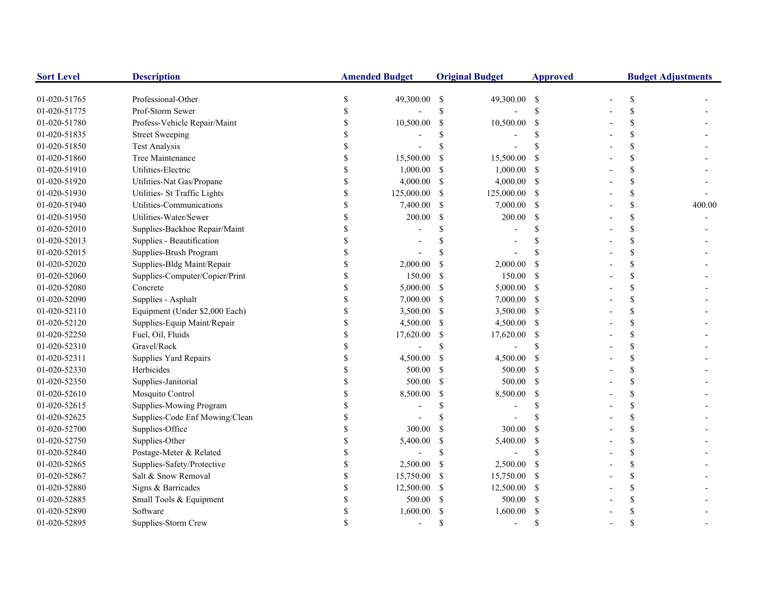| Sort Level | Description | Amended Budget | Original Budget | Approved | Budget Adjustments |
|---|---|---|---|---|---|
| 01-020-51765 | Professional-Other | $ 49,300.00 | $ 49,300.00 | $ - | $ - |
| 01-020-51775 | Prof-Storm Sewer | $ - | $ - | $ - | $ - |
| 01-020-51780 | Profess-Vehicle Repair/Maint | $ 10,500.00 | $ 10,500.00 | $ - | $ - |
| 01-020-51835 | Street Sweeping | $ - | $ - | $ - | $ - |
| 01-020-51850 | Test Analysis | $ - | $ - | $ - | $ - |
| 01-020-51860 | Tree Maintenance | $ 15,500.00 | $ 15,500.00 | $ - | $ - |
| 01-020-51910 | Utilities-Electric | $ 1,000.00 | $ 1,000.00 | $ - | $ - |
| 01-020-51920 | Utilities-Nat Gas/Propane | $ 4,000.00 | $ 4,000.00 | $ - | $ - |
| 01-020-51930 | Utilities- St Traffic Lights | $ 125,000.00 | $ 125,000.00 | $ - | $ - |
| 01-020-51940 | Utilities-Communications | $ 7,400.00 | $ 7,000.00 | $ - | $ 400.00 |
| 01-020-51950 | Utilities-Water/Sewer | $ 200.00 | $ 200.00 | $ - | $ - |
| 01-020-52010 | Supplies-Backhoe Repair/Maint | $ - | $ - | $ - | $ - |
| 01-020-52013 | Supplies - Beautification | $ - | $ - | $ - | $ - |
| 01-020-52015 | Supplies-Brush Program | $ - | $ - | $ - | $ - |
| 01-020-52020 | Supplies-Bldg Maint/Repair | $ 2,000.00 | $ 2,000.00 | $ - | $ - |
| 01-020-52060 | Supplies-Computer/Copier/Print | $ 150.00 | $ 150.00 | $ - | $ - |
| 01-020-52080 | Concrete | $ 5,000.00 | $ 5,000.00 | $ - | $ - |
| 01-020-52090 | Supplies - Asphalt | $ 7,000.00 | $ 7,000.00 | $ - | $ - |
| 01-020-52110 | Equipment (Under $2,000 Each) | $ 3,500.00 | $ 3,500.00 | $ - | $ - |
| 01-020-52120 | Supplies-Equip Maint/Repair | $ 4,500.00 | $ 4,500.00 | $ - | $ - |
| 01-020-52250 | Fuel, Oil, Fluids | $ 17,620.00 | $ 17,620.00 | $ - | $ - |
| 01-020-52310 | Gravel/Rock | $ - | $ - | $ - | $ - |
| 01-020-52311 | Supplies Yard Repairs | $ 4,500.00 | $ 4,500.00 | $ - | $ - |
| 01-020-52330 | Herbicides | $ 500.00 | $ 500.00 | $ - | $ - |
| 01-020-52350 | Supplies-Janitorial | $ 500.00 | $ 500.00 | $ - | $ - |
| 01-020-52610 | Mosquito Control | $ 8,500.00 | $ 8,500.00 | $ - | $ - |
| 01-020-52615 | Supplies-Mowing Program | $ - | $ - | $ - | $ - |
| 01-020-52625 | Supplies-Code Enf Mowing/Clean | $ - | $ - | $ - | $ - |
| 01-020-52700 | Supplies-Office | $ 300.00 | $ 300.00 | $ - | $ - |
| 01-020-52750 | Supplies-Other | $ 5,400.00 | $ 5,400.00 | $ - | $ - |
| 01-020-52840 | Postage-Meter & Related | $ - | $ - | $ - | $ - |
| 01-020-52865 | Supplies-Safety/Protective | $ 2,500.00 | $ 2,500.00 | $ - | $ - |
| 01-020-52867 | Salt & Snow Removal | $ 15,750.00 | $ 15,750.00 | $ - | $ - |
| 01-020-52880 | Signs & Barricades | $ 12,500.00 | $ 12,500.00 | $ - | $ - |
| 01-020-52885 | Small Tools & Equipment | $ 500.00 | $ 500.00 | $ - | $ - |
| 01-020-52890 | Software | $ 1,600.00 | $ 1,600.00 | $ - | $ - |
| 01-020-52895 | Supplies-Storm Crew | $ - | $ - | $ - | $ - |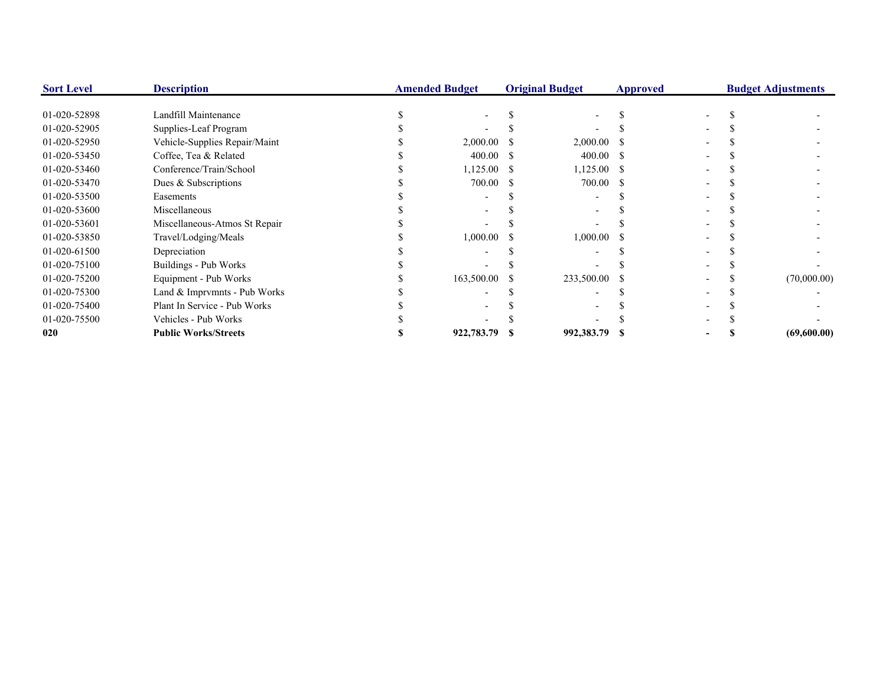| Sort Level | Description | Amended Budget | Original Budget | Approved | Budget Adjustments |
|---|---|---|---|---|---|
| 01-020-52898 | Landfill Maintenance | $ - | $ - | $ - | $ - |
| 01-020-52905 | Supplies-Leaf Program | $ - | $ - | $ - | $ - |
| 01-020-52950 | Vehicle-Supplies Repair/Maint | $ 2,000.00 | $ 2,000.00 | $ - | $ - |
| 01-020-53450 | Coffee, Tea & Related | $ 400.00 | $ 400.00 | $ - | $ - |
| 01-020-53460 | Conference/Train/School | $ 1,125.00 | $ 1,125.00 | $ - | $ - |
| 01-020-53470 | Dues & Subscriptions | $ 700.00 | $ 700.00 | $ - | $ - |
| 01-020-53500 | Easements | $ - | $ - | $ - | $ - |
| 01-020-53600 | Miscellaneous | $ - | $ - | $ - | $ - |
| 01-020-53601 | Miscellaneous-Atmos St Repair | $ - | $ - | $ - | $ - |
| 01-020-53850 | Travel/Lodging/Meals | $ 1,000.00 | $ 1,000.00 | $ - | $ - |
| 01-020-61500 | Depreciation | $ - | $ - | $ - | $ - |
| 01-020-75100 | Buildings - Pub Works | $ - | $ - | $ - | $ - |
| 01-020-75200 | Equipment - Pub Works | $ 163,500.00 | $ 233,500.00 | $ - | $ (70,000.00) |
| 01-020-75300 | Land & Imprvmnts - Pub Works | $ - | $ - | $ - | $ - |
| 01-020-75400 | Plant In Service - Pub Works | $ - | $ - | $ - | $ - |
| 01-020-75500 | Vehicles - Pub Works | $ - | $ - | $ - | $ - |
| **020** | **Public Works/Streets** | **$ 922,783.79** | **$ 992,383.79** | **$ -** | **$ (69,600.00)** |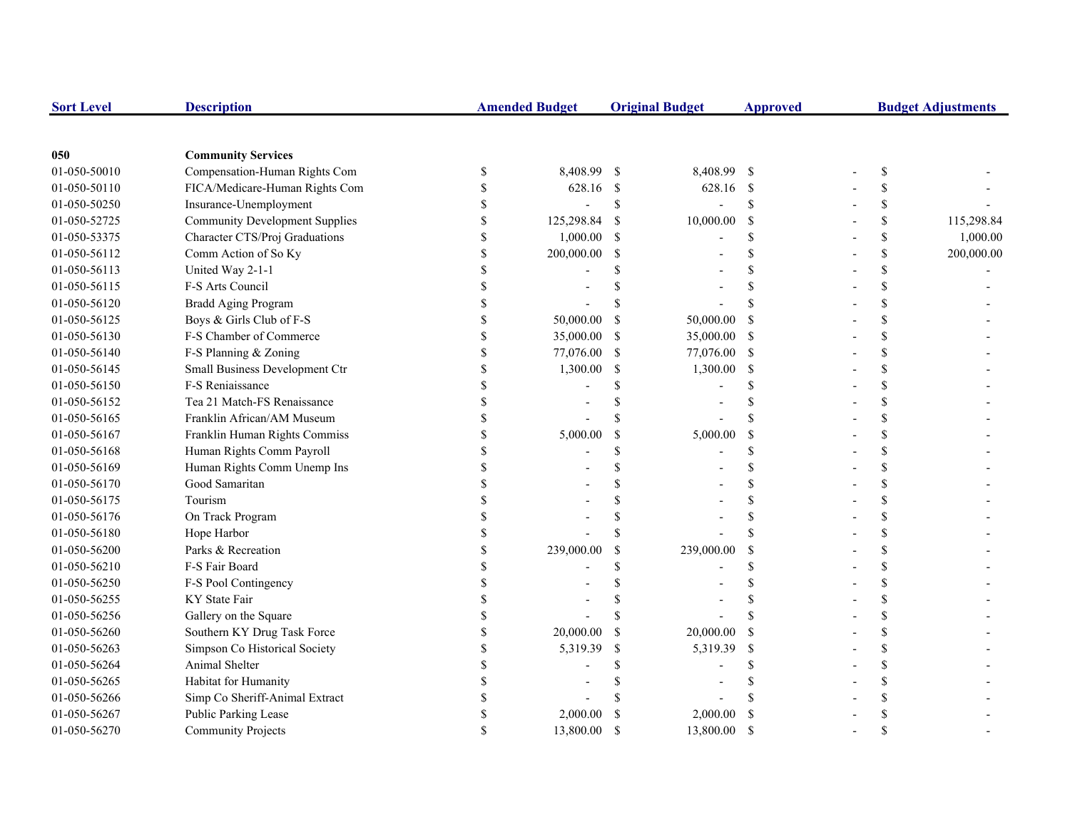| Sort Level | Description | Amended Budget | Original Budget | Approved | Budget Adjustments |
|---|---|---|---|---|---|
| 050 | **Community Services** | | | | |
| 01-050-50010 | Compensation-Human Rights Com | $ 8,408.99 | $ 8,408.99 | $ - | $ - |
| 01-050-50110 | FICA/Medicare-Human Rights Com | $ 628.16 | $ 628.16 | $ - | $ - |
| 01-050-50250 | Insurance-Unemployment | $ - | $ - | $ - | $ - |
| 01-050-52725 | Community Development Supplies | $ 125,298.84 | $ 10,000.00 | $ - | $ 115,298.84 |
| 01-050-53375 | Character CTS/Proj Graduations | $ 1,000.00 | $ - | $ - | $ 1,000.00 |
| 01-050-56112 | Comm Action of So Ky | $ 200,000.00 | $ - | $ - | $ 200,000.00 |
| 01-050-56113 | United Way 2-1-1 | $ - | $ - | $ - | $ - |
| 01-050-56115 | F-S Arts Council | $ - | $ - | $ - | $ - |
| 01-050-56120 | Bradd Aging Program | $ - | $ - | $ - | $ - |
| 01-050-56125 | Boys & Girls Club of F-S | $ 50,000.00 | $ 50,000.00 | $ - | $ - |
| 01-050-56130 | F-S Chamber of Commerce | $ 35,000.00 | $ 35,000.00 | $ - | $ - |
| 01-050-56140 | F-S Planning & Zoning | $ 77,076.00 | $ 77,076.00 | $ - | $ - |
| 01-050-56145 | Small Business Development Ctr | $ 1,300.00 | $ 1,300.00 | $ - | $ - |
| 01-050-56150 | F-S Reniaissance | $ - | $ - | $ - | $ - |
| 01-050-56152 | Tea 21 Match-FS Renaissance | $ - | $ - | $ - | $ - |
| 01-050-56165 | Franklin African/AM Museum | $ - | $ - | $ - | $ - |
| 01-050-56167 | Franklin Human Rights Commiss | $ 5,000.00 | $ 5,000.00 | $ - | $ - |
| 01-050-56168 | Human Rights Comm Payroll | $ - | $ - | $ - | $ - |
| 01-050-56169 | Human Rights Comm Unemp Ins | $ - | $ - | $ - | $ - |
| 01-050-56170 | Good Samaritan | $ - | $ - | $ - | $ - |
| 01-050-56175 | Tourism | $ - | $ - | $ - | $ - |
| 01-050-56176 | On Track Program | $ - | $ - | $ - | $ - |
| 01-050-56180 | Hope Harbor | $ - | $ - | $ - | $ - |
| 01-050-56200 | Parks & Recreation | $ 239,000.00 | $ 239,000.00 | $ - | $ - |
| 01-050-56210 | F-S Fair Board | $ - | $ - | $ - | $ - |
| 01-050-56250 | F-S Pool Contingency | $ - | $ - | $ - | $ - |
| 01-050-56255 | KY State Fair | $ - | $ - | $ - | $ - |
| 01-050-56256 | Gallery on the Square | $ - | $ - | $ - | $ - |
| 01-050-56260 | Southern KY Drug Task Force | $ 20,000.00 | $ 20,000.00 | $ - | $ - |
| 01-050-56263 | Simpson Co Historical Society | $ 5,319.39 | $ 5,319.39 | $ - | $ - |
| 01-050-56264 | Animal Shelter | $ - | $ - | $ - | $ - |
| 01-050-56265 | Habitat for Humanity | $ - | $ - | $ - | $ - |
| 01-050-56266 | Simp Co Sheriff-Animal Extract | $ - | $ - | $ - | $ - |
| 01-050-56267 | Public Parking Lease | $ 2,000.00 | $ 2,000.00 | $ - | $ - |
| 01-050-56270 | Community Projects | $ 13,800.00 | $ 13,800.00 | $ - | $ - |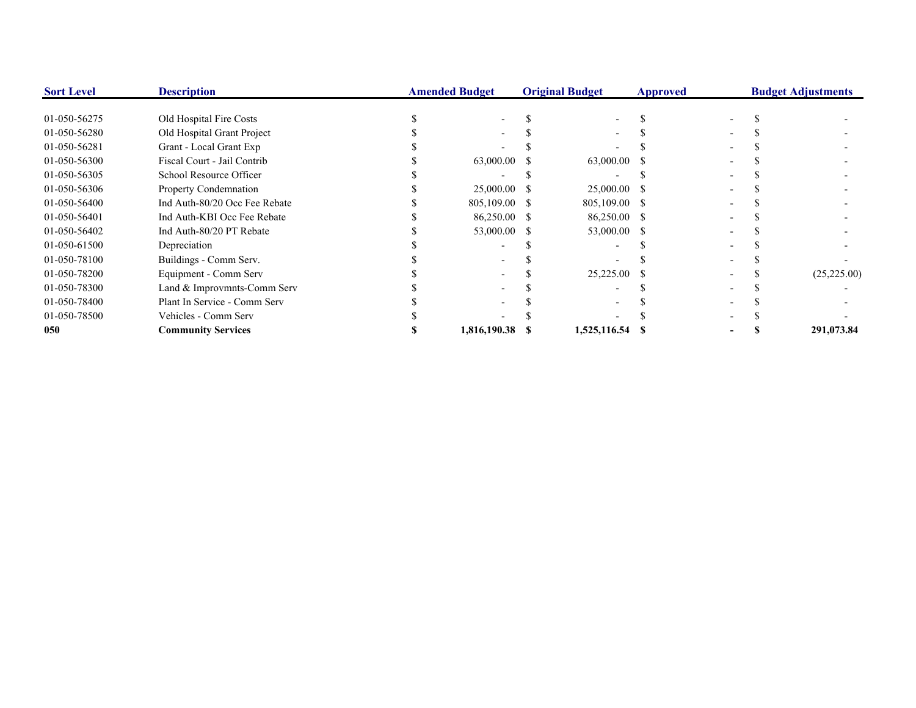| Sort Level | Description | Amended Budget | Original Budget | Approved | Budget Adjustments |
|---|---|---|---|---|---|
| 01-050-56275 | Old Hospital Fire Costs | $ - | $ - | $ - | $ - |
| 01-050-56280 | Old Hospital Grant Project | $ - | $ - | $ - | $ - |
| 01-050-56281 | Grant - Local Grant Exp | $ - | $ - | $ - | $ - |
| 01-050-56300 | Fiscal Court - Jail Contrib | $ 63,000.00 | $ 63,000.00 | $ - | $ - |
| 01-050-56305 | School Resource Officer | $ - | $ - | $ - | $ - |
| 01-050-56306 | Property Condemnation | $ 25,000.00 | $ 25,000.00 | $ - | $ - |
| 01-050-56400 | Ind Auth-80/20 Occ Fee Rebate | $ 805,109.00 | $ 805,109.00 | $ - | $ - |
| 01-050-56401 | Ind Auth-KBI Occ Fee Rebate | $ 86,250.00 | $ 86,250.00 | $ - | $ - |
| 01-050-56402 | Ind Auth-80/20 PT Rebate | $ 53,000.00 | $ 53,000.00 | $ - | $ - |
| 01-050-61500 | Depreciation | $ - | $ - | $ - | $ - |
| 01-050-78100 | Buildings - Comm Serv. | $ - | $ - | $ - | $ - |
| 01-050-78200 | Equipment - Comm Serv | $ - | $ 25,225.00 | $ - | $ (25,225.00) |
| 01-050-78300 | Land & Improvmnts-Comm Serv | $ - | $ - | $ - | $ - |
| 01-050-78400 | Plant In Service - Comm Serv | $ - | $ - | $ - | $ - |
| 01-050-78500 | Vehicles - Comm Serv | $ - | $ - | $ - | $ - |
| **050** | **Community Services** | **$ 1,816,190.38** | **$ 1,525,116.54** | **$ -** | **$ 291,073.84** |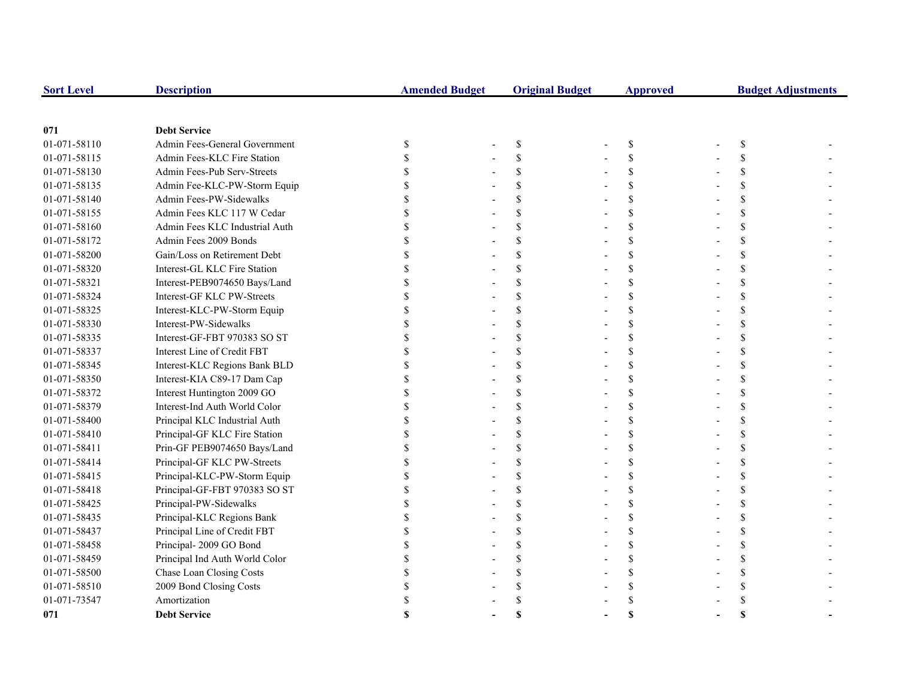| Sort Level | Description | Amended Budget | Original Budget | Approved | Budget Adjustments |
|---|---|---|---|---|---|
| **071** | **Debt Service** | | | | |
| 01-071-58110 | Admin Fees-General Government | $ - | $ - | $ - | $ - |
| 01-071-58115 | Admin Fees-KLC Fire Station | $ - | $ - | $ - | $ - |
| 01-071-58130 | Admin Fees-Pub Serv-Streets | $ - | $ - | $ - | $ - |
| 01-071-58135 | Admin Fee-KLC-PW-Storm Equip | $ - | $ - | $ - | $ - |
| 01-071-58140 | Admin Fees-PW-Sidewalks | $ - | $ - | $ - | $ - |
| 01-071-58155 | Admin Fees KLC 117 W Cedar | $ - | $ - | $ - | $ - |
| 01-071-58160 | Admin Fees KLC Industrial Auth | $ - | $ - | $ - | $ - |
| 01-071-58172 | Admin Fees 2009 Bonds | $ - | $ - | $ - | $ - |
| 01-071-58200 | Gain/Loss on Retirement Debt | $ - | $ - | $ - | $ - |
| 01-071-58320 | Interest-GL KLC Fire Station | $ - | $ - | $ - | $ - |
| 01-071-58321 | Interest-PEB9074650 Bays/Land | $ - | $ - | $ - | $ - |
| 01-071-58324 | Interest-GF KLC PW-Streets | $ - | $ - | $ - | $ - |
| 01-071-58325 | Interest-KLC-PW-Storm Equip | $ - | $ - | $ - | $ - |
| 01-071-58330 | Interest-PW-Sidewalks | $ - | $ - | $ - | $ - |
| 01-071-58335 | Interest-GF-FBT 970383 SO ST | $ - | $ - | $ - | $ - |
| 01-071-58337 | Interest Line of Credit FBT | $ - | $ - | $ - | $ - |
| 01-071-58345 | Interest-KLC Regions Bank BLD | $ - | $ - | $ - | $ - |
| 01-071-58350 | Interest-KIA C89-17 Dam Cap | $ - | $ - | $ - | $ - |
| 01-071-58372 | Interest Huntington 2009 GO | $ - | $ - | $ - | $ - |
| 01-071-58379 | Interest-Ind Auth World Color | $ - | $ - | $ - | $ - |
| 01-071-58400 | Principal KLC Industrial Auth | $ - | $ - | $ - | $ - |
| 01-071-58410 | Principal-GF KLC Fire Station | $ - | $ - | $ - | $ - |
| 01-071-58411 | Prin-GF PEB9074650 Bays/Land | $ - | $ - | $ - | $ - |
| 01-071-58414 | Principal-GF KLC PW-Streets | $ - | $ - | $ - | $ - |
| 01-071-58415 | Principal-KLC-PW-Storm Equip | $ - | $ - | $ - | $ - |
| 01-071-58418 | Principal-GF-FBT 970383 SO ST | $ - | $ - | $ - | $ - |
| 01-071-58425 | Principal-PW-Sidewalks | $ - | $ - | $ - | $ - |
| 01-071-58435 | Principal-KLC Regions Bank | $ - | $ - | $ - | $ - |
| 01-071-58437 | Principal Line of Credit FBT | $ - | $ - | $ - | $ - |
| 01-071-58458 | Principal- 2009 GO Bond | $ - | $ - | $ - | $ - |
| 01-071-58459 | Principal Ind Auth World Color | $ - | $ - | $ - | $ - |
| 01-071-58500 | Chase Loan Closing Costs | $ - | $ - | $ - | $ - |
| 01-071-58510 | 2009 Bond Closing Costs | $ - | $ - | $ - | $ - |
| 01-071-73547 | Amortization | $ - | $ - | $ - | $ - |
| **071** | **Debt Service** | **$ -** | **$ -** | **$ -** | **$ -** |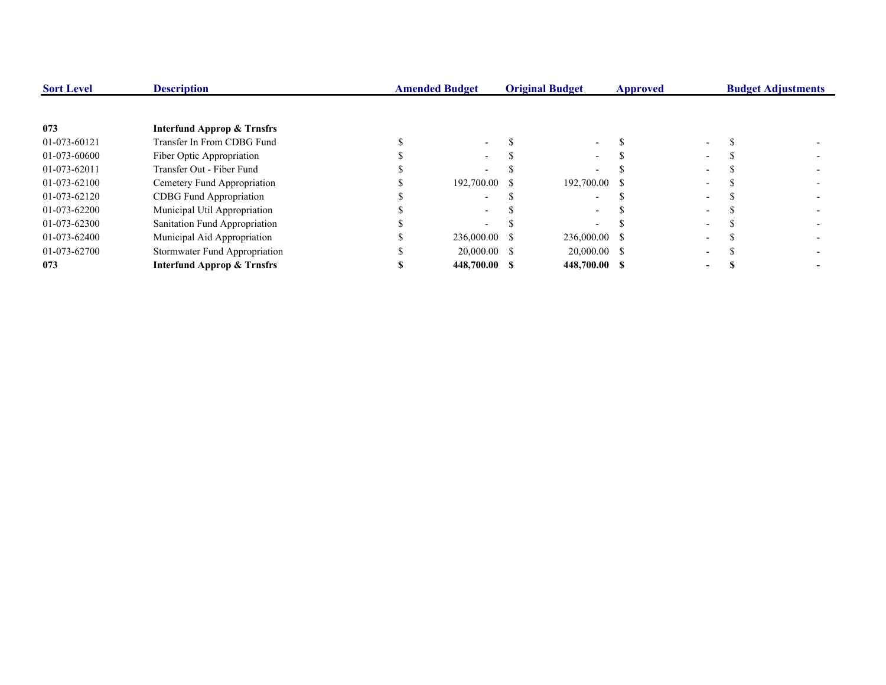| Sort Level | Description | Amended Budget | Original Budget | Approved | Budget Adjustments |
|---|---|---|---|---|---|
| **073** | **Interfund Approp & Trnsfrs** | | | | |
| 01-073-60121 | Transfer In From CDBG Fund | $ - | $ - | $ - | $ - |
| 01-073-60600 | Fiber Optic Appropriation | $ - | $ - | $ - | $ - |
| 01-073-62011 | Transfer Out - Fiber Fund | $ - | $ - | $ - | $ - |
| 01-073-62100 | Cemetery Fund Appropriation | $ 192,700.00 | $ 192,700.00 | $ - | $ - |
| 01-073-62120 | CDBG Fund Appropriation | $ - | $ - | $ - | $ - |
| 01-073-62200 | Municipal Util Appropriation | $ - | $ - | $ - | $ - |
| 01-073-62300 | Sanitation Fund Appropriation | $ - | $ - | $ - | $ - |
| 01-073-62400 | Municipal Aid Appropriation | $ 236,000.00 | $ 236,000.00 | $ - | $ - |
| 01-073-62700 | Stormwater Fund Appropriation | $ 20,000.00 | $ 20,000.00 | $ - | $ - |
| **073** | **Interfund Approp & Trnsfrs** | **$ 448,700.00** | **$ 448,700.00** | **$ -** | **$ -** |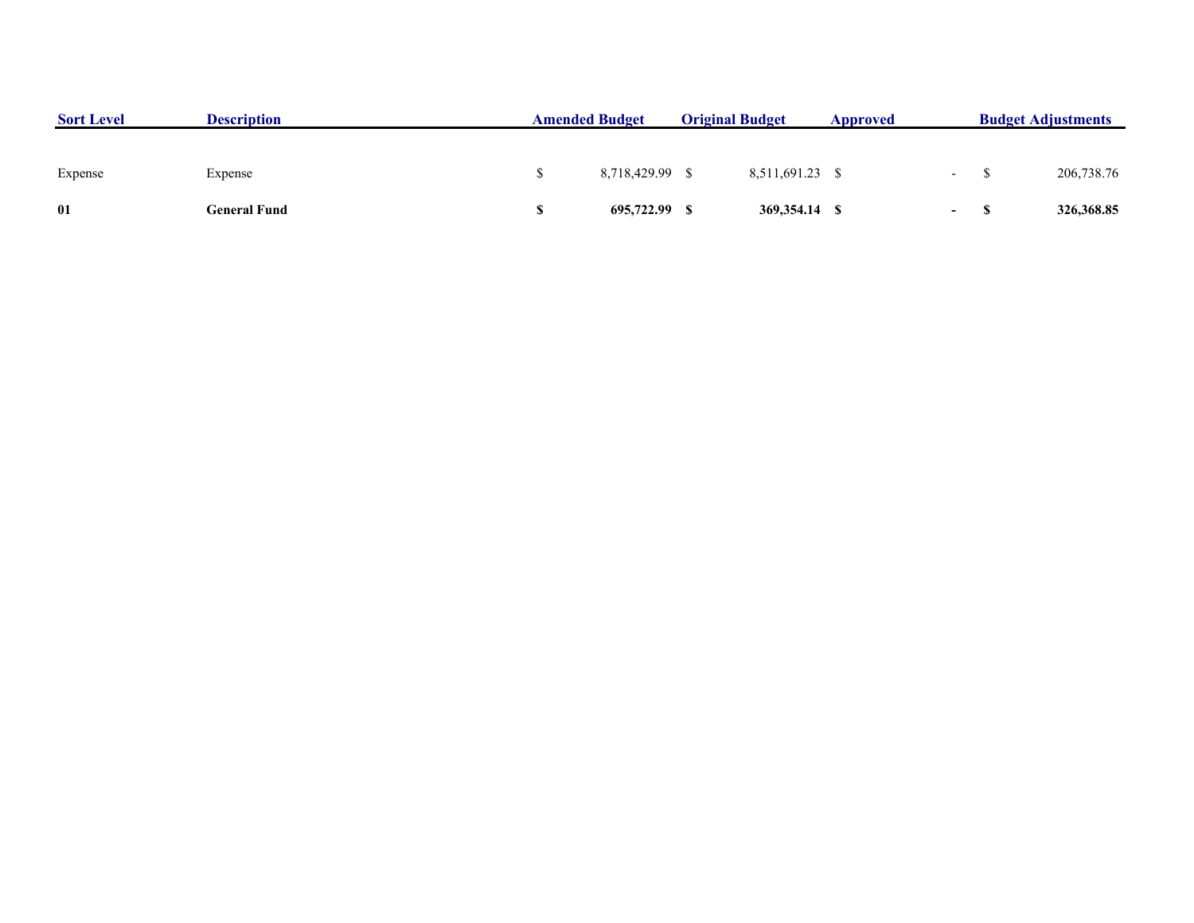| Sort Level | Description | Amended Budget | Original Budget | Approved | Budget Adjustments |
|---|---|---|---|---|---|
| Expense | Expense | $ 8,718,429.99 | $ 8,511,691.23 | $ - | $ 206,738.76 |
| **01** | **General Fund** | **$ 695,722.99** | **$ 369,354.14** | **$ -** | **$ 326,368.85** |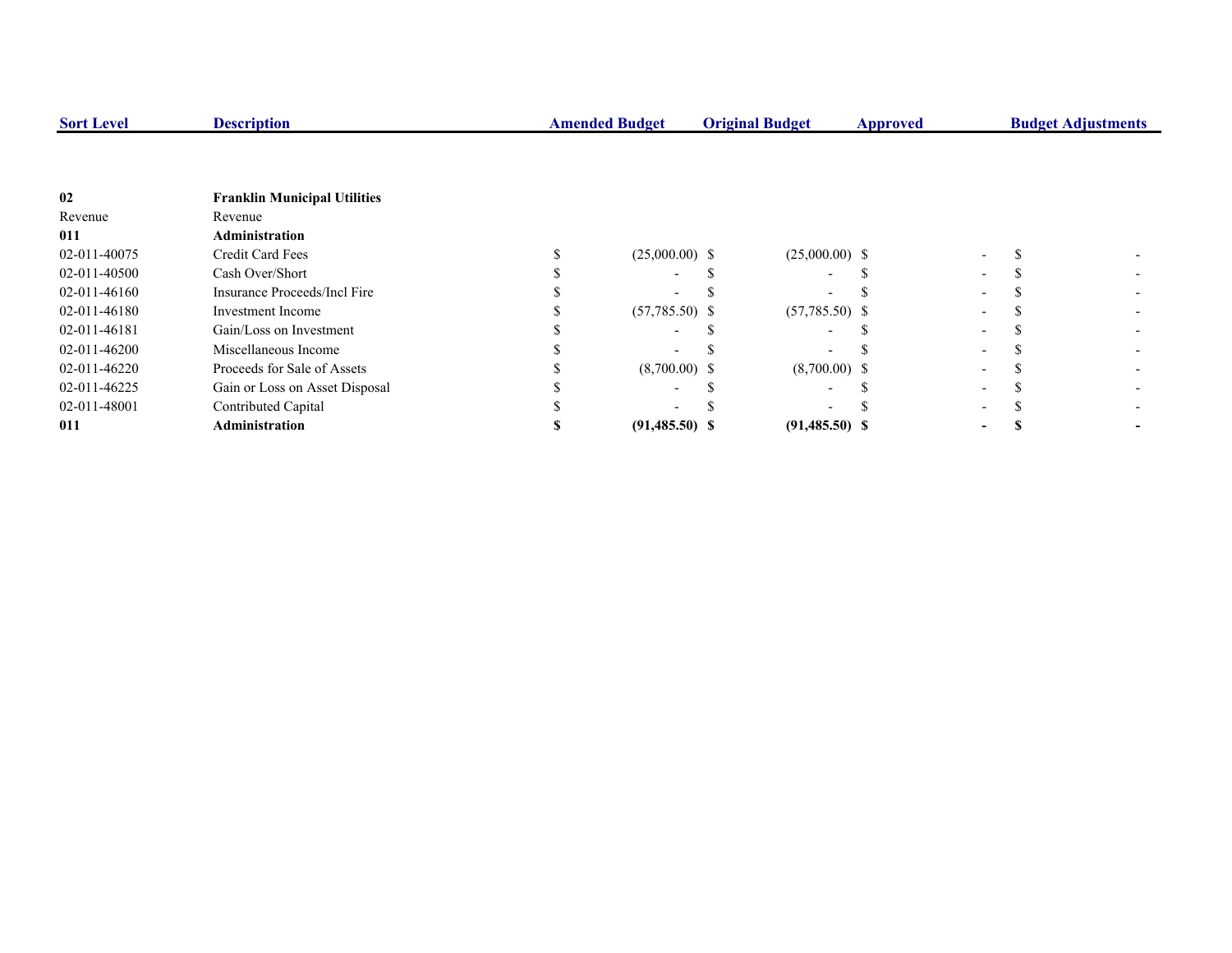| Sort Level | Description | Amended Budget | Original Budget | Approved | Budget Adjustments |
|---|---|---|---|---|---|
| **02** | **Franklin Municipal Utilities** | | | | |
| Revenue | Revenue | | | | |
| **011** | **Administration** | | | | |
| 02-011-40075 | Credit Card Fees | $ (25,000.00) | $ (25,000.00) | $ - | $ - |
| 02-011-40500 | Cash Over/Short | $ - | $ - | $ - | $ - |
| 02-011-46160 | Insurance Proceeds/Incl Fire | $ - | $ - | $ - | $ - |
| 02-011-46180 | Investment Income | $ (57,785.50) | $ (57,785.50) | $ - | $ - |
| 02-011-46181 | Gain/Loss on Investment | $ - | $ - | $ - | $ - |
| 02-011-46200 | Miscellaneous Income | $ - | $ - | $ - | $ - |
| 02-011-46220 | Proceeds for Sale of Assets | $ (8,700.00) | $ (8,700.00) | $ - | $ - |
| 02-011-46225 | Gain or Loss on Asset Disposal | $ - | $ - | $ - | $ - |
| 02-011-48001 | Contributed Capital | $ - | $ - | $ - | $ - |
| **011** | **Administration** | **$ (91,485.50)** | **$ (91,485.50)** | **$ -** | **$ -** |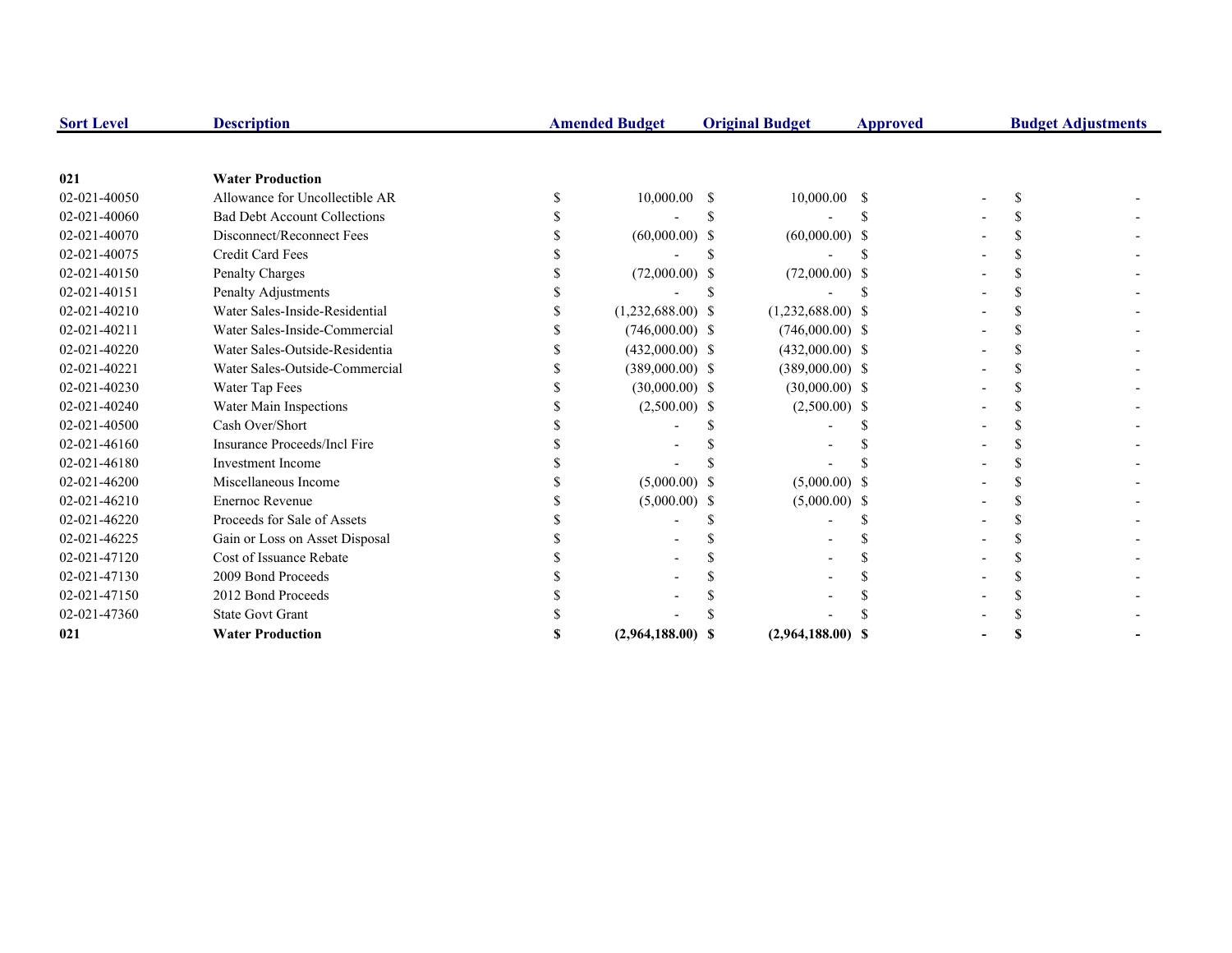| Sort Level | Description | Amended Budget | Original Budget | Approved | Budget Adjustments |
|---|---|---|---|---|---|
| **021** | **Water Production** | | | | |
| 02-021-40050 | Allowance for Uncollectible AR | $ 10,000.00 | $ 10,000.00 | $ - | $ - |
| 02-021-40060 | Bad Debt Account Collections | $ - | $ - | $ - | $ - |
| 02-021-40070 | Disconnect/Reconnect Fees | $ (60,000.00) | $ (60,000.00) | $ - | $ - |
| 02-021-40075 | Credit Card Fees | $ - | $ - | $ - | $ - |
| 02-021-40150 | Penalty Charges | $ (72,000.00) | $ (72,000.00) | $ - | $ - |
| 02-021-40151 | Penalty Adjustments | $ - | $ - | $ - | $ - |
| 02-021-40210 | Water Sales-Inside-Residential | $ (1,232,688.00) | $ (1,232,688.00) | $ - | $ - |
| 02-021-40211 | Water Sales-Inside-Commercial | $ (746,000.00) | $ (746,000.00) | $ - | $ - |
| 02-021-40220 | Water Sales-Outside-Residentia | $ (432,000.00) | $ (432,000.00) | $ - | $ - |
| 02-021-40221 | Water Sales-Outside-Commercial | $ (389,000.00) | $ (389,000.00) | $ - | $ - |
| 02-021-40230 | Water Tap Fees | $ (30,000.00) | $ (30,000.00) | $ - | $ - |
| 02-021-40240 | Water Main Inspections | $ (2,500.00) | $ (2,500.00) | $ - | $ - |
| 02-021-40500 | Cash Over/Short | $ - | $ - | $ - | $ - |
| 02-021-46160 | Insurance Proceeds/Incl Fire | $ - | $ - | $ - | $ - |
| 02-021-46180 | Investment Income | $ - | $ - | $ - | $ - |
| 02-021-46200 | Miscellaneous Income | $ (5,000.00) | $ (5,000.00) | $ - | $ - |
| 02-021-46210 | Enernoc Revenue | $ (5,000.00) | $ (5,000.00) | $ - | $ - |
| 02-021-46220 | Proceeds for Sale of Assets | $ - | $ - | $ - | $ - |
| 02-021-46225 | Gain or Loss on Asset Disposal | $ - | $ - | $ - | $ - |
| 02-021-47120 | Cost of Issuance Rebate | $ - | $ - | $ - | $ - |
| 02-021-47130 | 2009 Bond Proceeds | $ - | $ - | $ - | $ - |
| 02-021-47150 | 2012 Bond Proceeds | $ - | $ - | $ - | $ - |
| 02-021-47360 | State Govt Grant | $ - | $ - | $ - | $ - |
| **021** | **Water Production** | **$ (2,964,188.00)** | **$ (2,964,188.00)** | **$ -** | **$ -** |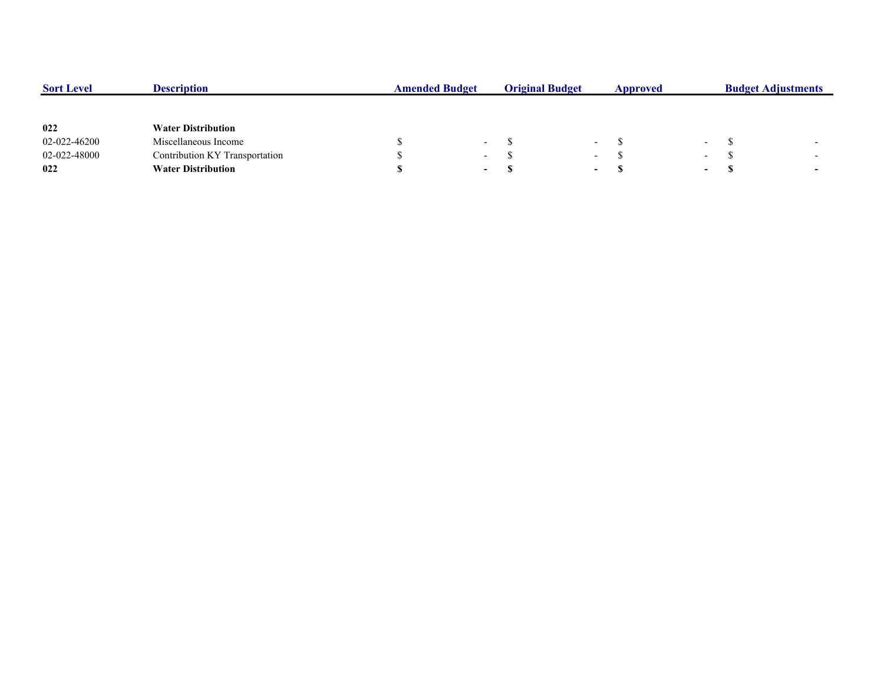| Sort Level | Description | Amended Budget | Original Budget | Approved | Budget Adjustments |
|---|---|---|---|---|---|
| **022** | **Water Distribution** | | | | |
| 02-022-46200 | Miscellaneous Income | $ - | $ - | $ - | $ - |
| 02-022-48000 | Contribution KY Transportation | $ - | $ - | $ - | $ - |
| **022** | **Water Distribution** | **$ -** | **$ -** | **$ -** | **$ -** |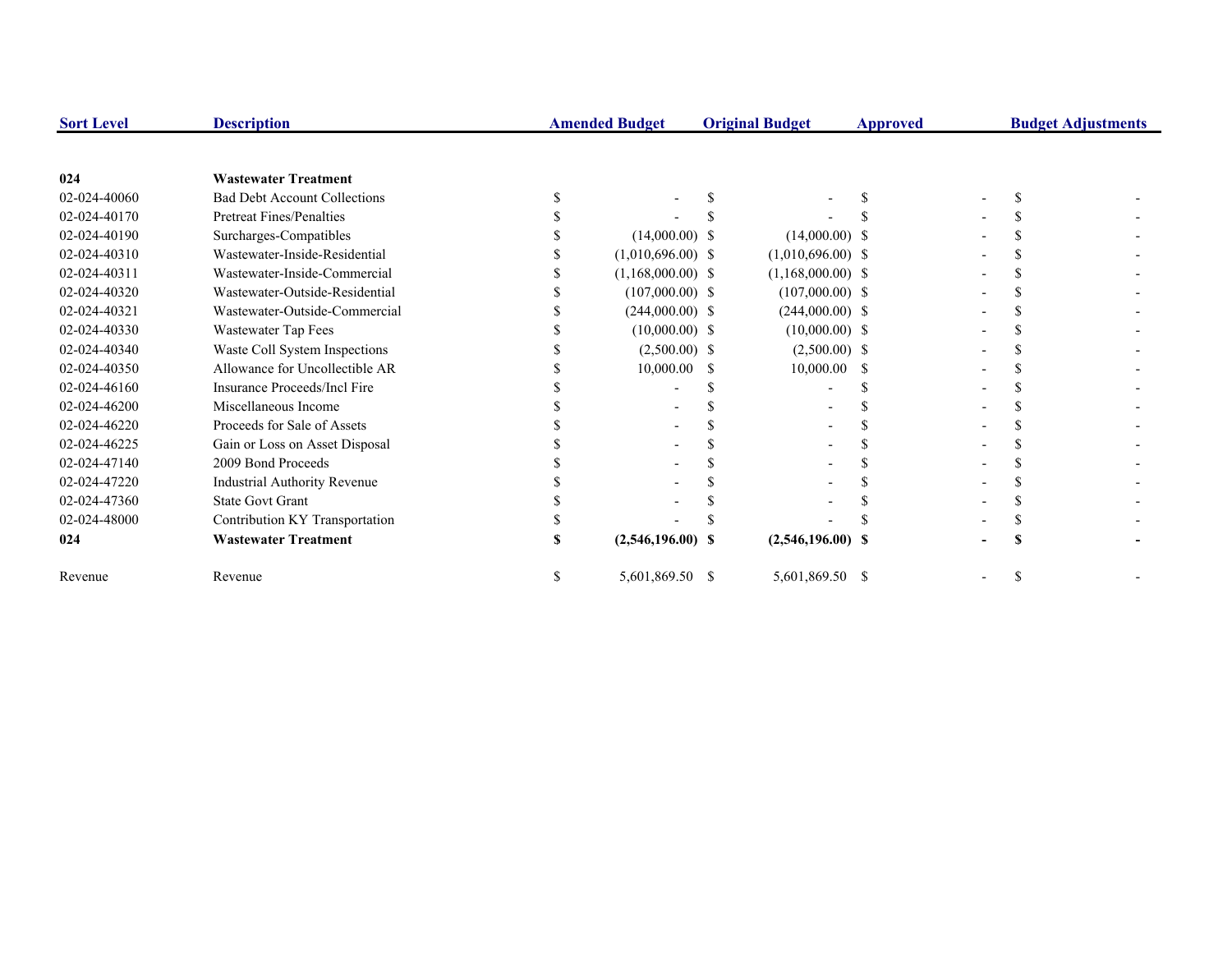| Sort Level | Description | Amended Budget | Original Budget | Approved | Budget Adjustments |
|---|---|---|---|---|---|
| **024** | **Wastewater Treatment** | | | | |
| 02-024-40060 | Bad Debt Account Collections | $ - | $ - | $ - | $ - |
| 02-024-40170 | Pretreat Fines/Penalties | $ - | $ - | $ - | $ - |
| 02-024-40190 | Surcharges-Compatibles | $ (14,000.00) | $ (14,000.00) | $ - | $ - |
| 02-024-40310 | Wastewater-Inside-Residential | $ (1,010,696.00) | $ (1,010,696.00) | $ - | $ - |
| 02-024-40311 | Wastewater-Inside-Commercial | $ (1,168,000.00) | $ (1,168,000.00) | $ - | $ - |
| 02-024-40320 | Wastewater-Outside-Residential | $ (107,000.00) | $ (107,000.00) | $ - | $ - |
| 02-024-40321 | Wastewater-Outside-Commercial | $ (244,000.00) | $ (244,000.00) | $ - | $ - |
| 02-024-40330 | Wastewater Tap Fees | $ (10,000.00) | $ (10,000.00) | $ - | $ - |
| 02-024-40340 | Waste Coll System Inspections | $ (2,500.00) | $ (2,500.00) | $ - | $ - |
| 02-024-40350 | Allowance for Uncollectible AR | $ 10,000.00 | $ 10,000.00 | $ - | $ - |
| 02-024-46160 | Insurance Proceeds/Incl Fire | $ - | $ - | $ - | $ - |
| 02-024-46200 | Miscellaneous Income | $ - | $ - | $ - | $ - |
| 02-024-46220 | Proceeds for Sale of Assets | $ - | $ - | $ - | $ - |
| 02-024-46225 | Gain or Loss on Asset Disposal | $ - | $ - | $ - | $ - |
| 02-024-47140 | 2009 Bond Proceeds | $ - | $ - | $ - | $ - |
| 02-024-47220 | Industrial Authority Revenue | $ - | $ - | $ - | $ - |
| 02-024-47360 | State Govt Grant | $ - | $ - | $ - | $ - |
| 02-024-48000 | Contribution KY Transportation | $ - | $ - | $ - | $ - |
| **024** | **Wastewater Treatment** | **$ (2,546,196.00)** | **$ (2,546,196.00)** | **$ -** | **$ -** |
| Revenue | Revenue | $ 5,601,869.50 | $ 5,601,869.50 | $ - | $ - |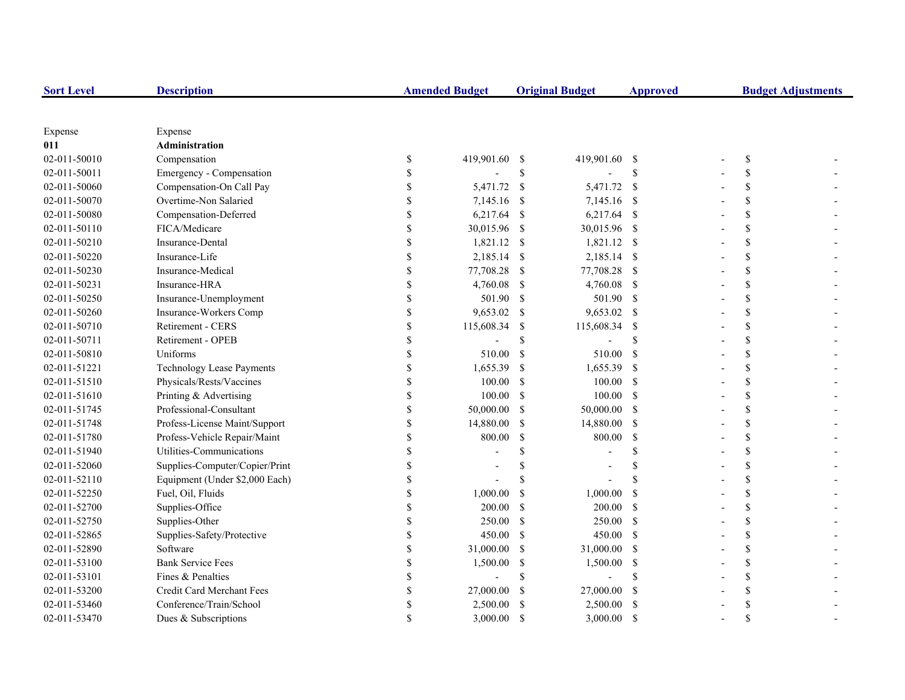| Sort Level | Description | Amended Budget | Original Budget | Approved | Budget Adjustments |
|---|---|---|---|---|---|
| Expense | Expense | | | | |
| **011** | **Administration** | | | | |
| 02-011-50010 | Compensation | $ 419,901.60 | $ 419,901.60 | $ - | $ - |
| 02-011-50011 | Emergency - Compensation | $ - | $ - | $ - | $ - |
| 02-011-50060 | Compensation-On Call Pay | $ 5,471.72 | $ 5,471.72 | $ - | $ - |
| 02-011-50070 | Overtime-Non Salaried | $ 7,145.16 | $ 7,145.16 | $ - | $ - |
| 02-011-50080 | Compensation-Deferred | $ 6,217.64 | $ 6,217.64 | $ - | $ - |
| 02-011-50110 | FICA/Medicare | $ 30,015.96 | $ 30,015.96 | $ - | $ - |
| 02-011-50210 | Insurance-Dental | $ 1,821.12 | $ 1,821.12 | $ - | $ - |
| 02-011-50220 | Insurance-Life | $ 2,185.14 | $ 2,185.14 | $ - | $ - |
| 02-011-50230 | Insurance-Medical | $ 77,708.28 | $ 77,708.28 | $ - | $ - |
| 02-011-50231 | Insurance-HRA | $ 4,760.08 | $ 4,760.08 | $ - | $ - |
| 02-011-50250 | Insurance-Unemployment | $ 501.90 | $ 501.90 | $ - | $ - |
| 02-011-50260 | Insurance-Workers Comp | $ 9,653.02 | $ 9,653.02 | $ - | $ - |
| 02-011-50710 | Retirement - CERS | $ 115,608.34 | $ 115,608.34 | $ - | $ - |
| 02-011-50711 | Retirement - OPEB | $ - | $ - | $ - | $ - |
| 02-011-50810 | Uniforms | $ 510.00 | $ 510.00 | $ - | $ - |
| 02-011-51221 | Technology Lease Payments | $ 1,655.39 | $ 1,655.39 | $ - | $ - |
| 02-011-51510 | Physicals/Rests/Vaccines | $ 100.00 | $ 100.00 | $ - | $ - |
| 02-011-51610 | Printing & Advertising | $ 100.00 | $ 100.00 | $ - | $ - |
| 02-011-51745 | Professional-Consultant | $ 50,000.00 | $ 50,000.00 | $ - | $ - |
| 02-011-51748 | Profess-License Maint/Support | $ 14,880.00 | $ 14,880.00 | $ - | $ - |
| 02-011-51780 | Profess-Vehicle Repair/Maint | $ 800.00 | $ 800.00 | $ - | $ - |
| 02-011-51940 | Utilities-Communications | $ - | $ - | $ - | $ - |
| 02-011-52060 | Supplies-Computer/Copier/Print | $ - | $ - | $ - | $ - |
| 02-011-52110 | Equipment (Under $2,000 Each) | $ - | $ - | $ - | $ - |
| 02-011-52250 | Fuel, Oil, Fluids | $ 1,000.00 | $ 1,000.00 | $ - | $ - |
| 02-011-52700 | Supplies-Office | $ 200.00 | $ 200.00 | $ - | $ - |
| 02-011-52750 | Supplies-Other | $ 250.00 | $ 250.00 | $ - | $ - |
| 02-011-52865 | Supplies-Safety/Protective | $ 450.00 | $ 450.00 | $ - | $ - |
| 02-011-52890 | Software | $ 31,000.00 | $ 31,000.00 | $ - | $ - |
| 02-011-53100 | Bank Service Fees | $ 1,500.00 | $ 1,500.00 | $ - | $ - |
| 02-011-53101 | Fines & Penalties | $ - | $ - | $ - | $ - |
| 02-011-53200 | Credit Card Merchant Fees | $ 27,000.00 | $ 27,000.00 | $ - | $ - |
| 02-011-53460 | Conference/Train/School | $ 2,500.00 | $ 2,500.00 | $ - | $ - |
| 02-011-53470 | Dues & Subscriptions | $ 3,000.00 | $ 3,000.00 | $ - | $ - |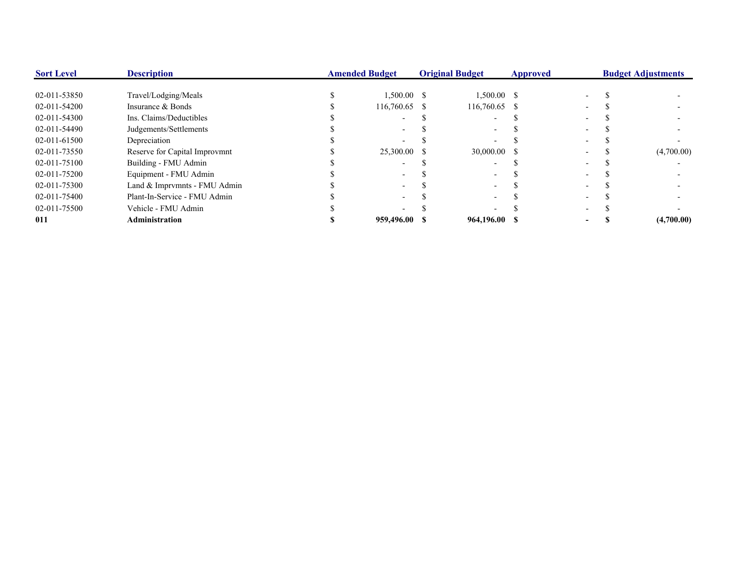| Sort Level | Description | Amended Budget | Original Budget | Approved | Budget Adjustments |
|---|---|---|---|---|---|
| 02-011-53850 | Travel/Lodging/Meals | $ 1,500.00 | $ 1,500.00 | $ - | $ - |
| 02-011-54200 | Insurance & Bonds | $ 116,760.65 | $ 116,760.65 | $ - | $ - |
| 02-011-54300 | Ins. Claims/Deductibles | $ - | $ - | $ - | $ - |
| 02-011-54490 | Judgements/Settlements | $ - | $ - | $ - | $ - |
| 02-011-61500 | Depreciation | $ - | $ - | $ - | $ - |
| 02-011-73550 | Reserve for Capital Improvmnt | $ 25,300.00 | $ 30,000.00 | $ - | $ (4,700.00) |
| 02-011-75100 | Building - FMU Admin | $ - | $ - | $ - | $ - |
| 02-011-75200 | Equipment - FMU Admin | $ - | $ - | $ - | $ - |
| 02-011-75300 | Land & Imprvmnts - FMU Admin | $ - | $ - | $ - | $ - |
| 02-011-75400 | Plant-In-Service - FMU Admin | $ - | $ - | $ - | $ - |
| 02-011-75500 | Vehicle - FMU Admin | $ - | $ - | $ - | $ - |
| **011** | **Administration** | **$ 959,496.00** | **$ 964,196.00** | **$ -** | **$ (4,700.00)** |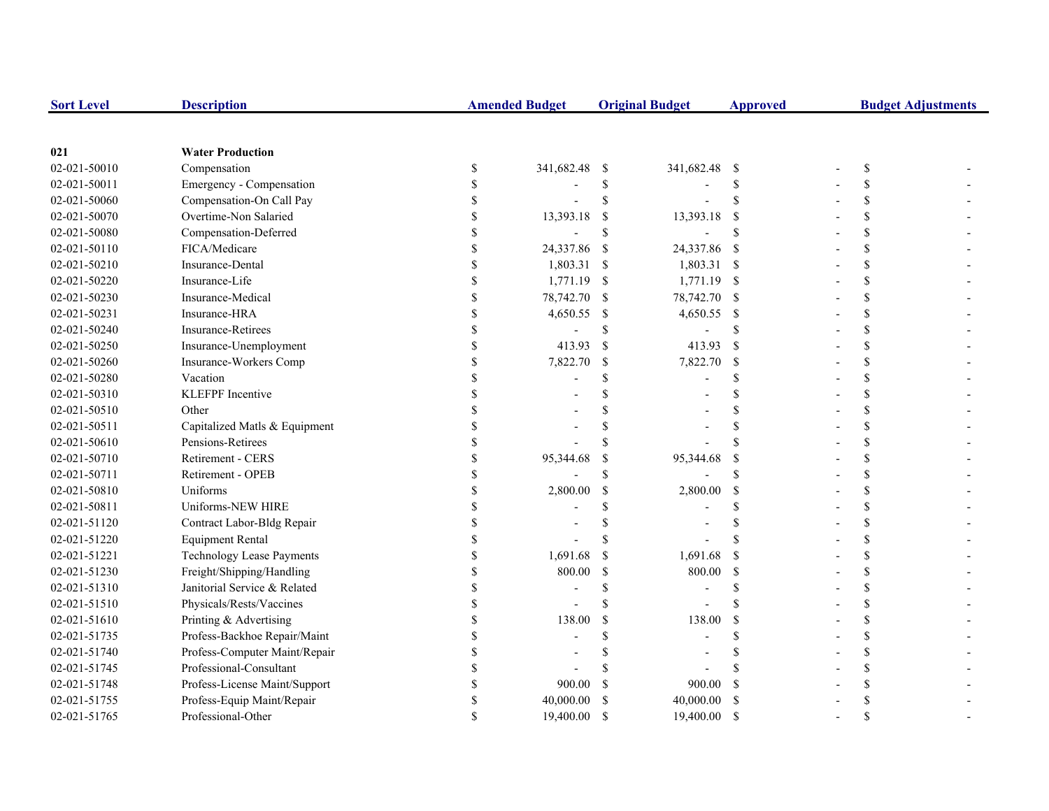| Sort Level | Description | Amended Budget | Original Budget | Approved | Budget Adjustments |
|---|---|---|---|---|---|
| **021** | **Water Production** | | | | |
| 02-021-50010 | Compensation | $ 341,682.48 | $ 341,682.48 | $ - | $ - |
| 02-021-50011 | Emergency - Compensation | $ - | $ - | $ - | $ - |
| 02-021-50060 | Compensation-On Call Pay | $ - | $ - | $ - | $ - |
| 02-021-50070 | Overtime-Non Salaried | $ 13,393.18 | $ 13,393.18 | $ - | $ - |
| 02-021-50080 | Compensation-Deferred | $ - | $ - | $ - | $ - |
| 02-021-50110 | FICA/Medicare | $ 24,337.86 | $ 24,337.86 | $ - | $ - |
| 02-021-50210 | Insurance-Dental | $ 1,803.31 | $ 1,803.31 | $ - | $ - |
| 02-021-50220 | Insurance-Life | $ 1,771.19 | $ 1,771.19 | $ - | $ - |
| 02-021-50230 | Insurance-Medical | $ 78,742.70 | $ 78,742.70 | $ - | $ - |
| 02-021-50231 | Insurance-HRA | $ 4,650.55 | $ 4,650.55 | $ - | $ - |
| 02-021-50240 | Insurance-Retirees | $ - | $ - | $ - | $ - |
| 02-021-50250 | Insurance-Unemployment | $ 413.93 | $ 413.93 | $ - | $ - |
| 02-021-50260 | Insurance-Workers Comp | $ 7,822.70 | $ 7,822.70 | $ - | $ - |
| 02-021-50280 | Vacation | $ - | $ - | $ - | $ - |
| 02-021-50310 | KLEFPF Incentive | $ - | $ - | $ - | $ - |
| 02-021-50510 | Other | $ - | $ - | $ - | $ - |
| 02-021-50511 | Capitalized Matls & Equipment | $ - | $ - | $ - | $ - |
| 02-021-50610 | Pensions-Retirees | $ - | $ - | $ - | $ - |
| 02-021-50710 | Retirement - CERS | $ 95,344.68 | $ 95,344.68 | $ - | $ - |
| 02-021-50711 | Retirement - OPEB | $ - | $ - | $ - | $ - |
| 02-021-50810 | Uniforms | $ 2,800.00 | $ 2,800.00 | $ - | $ - |
| 02-021-50811 | Uniforms-NEW HIRE | $ - | $ - | $ - | $ - |
| 02-021-51120 | Contract Labor-Bldg Repair | $ - | $ - | $ - | $ - |
| 02-021-51220 | Equipment Rental | $ - | $ - | $ - | $ - |
| 02-021-51221 | Technology Lease Payments | $ 1,691.68 | $ 1,691.68 | $ - | $ - |
| 02-021-51230 | Freight/Shipping/Handling | $ 800.00 | $ 800.00 | $ - | $ - |
| 02-021-51310 | Janitorial Service & Related | $ - | $ - | $ - | $ - |
| 02-021-51510 | Physicals/Rests/Vaccines | $ - | $ - | $ - | $ - |
| 02-021-51610 | Printing & Advertising | $ 138.00 | $ 138.00 | $ - | $ - |
| 02-021-51735 | Profess-Backhoe Repair/Maint | $ - | $ - | $ - | $ - |
| 02-021-51740 | Profess-Computer Maint/Repair | $ - | $ - | $ - | $ - |
| 02-021-51745 | Professional-Consultant | $ - | $ - | $ - | $ - |
| 02-021-51748 | Profess-License Maint/Support | $ 900.00 | $ 900.00 | $ - | $ - |
| 02-021-51755 | Profess-Equip Maint/Repair | $ 40,000.00 | $ 40,000.00 | $ - | $ - |
| 02-021-51765 | Professional-Other | $ 19,400.00 | $ 19,400.00 | $ - | $ - |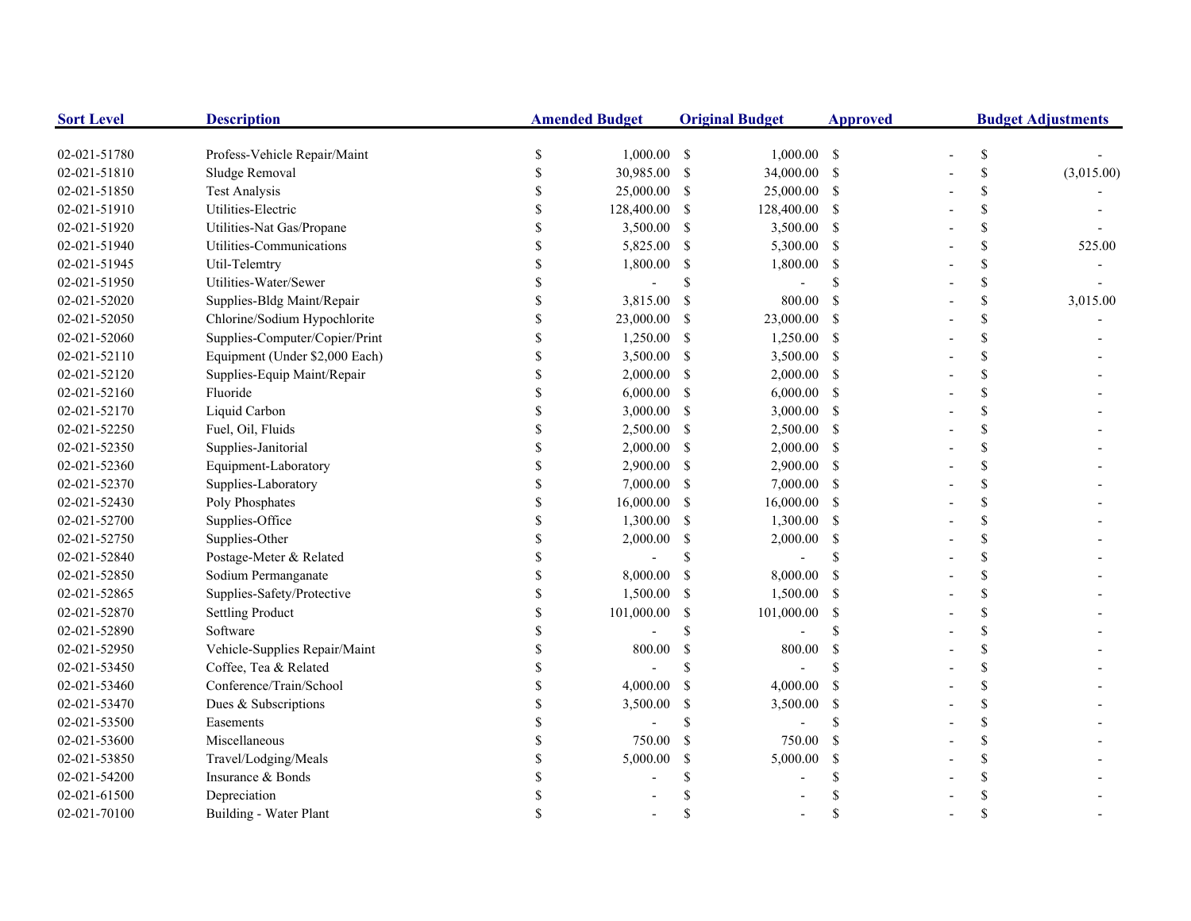| Sort Level | Description | Amended Budget | Original Budget | Approved | Budget Adjustments |
|---|---|---|---|---|---|
| 02-021-51780 | Profess-Vehicle Repair/Maint | $ 1,000.00 | $ 1,000.00 | $ - | $ - |
| 02-021-51810 | Sludge Removal | $ 30,985.00 | $ 34,000.00 | $ - | $ (3,015.00) |
| 02-021-51850 | Test Analysis | $ 25,000.00 | $ 25,000.00 | $ - | $ - |
| 02-021-51910 | Utilities-Electric | $ 128,400.00 | $ 128,400.00 | $ - | $ - |
| 02-021-51920 | Utilities-Nat Gas/Propane | $ 3,500.00 | $ 3,500.00 | $ - | $ - |
| 02-021-51940 | Utilities-Communications | $ 5,825.00 | $ 5,300.00 | $ - | $ 525.00 |
| 02-021-51945 | Util-Telemtry | $ 1,800.00 | $ 1,800.00 | $ - | $ - |
| 02-021-51950 | Utilities-Water/Sewer | $ - | $ - | $ - | $ - |
| 02-021-52020 | Supplies-Bldg Maint/Repair | $ 3,815.00 | $ 800.00 | $ - | $ 3,015.00 |
| 02-021-52050 | Chlorine/Sodium Hypochlorite | $ 23,000.00 | $ 23,000.00 | $ - | $ - |
| 02-021-52060 | Supplies-Computer/Copier/Print | $ 1,250.00 | $ 1,250.00 | $ - | $ - |
| 02-021-52110 | Equipment (Under $2,000 Each) | $ 3,500.00 | $ 3,500.00 | $ - | $ - |
| 02-021-52120 | Supplies-Equip Maint/Repair | $ 2,000.00 | $ 2,000.00 | $ - | $ - |
| 02-021-52160 | Fluoride | $ 6,000.00 | $ 6,000.00 | $ - | $ - |
| 02-021-52170 | Liquid Carbon | $ 3,000.00 | $ 3,000.00 | $ - | $ - |
| 02-021-52250 | Fuel, Oil, Fluids | $ 2,500.00 | $ 2,500.00 | $ - | $ - |
| 02-021-52350 | Supplies-Janitorial | $ 2,000.00 | $ 2,000.00 | $ - | $ - |
| 02-021-52360 | Equipment-Laboratory | $ 2,900.00 | $ 2,900.00 | $ - | $ - |
| 02-021-52370 | Supplies-Laboratory | $ 7,000.00 | $ 7,000.00 | $ - | $ - |
| 02-021-52430 | Poly Phosphates | $ 16,000.00 | $ 16,000.00 | $ - | $ - |
| 02-021-52700 | Supplies-Office | $ 1,300.00 | $ 1,300.00 | $ - | $ - |
| 02-021-52750 | Supplies-Other | $ 2,000.00 | $ 2,000.00 | $ - | $ - |
| 02-021-52840 | Postage-Meter & Related | $ - | $ - | $ - | $ - |
| 02-021-52850 | Sodium Permanganate | $ 8,000.00 | $ 8,000.00 | $ - | $ - |
| 02-021-52865 | Supplies-Safety/Protective | $ 1,500.00 | $ 1,500.00 | $ - | $ - |
| 02-021-52870 | Settling Product | $ 101,000.00 | $ 101,000.00 | $ - | $ - |
| 02-021-52890 | Software | $ - | $ - | $ - | $ - |
| 02-021-52950 | Vehicle-Supplies Repair/Maint | $ 800.00 | $ 800.00 | $ - | $ - |
| 02-021-53450 | Coffee, Tea & Related | $ - | $ - | $ - | $ - |
| 02-021-53460 | Conference/Train/School | $ 4,000.00 | $ 4,000.00 | $ - | $ - |
| 02-021-53470 | Dues & Subscriptions | $ 3,500.00 | $ 3,500.00 | $ - | $ - |
| 02-021-53500 | Easements | $ - | $ - | $ - | $ - |
| 02-021-53600 | Miscellaneous | $ 750.00 | $ 750.00 | $ - | $ - |
| 02-021-53850 | Travel/Lodging/Meals | $ 5,000.00 | $ 5,000.00 | $ - | $ - |
| 02-021-54200 | Insurance & Bonds | $ - | $ - | $ - | $ - |
| 02-021-61500 | Depreciation | $ - | $ - | $ - | $ - |
| 02-021-70100 | Building - Water Plant | $ - | $ - | $ - | $ - |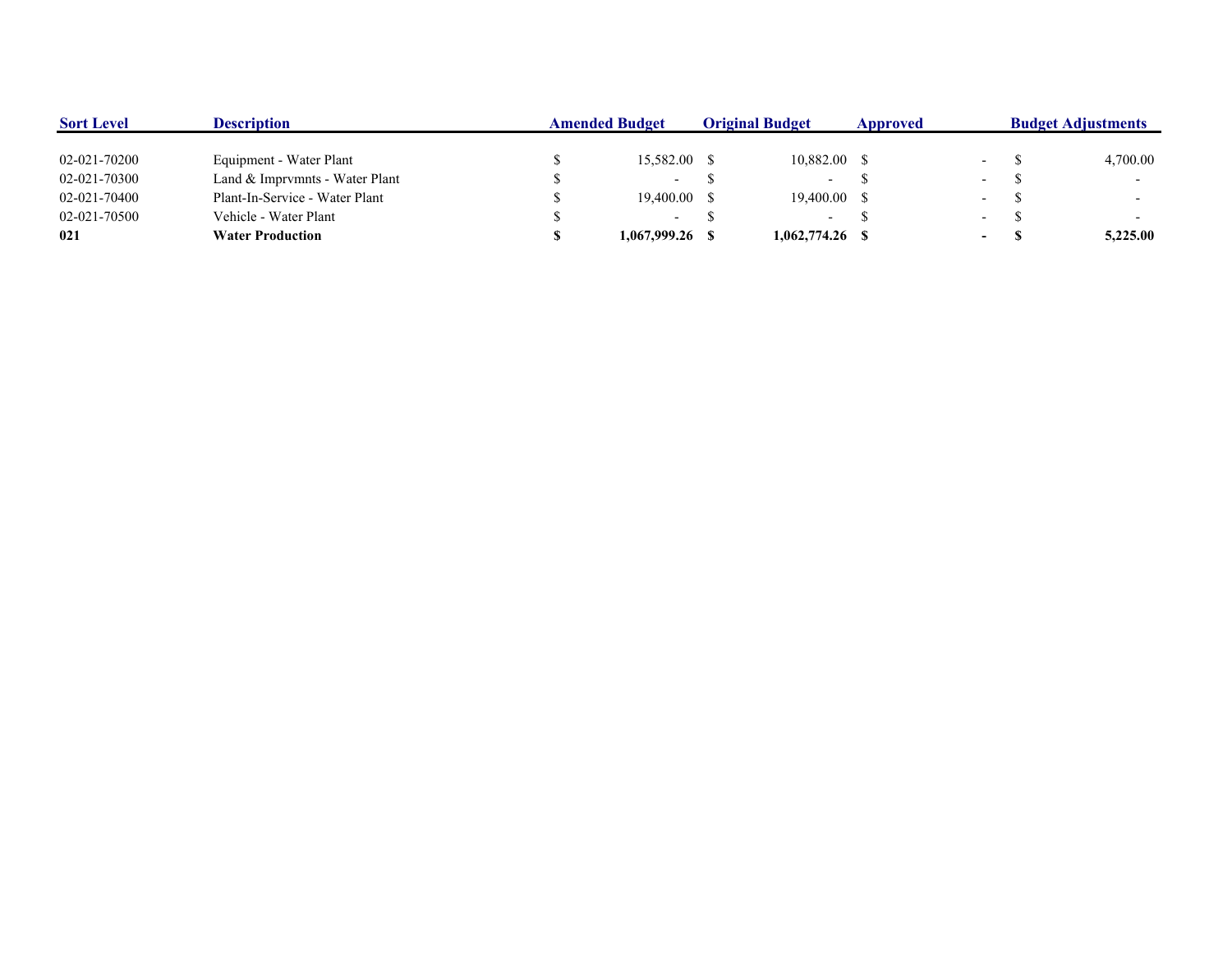| Sort Level | Description | Amended Budget | Original Budget | Approved | Budget Adjustments |
|---|---|---|---|---|---|
| 02-021-70200 | Equipment - Water Plant | $ 15,582.00 | $ 10,882.00 | $ - | $ 4,700.00 |
| 02-021-70300 | Land & Imprvmnts - Water Plant | $ - | $ - | $ - | $ - |
| 02-021-70400 | Plant-In-Service - Water Plant | $ 19,400.00 | $ 19,400.00 | $ - | $ - |
| 02-021-70500 | Vehicle - Water Plant | $ - | $ - | $ - | $ - |
| **021** | **Water Production** | **$ 1,067,999.26** | **$ 1,062,774.26** | **$ -** | **$ 5,225.00** |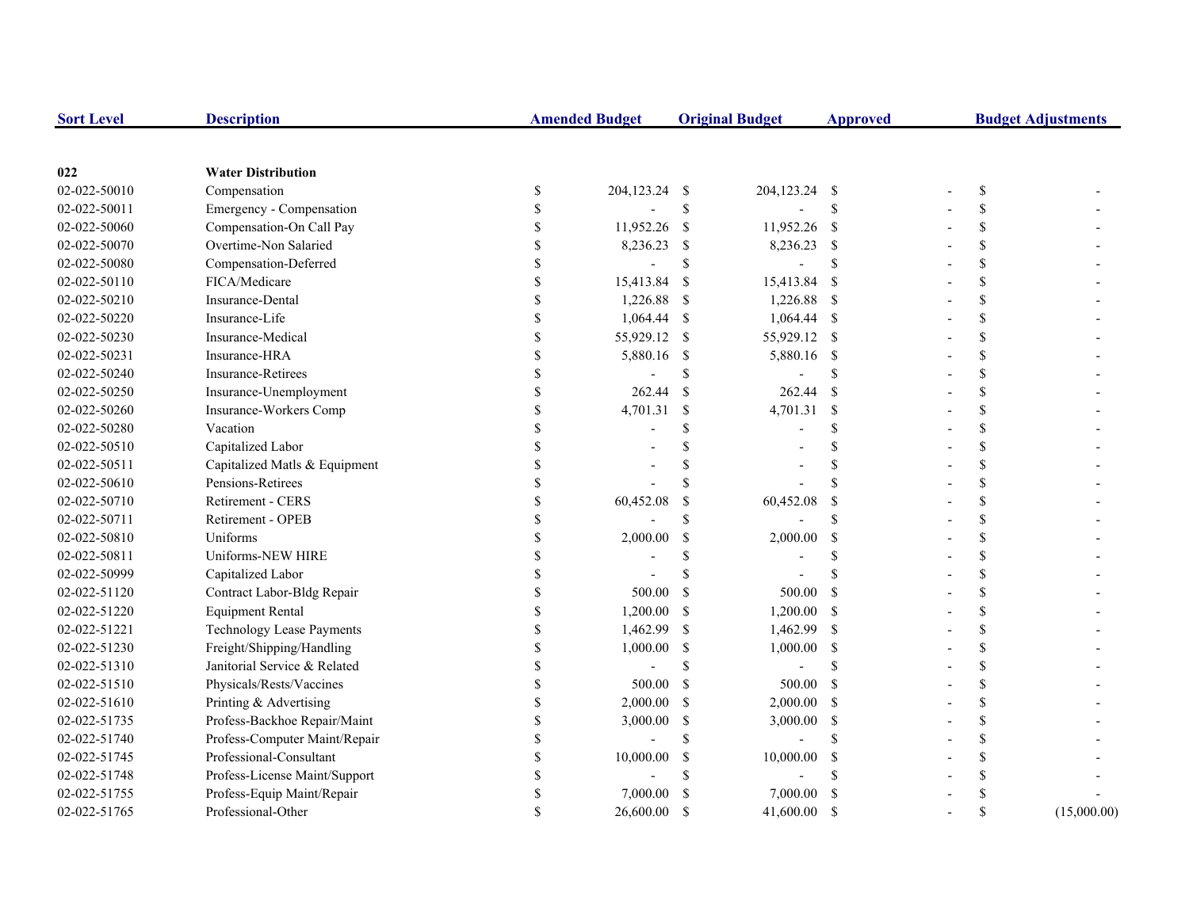| Sort Level | Description | Amended Budget | Original Budget | Approved | Budget Adjustments |
|---|---|---|---|---|---|
| **022** | **Water Distribution** | | | | |
| 02-022-50010 | Compensation | $ 204,123.24 | $ 204,123.24 | $ - | $ - |
| 02-022-50011 | Emergency - Compensation | $ - | $ - | $ - | $ - |
| 02-022-50060 | Compensation-On Call Pay | $ 11,952.26 | $ 11,952.26 | $ - | $ - |
| 02-022-50070 | Overtime-Non Salaried | $ 8,236.23 | $ 8,236.23 | $ - | $ - |
| 02-022-50080 | Compensation-Deferred | $ - | $ - | $ - | $ - |
| 02-022-50110 | FICA/Medicare | $ 15,413.84 | $ 15,413.84 | $ - | $ - |
| 02-022-50210 | Insurance-Dental | $ 1,226.88 | $ 1,226.88 | $ - | $ - |
| 02-022-50220 | Insurance-Life | $ 1,064.44 | $ 1,064.44 | $ - | $ - |
| 02-022-50230 | Insurance-Medical | $ 55,929.12 | $ 55,929.12 | $ - | $ - |
| 02-022-50231 | Insurance-HRA | $ 5,880.16 | $ 5,880.16 | $ - | $ - |
| 02-022-50240 | Insurance-Retirees | $ - | $ - | $ - | $ - |
| 02-022-50250 | Insurance-Unemployment | $ 262.44 | $ 262.44 | $ - | $ - |
| 02-022-50260 | Insurance-Workers Comp | $ 4,701.31 | $ 4,701.31 | $ - | $ - |
| 02-022-50280 | Vacation | $ - | $ - | $ - | $ - |
| 02-022-50510 | Capitalized Labor | $ - | $ - | $ - | $ - |
| 02-022-50511 | Capitalized Matls & Equipment | $ - | $ - | $ - | $ - |
| 02-022-50610 | Pensions-Retirees | $ - | $ - | $ - | $ - |
| 02-022-50710 | Retirement - CERS | $ 60,452.08 | $ 60,452.08 | $ - | $ - |
| 02-022-50711 | Retirement - OPEB | $ - | $ - | $ - | $ - |
| 02-022-50810 | Uniforms | $ 2,000.00 | $ 2,000.00 | $ - | $ - |
| 02-022-50811 | Uniforms-NEW HIRE | $ - | $ - | $ - | $ - |
| 02-022-50999 | Capitalized Labor | $ - | $ - | $ - | $ - |
| 02-022-51120 | Contract Labor-Bldg Repair | $ 500.00 | $ 500.00 | $ - | $ - |
| 02-022-51220 | Equipment Rental | $ 1,200.00 | $ 1,200.00 | $ - | $ - |
| 02-022-51221 | Technology Lease Payments | $ 1,462.99 | $ 1,462.99 | $ - | $ - |
| 02-022-51230 | Freight/Shipping/Handling | $ 1,000.00 | $ 1,000.00 | $ - | $ - |
| 02-022-51310 | Janitorial Service & Related | $ - | $ - | $ - | $ - |
| 02-022-51510 | Physicals/Rests/Vaccines | $ 500.00 | $ 500.00 | $ - | $ - |
| 02-022-51610 | Printing & Advertising | $ 2,000.00 | $ 2,000.00 | $ - | $ - |
| 02-022-51735 | Profess-Backhoe Repair/Maint | $ 3,000.00 | $ 3,000.00 | $ - | $ - |
| 02-022-51740 | Profess-Computer Maint/Repair | $ - | $ - | $ - | $ - |
| 02-022-51745 | Professional-Consultant | $ 10,000.00 | $ 10,000.00 | $ - | $ - |
| 02-022-51748 | Profess-License Maint/Support | $ - | $ - | $ - | $ - |
| 02-022-51755 | Profess-Equip Maint/Repair | $ 7,000.00 | $ 7,000.00 | $ - | $ - |
| 02-022-51765 | Professional-Other | $ 26,600.00 | $ 41,600.00 | $ - | $ (15,000.00) |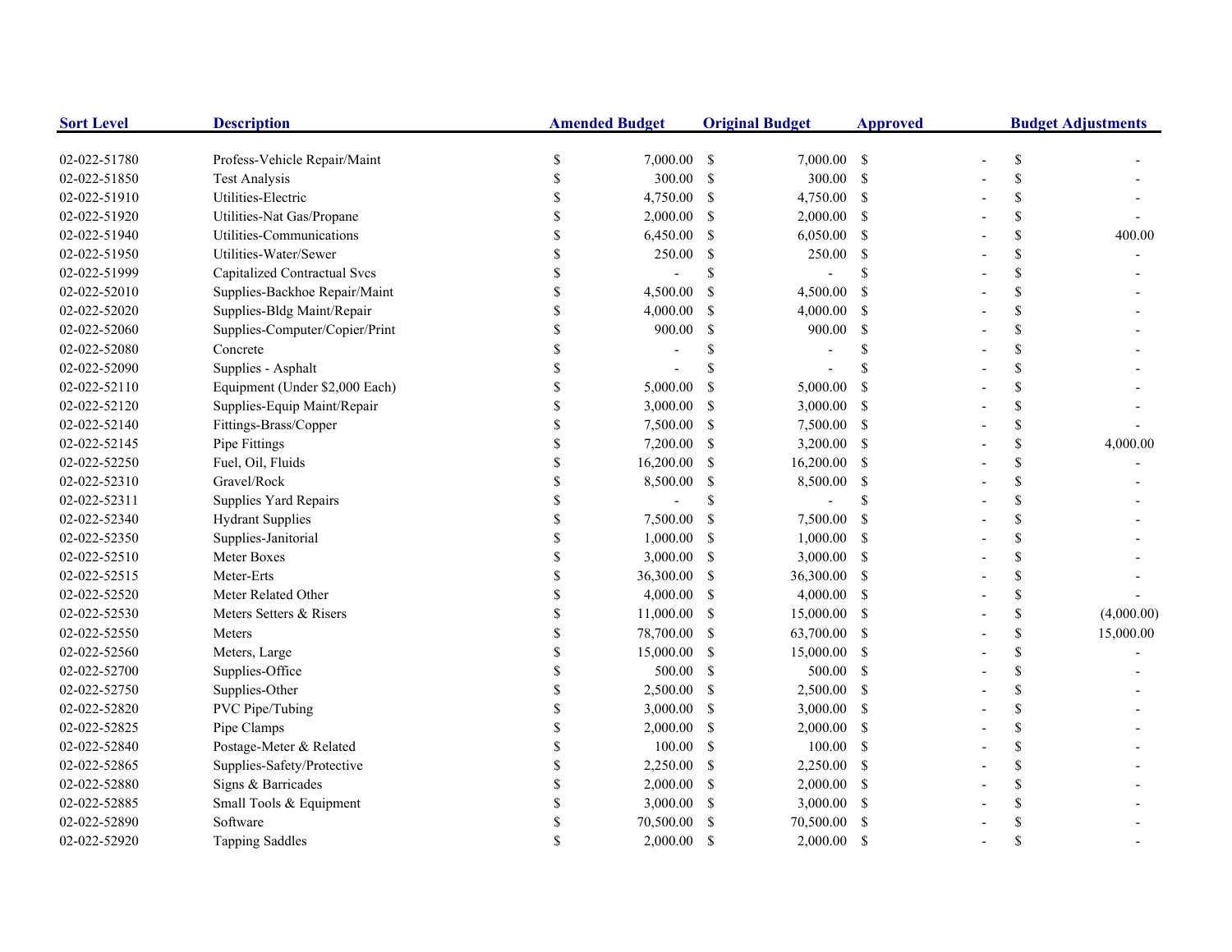| Sort Level | Description | Amended Budget | Original Budget | Approved | Budget Adjustments |
|---|---|---|---|---|---|
| 02-022-51780 | Profess-Vehicle Repair/Maint | $ 7,000.00 | $ 7,000.00 | $ - | $ - |
| 02-022-51850 | Test Analysis | $ 300.00 | $ 300.00 | $ - | $ - |
| 02-022-51910 | Utilities-Electric | $ 4,750.00 | $ 4,750.00 | $ - | $ - |
| 02-022-51920 | Utilities-Nat Gas/Propane | $ 2,000.00 | $ 2,000.00 | $ - | $ - |
| 02-022-51940 | Utilities-Communications | $ 6,450.00 | $ 6,050.00 | $ - | $ 400.00 |
| 02-022-51950 | Utilities-Water/Sewer | $ 250.00 | $ 250.00 | $ - | $ - |
| 02-022-51999 | Capitalized Contractual Svcs | $ - | $ - | $ - | $ - |
| 02-022-52010 | Supplies-Backhoe Repair/Maint | $ 4,500.00 | $ 4,500.00 | $ - | $ - |
| 02-022-52020 | Supplies-Bldg Maint/Repair | $ 4,000.00 | $ 4,000.00 | $ - | $ - |
| 02-022-52060 | Supplies-Computer/Copier/Print | $ 900.00 | $ 900.00 | $ - | $ - |
| 02-022-52080 | Concrete | $ - | $ - | $ - | $ - |
| 02-022-52090 | Supplies - Asphalt | $ - | $ - | $ - | $ - |
| 02-022-52110 | Equipment (Under $2,000 Each) | $ 5,000.00 | $ 5,000.00 | $ - | $ - |
| 02-022-52120 | Supplies-Equip Maint/Repair | $ 3,000.00 | $ 3,000.00 | $ - | $ - |
| 02-022-52140 | Fittings-Brass/Copper | $ 7,500.00 | $ 7,500.00 | $ - | $ - |
| 02-022-52145 | Pipe Fittings | $ 7,200.00 | $ 3,200.00 | $ - | $ 4,000.00 |
| 02-022-52250 | Fuel, Oil, Fluids | $ 16,200.00 | $ 16,200.00 | $ - | $ - |
| 02-022-52310 | Gravel/Rock | $ 8,500.00 | $ 8,500.00 | $ - | $ - |
| 02-022-52311 | Supplies Yard Repairs | $ - | $ - | $ - | $ - |
| 02-022-52340 | Hydrant Supplies | $ 7,500.00 | $ 7,500.00 | $ - | $ - |
| 02-022-52350 | Supplies-Janitorial | $ 1,000.00 | $ 1,000.00 | $ - | $ - |
| 02-022-52510 | Meter Boxes | $ 3,000.00 | $ 3,000.00 | $ - | $ - |
| 02-022-52515 | Meter-Erts | $ 36,300.00 | $ 36,300.00 | $ - | $ - |
| 02-022-52520 | Meter Related Other | $ 4,000.00 | $ 4,000.00 | $ - | $ - |
| 02-022-52530 | Meters Setters & Risers | $ 11,000.00 | $ 15,000.00 | $ - | $ (4,000.00) |
| 02-022-52550 | Meters | $ 78,700.00 | $ 63,700.00 | $ - | $ 15,000.00 |
| 02-022-52560 | Meters, Large | $ 15,000.00 | $ 15,000.00 | $ - | $ - |
| 02-022-52700 | Supplies-Office | $ 500.00 | $ 500.00 | $ - | $ - |
| 02-022-52750 | Supplies-Other | $ 2,500.00 | $ 2,500.00 | $ - | $ - |
| 02-022-52820 | PVC Pipe/Tubing | $ 3,000.00 | $ 3,000.00 | $ - | $ - |
| 02-022-52825 | Pipe Clamps | $ 2,000.00 | $ 2,000.00 | $ - | $ - |
| 02-022-52840 | Postage-Meter & Related | $ 100.00 | $ 100.00 | $ - | $ - |
| 02-022-52865 | Supplies-Safety/Protective | $ 2,250.00 | $ 2,250.00 | $ - | $ - |
| 02-022-52880 | Signs & Barricades | $ 2,000.00 | $ 2,000.00 | $ - | $ - |
| 02-022-52885 | Small Tools & Equipment | $ 3,000.00 | $ 3,000.00 | $ - | $ - |
| 02-022-52890 | Software | $ 70,500.00 | $ 70,500.00 | $ - | $ - |
| 02-022-52920 | Tapping Saddles | $ 2,000.00 | $ 2,000.00 | $ - | $ - |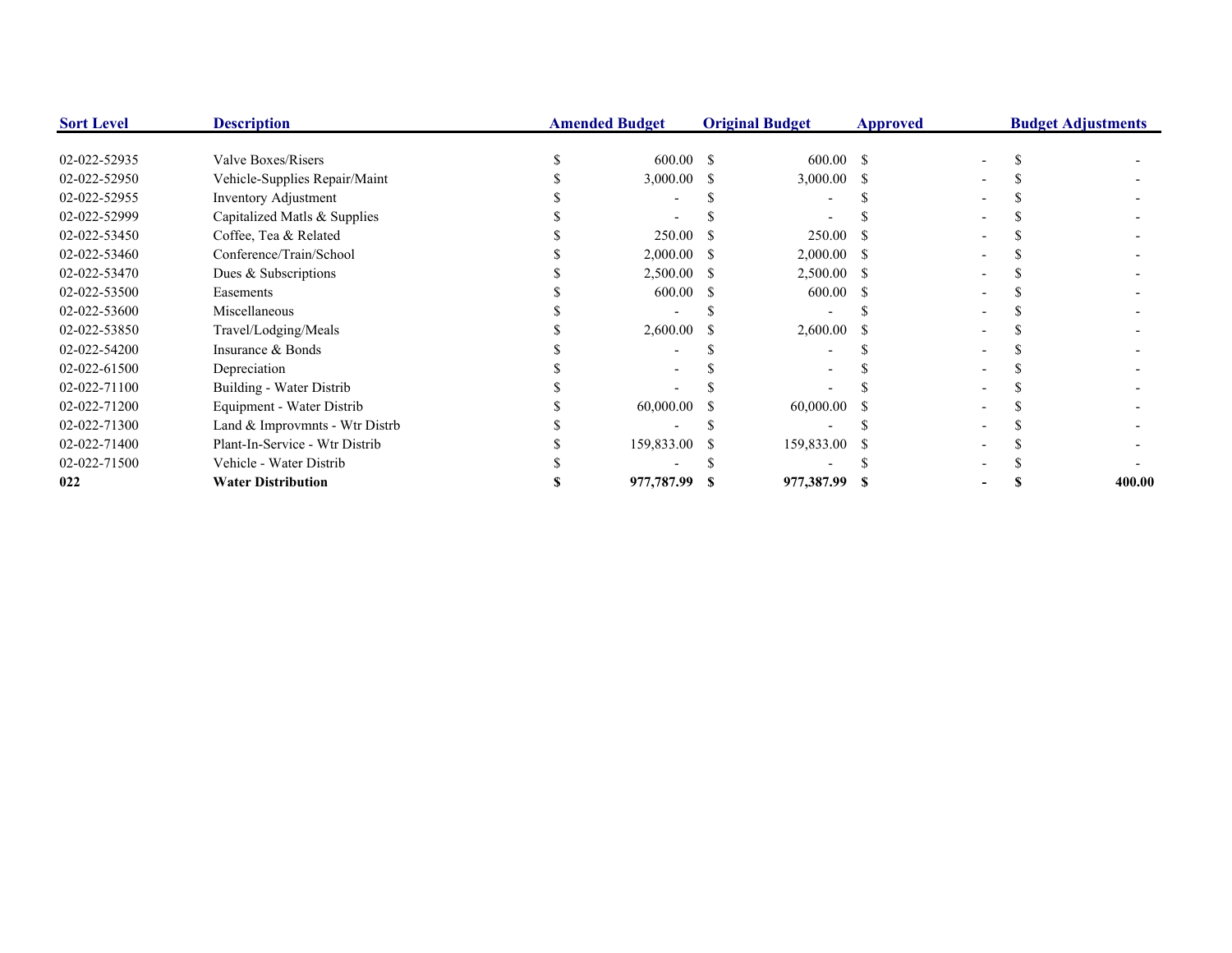| Sort Level | Description | Amended Budget | Original Budget | Approved | Budget Adjustments |
|---|---|---|---|---|---|
| 02-022-52935 | Valve Boxes/Risers | $ 600.00 | $ 600.00 | $ - | $ - |
| 02-022-52950 | Vehicle-Supplies Repair/Maint | $ 3,000.00 | $ 3,000.00 | $ - | $ - |
| 02-022-52955 | Inventory Adjustment | $ - | $ - | $ - | $ - |
| 02-022-52999 | Capitalized Matls & Supplies | $ - | $ - | $ - | $ - |
| 02-022-53450 | Coffee, Tea & Related | $ 250.00 | $ 250.00 | $ - | $ - |
| 02-022-53460 | Conference/Train/School | $ 2,000.00 | $ 2,000.00 | $ - | $ - |
| 02-022-53470 | Dues & Subscriptions | $ 2,500.00 | $ 2,500.00 | $ - | $ - |
| 02-022-53500 | Easements | $ 600.00 | $ 600.00 | $ - | $ - |
| 02-022-53600 | Miscellaneous | $ - | $ - | $ - | $ - |
| 02-022-53850 | Travel/Lodging/Meals | $ 2,600.00 | $ 2,600.00 | $ - | $ - |
| 02-022-54200 | Insurance & Bonds | $ - | $ - | $ - | $ - |
| 02-022-61500 | Depreciation | $ - | $ - | $ - | $ - |
| 02-022-71100 | Building - Water Distrib | $ - | $ - | $ - | $ - |
| 02-022-71200 | Equipment - Water Distrib | $ 60,000.00 | $ 60,000.00 | $ - | $ - |
| 02-022-71300 | Land & Improvmnts - Wtr Distrb | $ - | $ - | $ - | $ - |
| 02-022-71400 | Plant-In-Service - Wtr Distrib | $ 159,833.00 | $ 159,833.00 | $ - | $ - |
| 02-022-71500 | Vehicle - Water Distrib | $ - | $ - | $ - | $ - |
| **022** | **Water Distribution** | **$ 977,787.99** | **$ 977,387.99** | **$ -** | **$ 400.00** |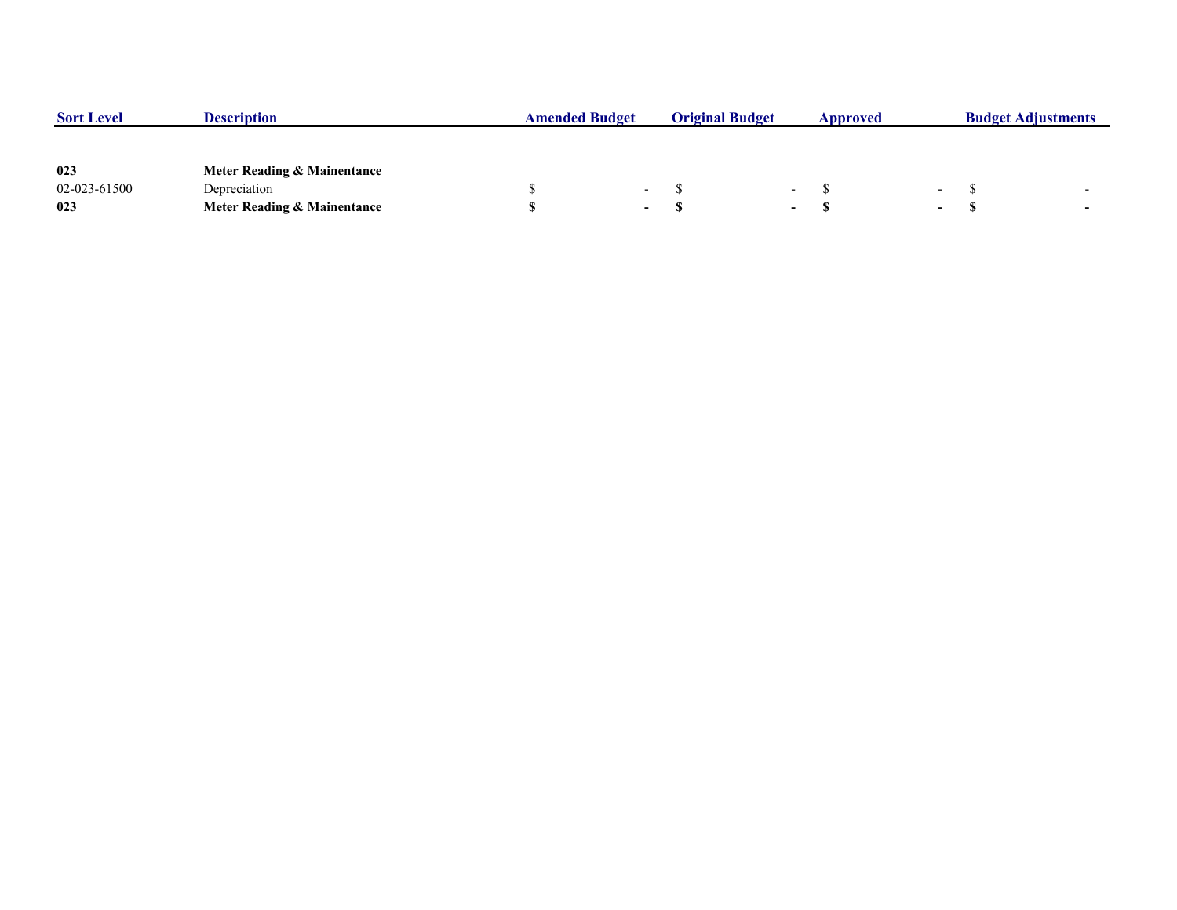| Sort Level | Description | Amended Budget | Original Budget | Approved | Budget Adjustments |
|---|---|---|---|---|---|
| **023** | **Meter Reading & Mainentance** | | | | |
| 02-023-61500 | Depreciation | $ - | $ - | $ - | $ - |
| **023** | **Meter Reading & Mainentance** | **$ -** | **$ -** | **$ -** | **$ -** |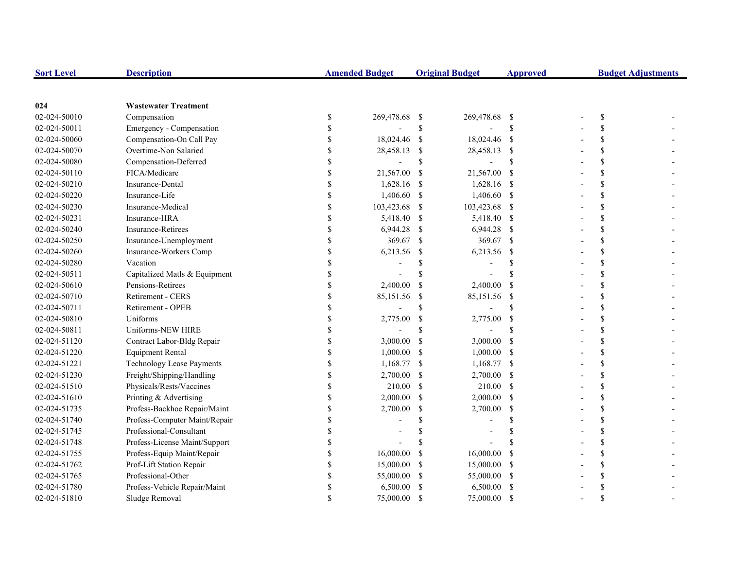| Sort Level | Description | Amended Budget | Original Budget | Approved | Budget Adjustments |
|---|---|---|---|---|---|
| **024** | **Wastewater Treatment** | | | | |
| 02-024-50010 | Compensation | $ 269,478.68 | $ 269,478.68 | $ - | $ - |
| 02-024-50011 | Emergency - Compensation | $ - | $ - | $ - | $ - |
| 02-024-50060 | Compensation-On Call Pay | $ 18,024.46 | $ 18,024.46 | $ - | $ - |
| 02-024-50070 | Overtime-Non Salaried | $ 28,458.13 | $ 28,458.13 | $ - | $ - |
| 02-024-50080 | Compensation-Deferred | $ - | $ - | $ - | $ - |
| 02-024-50110 | FICA/Medicare | $ 21,567.00 | $ 21,567.00 | $ - | $ - |
| 02-024-50210 | Insurance-Dental | $ 1,628.16 | $ 1,628.16 | $ - | $ - |
| 02-024-50220 | Insurance-Life | $ 1,406.60 | $ 1,406.60 | $ - | $ - |
| 02-024-50230 | Insurance-Medical | $ 103,423.68 | $ 103,423.68 | $ - | $ - |
| 02-024-50231 | Insurance-HRA | $ 5,418.40 | $ 5,418.40 | $ - | $ - |
| 02-024-50240 | Insurance-Retirees | $ 6,944.28 | $ 6,944.28 | $ - | $ - |
| 02-024-50250 | Insurance-Unemployment | $ 369.67 | $ 369.67 | $ - | $ - |
| 02-024-50260 | Insurance-Workers Comp | $ 6,213.56 | $ 6,213.56 | $ - | $ - |
| 02-024-50280 | Vacation | $ - | $ - | $ - | $ - |
| 02-024-50511 | Capitalized Matls & Equipment | $ - | $ - | $ - | $ - |
| 02-024-50610 | Pensions-Retirees | $ 2,400.00 | $ 2,400.00 | $ - | $ - |
| 02-024-50710 | Retirement - CERS | $ 85,151.56 | $ 85,151.56 | $ - | $ - |
| 02-024-50711 | Retirement - OPEB | $ - | $ - | $ - | $ - |
| 02-024-50810 | Uniforms | $ 2,775.00 | $ 2,775.00 | $ - | $ - |
| 02-024-50811 | Uniforms-NEW HIRE | $ - | $ - | $ - | $ - |
| 02-024-51120 | Contract Labor-Bldg Repair | $ 3,000.00 | $ 3,000.00 | $ - | $ - |
| 02-024-51220 | Equipment Rental | $ 1,000.00 | $ 1,000.00 | $ - | $ - |
| 02-024-51221 | Technology Lease Payments | $ 1,168.77 | $ 1,168.77 | $ - | $ - |
| 02-024-51230 | Freight/Shipping/Handling | $ 2,700.00 | $ 2,700.00 | $ - | $ - |
| 02-024-51510 | Physicals/Rests/Vaccines | $ 210.00 | $ 210.00 | $ - | $ - |
| 02-024-51610 | Printing & Advertising | $ 2,000.00 | $ 2,000.00 | $ - | $ - |
| 02-024-51735 | Profess-Backhoe Repair/Maint | $ 2,700.00 | $ 2,700.00 | $ - | $ - |
| 02-024-51740 | Profess-Computer Maint/Repair | $ - | $ - | $ - | $ - |
| 02-024-51745 | Professional-Consultant | $ - | $ - | $ - | $ - |
| 02-024-51748 | Profess-License Maint/Support | $ - | $ - | $ - | $ - |
| 02-024-51755 | Profess-Equip Maint/Repair | $ 16,000.00 | $ 16,000.00 | $ - | $ - |
| 02-024-51762 | Prof-Lift Station Repair | $ 15,000.00 | $ 15,000.00 | $ - | $ - |
| 02-024-51765 | Professional-Other | $ 55,000.00 | $ 55,000.00 | $ - | $ - |
| 02-024-51780 | Profess-Vehicle Repair/Maint | $ 6,500.00 | $ 6,500.00 | $ - | $ - |
| 02-024-51810 | Sludge Removal | $ 75,000.00 | $ 75,000.00 | $ - | $ - |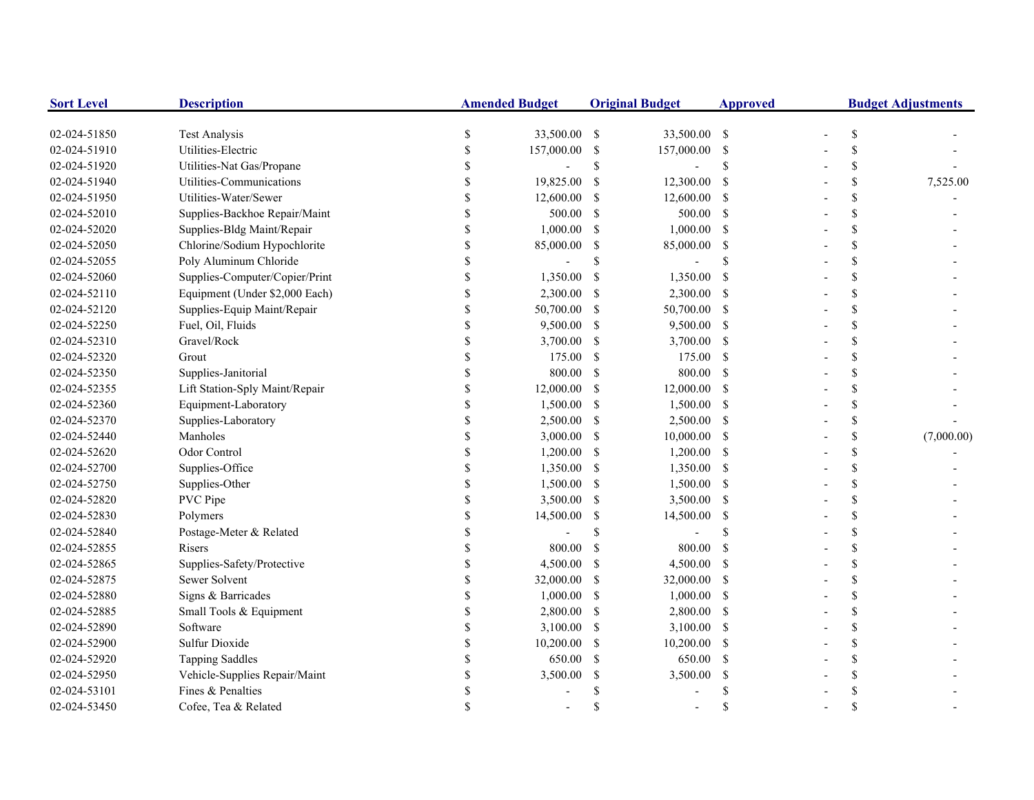| Sort Level | Description | Amended Budget | Original Budget | Approved | Budget Adjustments |
| --- | --- | --- | --- | --- | --- |
| 02-024-51850 | Test Analysis | $ 33,500.00 | $ 33,500.00 | $ - | $ - |
| 02-024-51910 | Utilities-Electric | $ 157,000.00 | $ 157,000.00 | $ - | $ - |
| 02-024-51920 | Utilities-Nat Gas/Propane | $ - | $ - | $ - | $ - |
| 02-024-51940 | Utilities-Communications | $ 19,825.00 | $ 12,300.00 | $ - | $ 7,525.00 |
| 02-024-51950 | Utilities-Water/Sewer | $ 12,600.00 | $ 12,600.00 | $ - | $ - |
| 02-024-52010 | Supplies-Backhoe Repair/Maint | $ 500.00 | $ 500.00 | $ - | $ - |
| 02-024-52020 | Supplies-Bldg Maint/Repair | $ 1,000.00 | $ 1,000.00 | $ - | $ - |
| 02-024-52050 | Chlorine/Sodium Hypochlorite | $ 85,000.00 | $ 85,000.00 | $ - | $ - |
| 02-024-52055 | Poly Aluminum Chloride | $ - | $ - | $ - | $ - |
| 02-024-52060 | Supplies-Computer/Copier/Print | $ 1,350.00 | $ 1,350.00 | $ - | $ - |
| 02-024-52110 | Equipment (Under $2,000 Each) | $ 2,300.00 | $ 2,300.00 | $ - | $ - |
| 02-024-52120 | Supplies-Equip Maint/Repair | $ 50,700.00 | $ 50,700.00 | $ - | $ - |
| 02-024-52250 | Fuel, Oil, Fluids | $ 9,500.00 | $ 9,500.00 | $ - | $ - |
| 02-024-52310 | Gravel/Rock | $ 3,700.00 | $ 3,700.00 | $ - | $ - |
| 02-024-52320 | Grout | $ 175.00 | $ 175.00 | $ - | $ - |
| 02-024-52350 | Supplies-Janitorial | $ 800.00 | $ 800.00 | $ - | $ - |
| 02-024-52355 | Lift Station-Sply Maint/Repair | $ 12,000.00 | $ 12,000.00 | $ - | $ - |
| 02-024-52360 | Equipment-Laboratory | $ 1,500.00 | $ 1,500.00 | $ - | $ - |
| 02-024-52370 | Supplies-Laboratory | $ 2,500.00 | $ 2,500.00 | $ - | $ - |
| 02-024-52440 | Manholes | $ 3,000.00 | $ 10,000.00 | $ - | $ (7,000.00) |
| 02-024-52620 | Odor Control | $ 1,200.00 | $ 1,200.00 | $ - | $ - |
| 02-024-52700 | Supplies-Office | $ 1,350.00 | $ 1,350.00 | $ - | $ - |
| 02-024-52750 | Supplies-Other | $ 1,500.00 | $ 1,500.00 | $ - | $ - |
| 02-024-52820 | PVC Pipe | $ 3,500.00 | $ 3,500.00 | $ - | $ - |
| 02-024-52830 | Polymers | $ 14,500.00 | $ 14,500.00 | $ - | $ - |
| 02-024-52840 | Postage-Meter & Related | $ - | $ - | $ - | $ - |
| 02-024-52855 | Risers | $ 800.00 | $ 800.00 | $ - | $ - |
| 02-024-52865 | Supplies-Safety/Protective | $ 4,500.00 | $ 4,500.00 | $ - | $ - |
| 02-024-52875 | Sewer Solvent | $ 32,000.00 | $ 32,000.00 | $ - | $ - |
| 02-024-52880 | Signs & Barricades | $ 1,000.00 | $ 1,000.00 | $ - | $ - |
| 02-024-52885 | Small Tools & Equipment | $ 2,800.00 | $ 2,800.00 | $ - | $ - |
| 02-024-52890 | Software | $ 3,100.00 | $ 3,100.00 | $ - | $ - |
| 02-024-52900 | Sulfur Dioxide | $ 10,200.00 | $ 10,200.00 | $ - | $ - |
| 02-024-52920 | Tapping Saddles | $ 650.00 | $ 650.00 | $ - | $ - |
| 02-024-52950 | Vehicle-Supplies Repair/Maint | $ 3,500.00 | $ 3,500.00 | $ - | $ - |
| 02-024-53101 | Fines & Penalties | $ - | $ - | $ - | $ - |
| 02-024-53450 | Cofee, Tea & Related | $ - | $ - | $ - | $ - |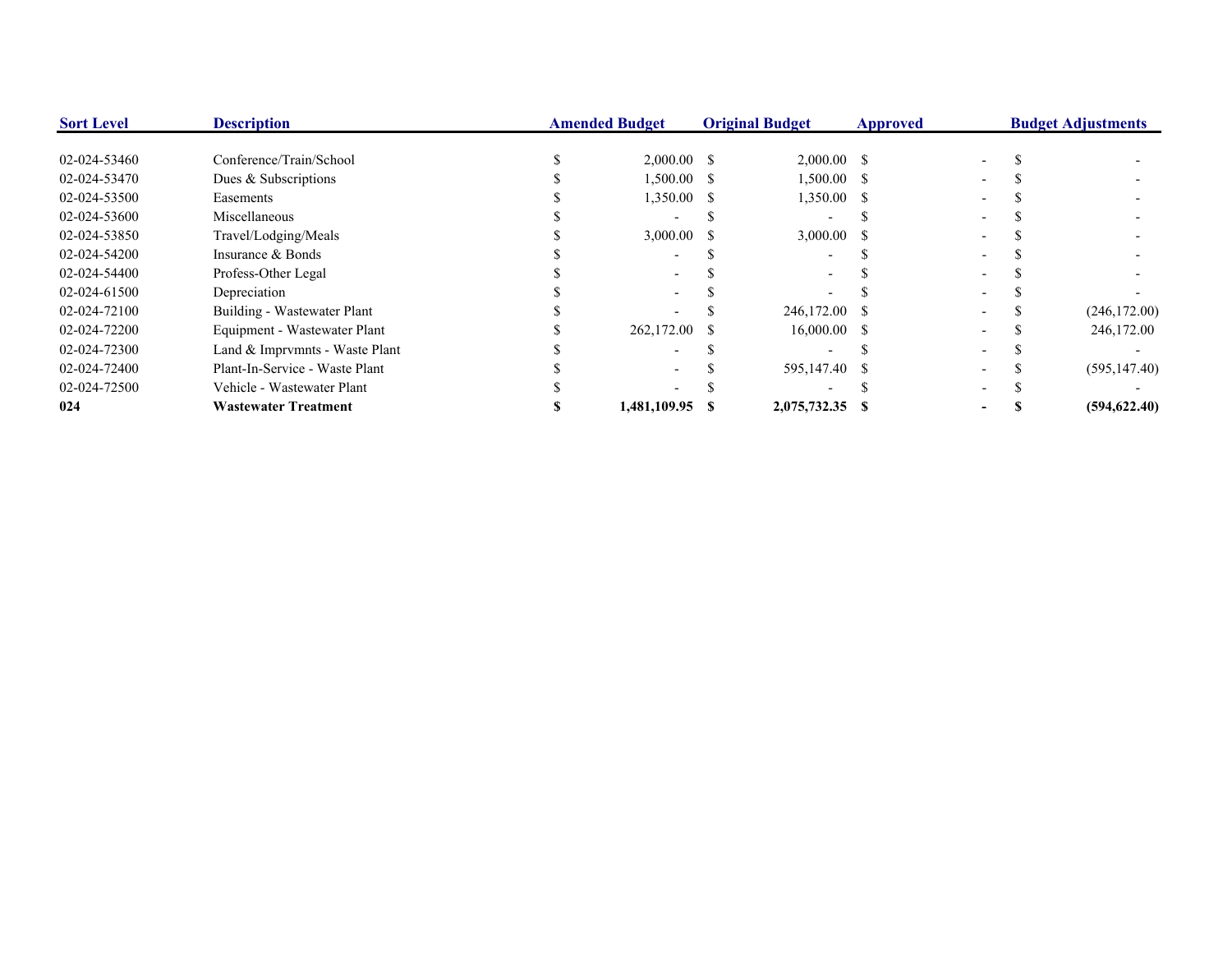| Sort Level | Description | Amended Budget | Original Budget | Approved | Budget Adjustments |
|---|---|---|---|---|---|
| 02-024-53460 | Conference/Train/School | $ 2,000.00 | $ 2,000.00 | $ - | $ - |
| 02-024-53470 | Dues & Subscriptions | $ 1,500.00 | $ 1,500.00 | $ - | $ - |
| 02-024-53500 | Easements | $ 1,350.00 | $ 1,350.00 | $ - | $ - |
| 02-024-53600 | Miscellaneous | $ - | $ - | $ - | $ - |
| 02-024-53850 | Travel/Lodging/Meals | $ 3,000.00 | $ 3,000.00 | $ - | $ - |
| 02-024-54200 | Insurance & Bonds | $ - | $ - | $ - | $ - |
| 02-024-54400 | Profess-Other Legal | $ - | $ - | $ - | $ - |
| 02-024-61500 | Depreciation | $ - | $ - | $ - | $ - |
| 02-024-72100 | Building - Wastewater Plant | $ - | $ 246,172.00 | $ - | $ (246,172.00) |
| 02-024-72200 | Equipment - Wastewater Plant | $ 262,172.00 | $ 16,000.00 | $ - | $ 246,172.00 |
| 02-024-72300 | Land & Imprvmnts - Waste Plant | $ - | $ - | $ - | $ - |
| 02-024-72400 | Plant-In-Service - Waste Plant | $ - | $ 595,147.40 | $ - | $ (595,147.40) |
| 02-024-72500 | Vehicle - Wastewater Plant | $ - | $ - | $ - | $ - |
| **024** | **Wastewater Treatment** | **$ 1,481,109.95** | **$ 2,075,732.35** | **$ -** | **$ (594,622.40)** |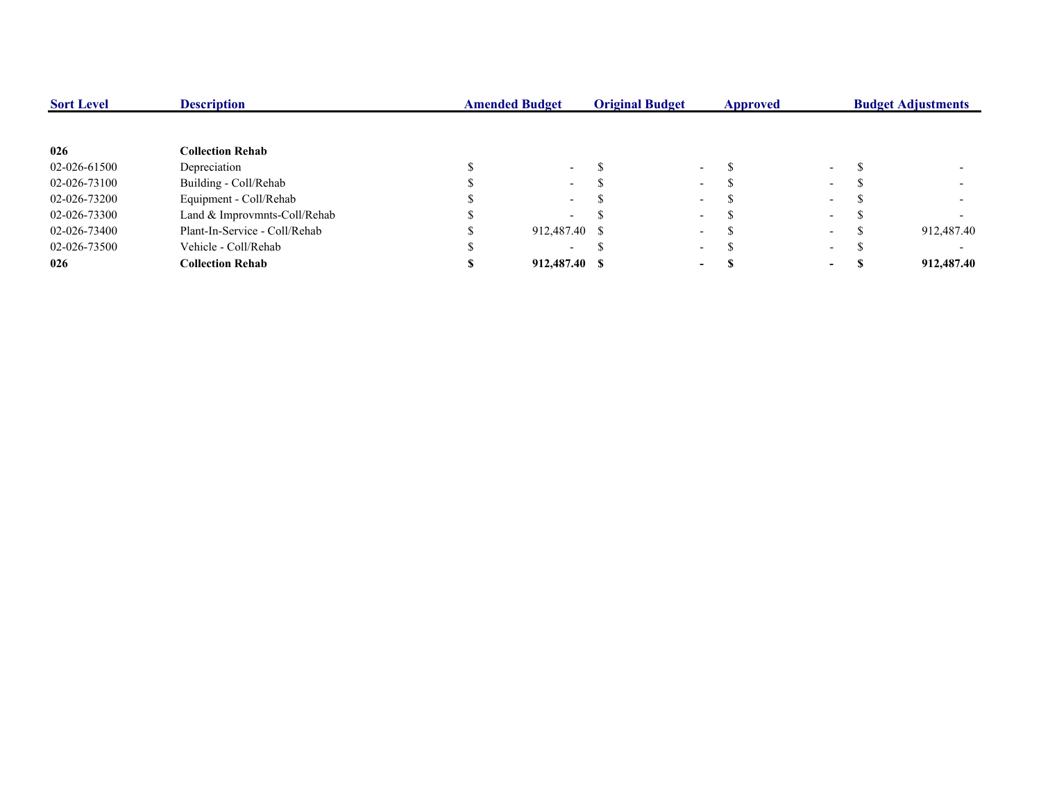| Sort Level | Description | Amended Budget | Original Budget | Approved | Budget Adjustments |
|---|---|---|---|---|---|
| **026** | **Collection Rehab** | | | | |
| 02-026-61500 | Depreciation | $ - | $ - | $ - | $ - |
| 02-026-73100 | Building - Coll/Rehab | $ - | $ - | $ - | $ - |
| 02-026-73200 | Equipment - Coll/Rehab | $ - | $ - | $ - | $ - |
| 02-026-73300 | Land & Improvmnts-Coll/Rehab | $ - | $ - | $ - | $ - |
| 02-026-73400 | Plant-In-Service - Coll/Rehab | $ 912,487.40 | $ - | $ - | $ 912,487.40 |
| 02-026-73500 | Vehicle - Coll/Rehab | $ - | $ - | $ - | $ - |
| **026** | **Collection Rehab** | **$ 912,487.40** | **$ -** | **$ -** | **$ 912,487.40** |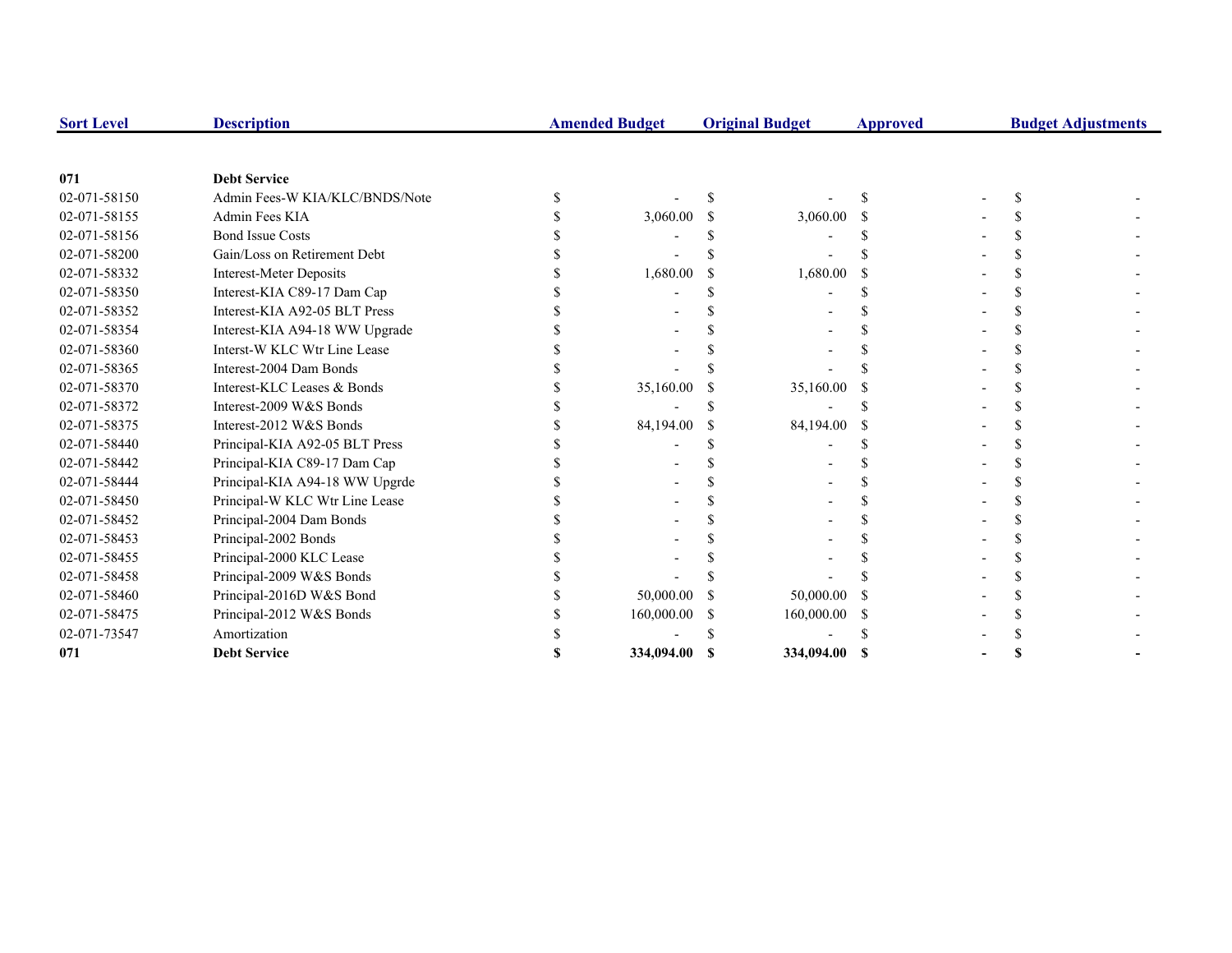| Sort Level | Description | Amended Budget | Original Budget | Approved | Budget Adjustments |
|---|---|---|---|---|---|
| **071** | **Debt Service** | | | | |
| 02-071-58150 | Admin Fees-W KIA/KLC/BNDS/Note | $ - | $ - | $ - | $ - |
| 02-071-58155 | Admin Fees KIA | $ 3,060.00 | $ 3,060.00 | $ - | $ - |
| 02-071-58156 | Bond Issue Costs | $ - | $ - | $ - | $ - |
| 02-071-58200 | Gain/Loss on Retirement Debt | $ - | $ - | $ - | $ - |
| 02-071-58332 | Interest-Meter Deposits | $ 1,680.00 | $ 1,680.00 | $ - | $ - |
| 02-071-58350 | Interest-KIA C89-17 Dam Cap | $ - | $ - | $ - | $ - |
| 02-071-58352 | Interest-KIA A92-05 BLT Press | $ - | $ - | $ - | $ - |
| 02-071-58354 | Interest-KIA A94-18 WW Upgrade | $ - | $ - | $ - | $ - |
| 02-071-58360 | Interst-W KLC Wtr Line Lease | $ - | $ - | $ - | $ - |
| 02-071-58365 | Interest-2004 Dam Bonds | $ - | $ - | $ - | $ - |
| 02-071-58370 | Interest-KLC Leases & Bonds | $ 35,160.00 | $ 35,160.00 | $ - | $ - |
| 02-071-58372 | Interest-2009 W&S Bonds | $ - | $ - | $ - | $ - |
| 02-071-58375 | Interest-2012 W&S Bonds | $ 84,194.00 | $ 84,194.00 | $ - | $ - |
| 02-071-58440 | Principal-KIA A92-05 BLT Press | $ - | $ - | $ - | $ - |
| 02-071-58442 | Principal-KIA C89-17 Dam Cap | $ - | $ - | $ - | $ - |
| 02-071-58444 | Principal-KIA A94-18 WW Upgrde | $ - | $ - | $ - | $ - |
| 02-071-58450 | Principal-W KLC Wtr Line Lease | $ - | $ - | $ - | $ - |
| 02-071-58452 | Principal-2004 Dam Bonds | $ - | $ - | $ - | $ - |
| 02-071-58453 | Principal-2002 Bonds | $ - | $ - | $ - | $ - |
| 02-071-58455 | Principal-2000 KLC Lease | $ - | $ - | $ - | $ - |
| 02-071-58458 | Principal-2009 W&S Bonds | $ - | $ - | $ - | $ - |
| 02-071-58460 | Principal-2016D W&S Bond | $ 50,000.00 | $ 50,000.00 | $ - | $ - |
| 02-071-58475 | Principal-2012 W&S Bonds | $ 160,000.00 | $ 160,000.00 | $ - | $ - |
| 02-071-73547 | Amortization | $ - | $ - | $ - | $ - |
| **071** | **Debt Service** | **$ 334,094.00** | **$ 334,094.00** | **$ -** | **$ -** |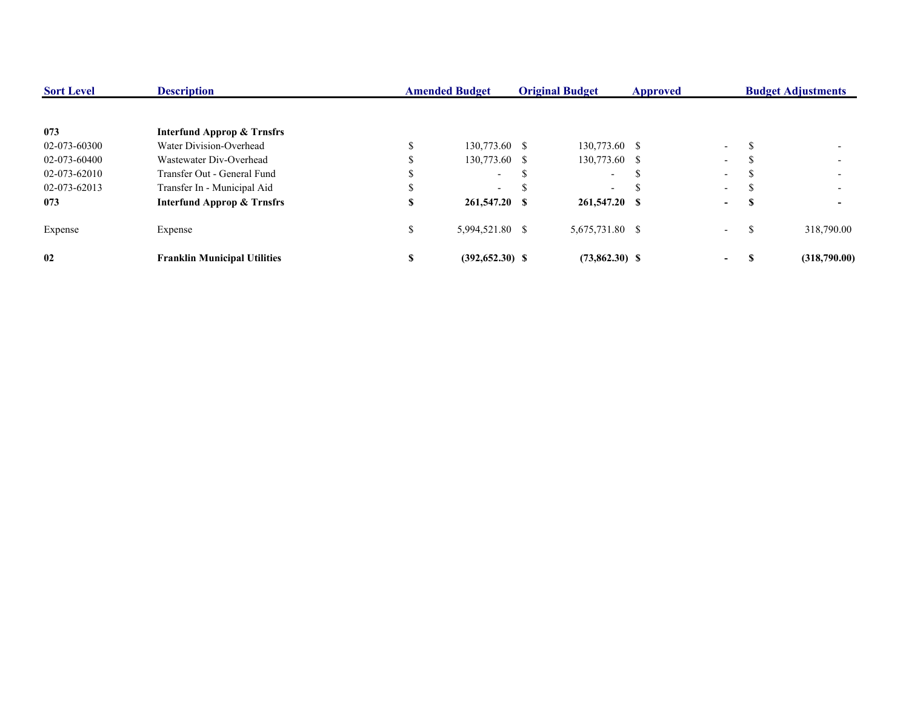| Sort Level | Description | Amended Budget | Original Budget | Approved | Budget Adjustments |
|---|---|---|---|---|---|
| **073** | **Interfund Approp & Trnsfrs** | | | | |
| 02-073-60300 | Water Division-Overhead | $ 130,773.60 | $ 130,773.60 | $ - | $ - |
| 02-073-60400 | Wastewater Div-Overhead | $ 130,773.60 | $ 130,773.60 | $ - | $ - |
| 02-073-62010 | Transfer Out - General Fund | $ - | $ - | $ - | $ - |
| 02-073-62013 | Transfer In - Municipal Aid | $ - | $ - | $ - | $ - |
| **073** | **Interfund Approp & Trnsfrs** | **$ 261,547.20** | **$ 261,547.20** | **$ -** | **$ -** |
| Expense | Expense | $ 5,994,521.80 | $ 5,675,731.80 | $ - | $ 318,790.00 |
| **02** | **Franklin Municipal Utilities** | **$ (392,652.30)** | **$ (73,862.30)** | **$ -** | **$ (318,790.00)** |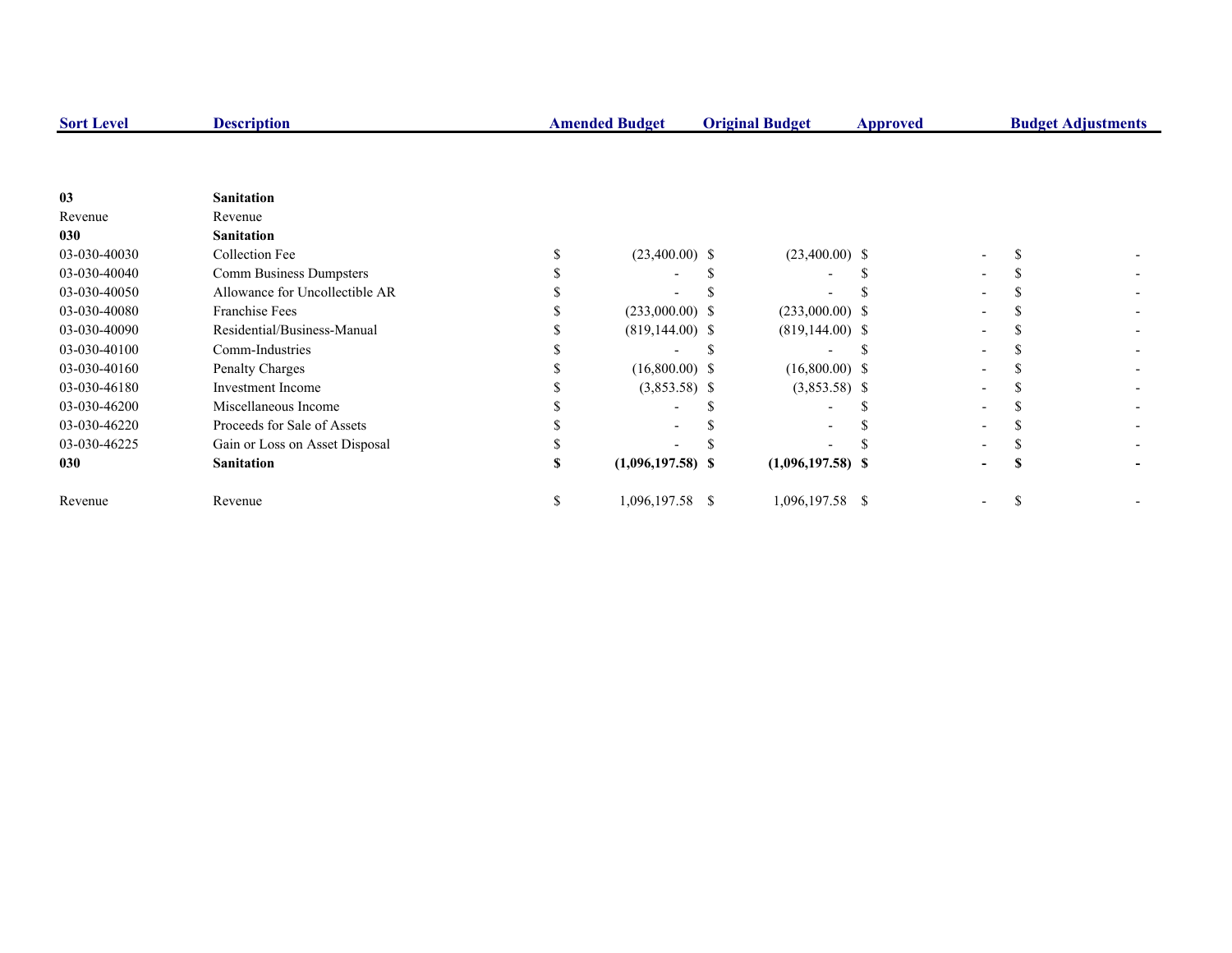| Sort Level | Description | Amended Budget | Original Budget | Approved | Budget Adjustments |
|---|---|---|---|---|---|
| **03** | **Sanitation** | | | | |
| Revenue | Revenue | | | | |
| **030** | **Sanitation** | | | | |
| 03-030-40030 | Collection Fee | $ (23,400.00) | $ (23,400.00) | $ - | $ - |
| 03-030-40040 | Comm Business Dumpsters | $ - | $ - | $ - | $ - |
| 03-030-40050 | Allowance for Uncollectible AR | $ - | $ - | $ - | $ - |
| 03-030-40080 | Franchise Fees | $ (233,000.00) | $ (233,000.00) | $ - | $ - |
| 03-030-40090 | Residential/Business-Manual | $ (819,144.00) | $ (819,144.00) | $ - | $ - |
| 03-030-40100 | Comm-Industries | $ - | $ - | $ - | $ - |
| 03-030-40160 | Penalty Charges | $ (16,800.00) | $ (16,800.00) | $ - | $ - |
| 03-030-46180 | Investment Income | $ (3,853.58) | $ (3,853.58) | $ - | $ - |
| 03-030-46200 | Miscellaneous Income | $ - | $ - | $ - | $ - |
| 03-030-46220 | Proceeds for Sale of Assets | $ - | $ - | $ - | $ - |
| 03-030-46225 | Gain or Loss on Asset Disposal | $ - | $ - | $ - | $ - |
| **030** | **Sanitation** | **$ (1,096,197.58)** | **$ (1,096,197.58)** | **$ -** | **$ -** |
| Revenue | Revenue | $ 1,096,197.58 | $ 1,096,197.58 | $ - | $ - |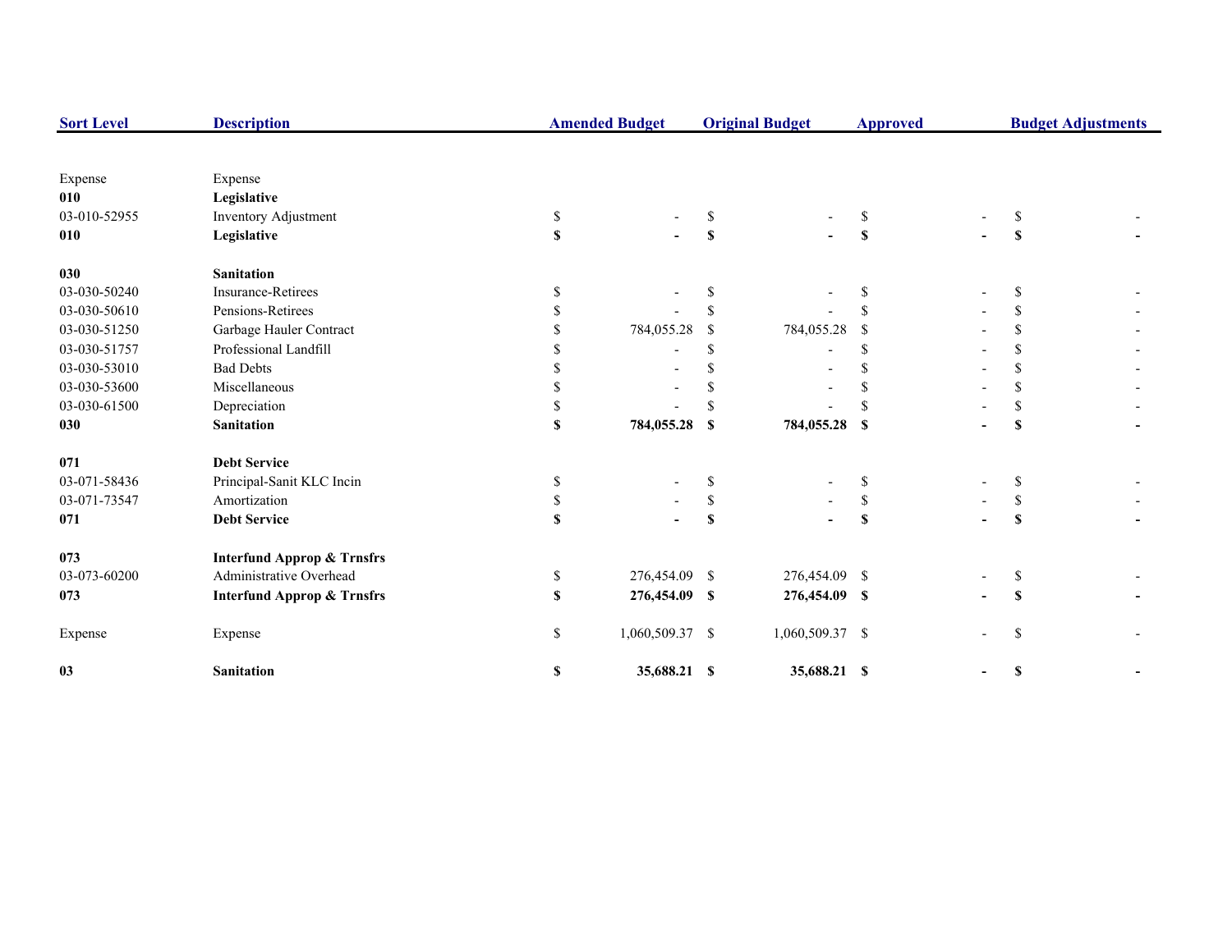| Sort Level | Description | Amended Budget | Original Budget | Approved | Budget Adjustments |
|---|---|---|---|---|---|
| Expense | Expense | | | | |
| **010** | **Legislative** | | | | |
| 03-010-52955 | Inventory Adjustment | $ - | $ - | $ - | $ - |
| **010** | **Legislative** | **$ -** | **$ -** | **$ -** | **$ -** |
| **030** | **Sanitation** | | | | |
| 03-030-50240 | Insurance-Retirees | $ - | $ - | $ - | $ - |
| 03-030-50610 | Pensions-Retirees | $ - | $ - | $ - | $ - |
| 03-030-51250 | Garbage Hauler Contract | $ 784,055.28 | $ 784,055.28 | $ - | $ - |
| 03-030-51757 | Professional Landfill | $ - | $ - | $ - | $ - |
| 03-030-53010 | Bad Debts | $ - | $ - | $ - | $ - |
| 03-030-53600 | Miscellaneous | $ - | $ - | $ - | $ - |
| 03-030-61500 | Depreciation | $ - | $ - | $ - | $ - |
| **030** | **Sanitation** | **$ 784,055.28** | **$ 784,055.28** | **$ -** | **$ -** |
| **071** | **Debt Service** | | | | |
| 03-071-58436 | Principal-Sanit KLC Incin | $ - | $ - | $ - | $ - |
| 03-071-73547 | Amortization | $ - | $ - | $ - | $ - |
| **071** | **Debt Service** | **$ -** | **$ -** | **$ -** | **$ -** |
| **073** | **Interfund Approp & Trnsfrs** | | | | |
| 03-073-60200 | Administrative Overhead | $ 276,454.09 | $ 276,454.09 | $ - | $ - |
| **073** | **Interfund Approp & Trnsfrs** | **$ 276,454.09** | **$ 276,454.09** | **$ -** | **$ -** |
| Expense | Expense | $ 1,060,509.37 | $ 1,060,509.37 | $ - | $ - |
| **03** | **Sanitation** | **$ 35,688.21** | **$ 35,688.21** | **$ -** | **$ -** |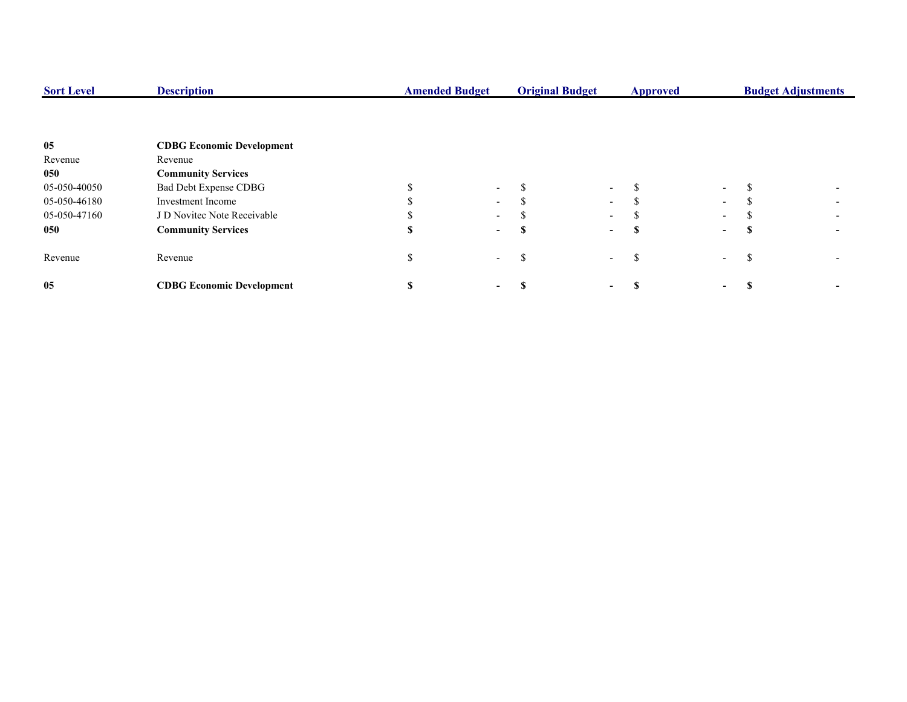| Sort Level | Description | Amended Budget | Original Budget | Approved | Budget Adjustments |
|---|---|---|---|---|---|
| **05** | **CDBG Economic Development** | | | | |
| Revenue | Revenue | | | | |
| **050** | **Community Services** | | | | |
| 05-050-40050 | Bad Debt Expense CDBG | $ - | $ - | $ - | $ - |
| 05-050-46180 | Investment Income | $ - | $ - | $ - | $ - |
| 05-050-47160 | J D Novitec Note Receivable | $ - | $ - | $ - | $ - |
| **050** | **Community Services** | **$ -** | **$ -** | **$ -** | **$ -** |
| Revenue | Revenue | $ - | $ - | $ - | $ - |
| **05** | **CDBG Economic Development** | **$ -** | **$ -** | **$ -** | **$ -** |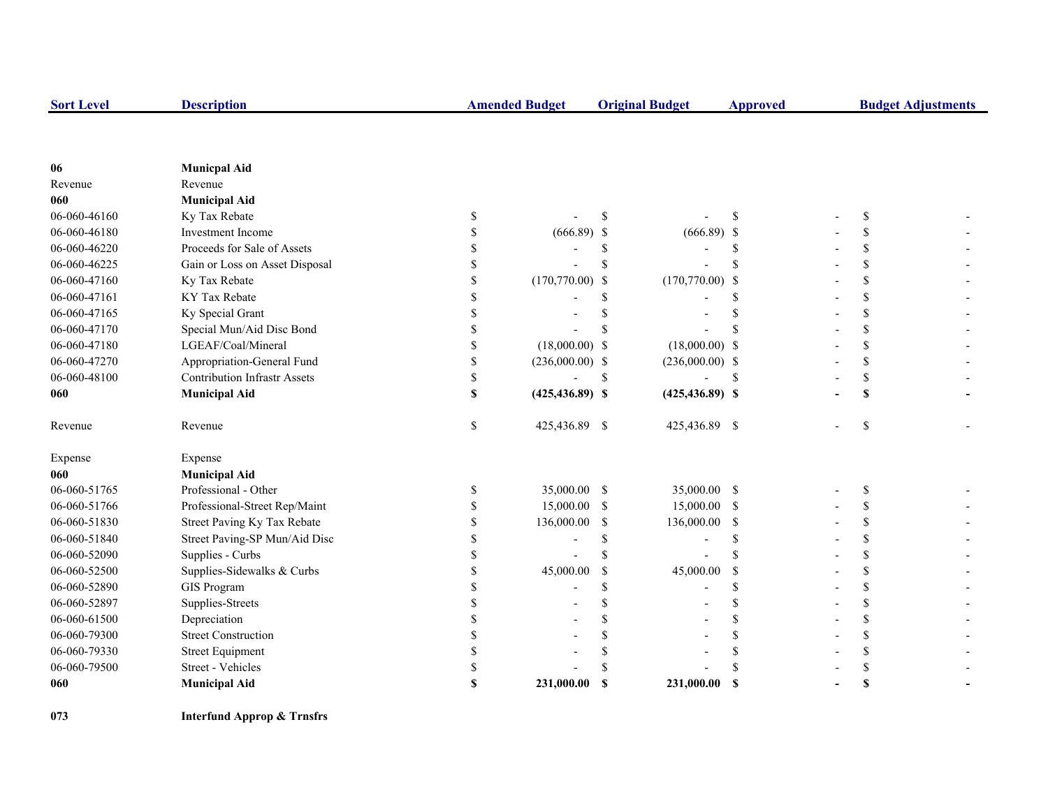| Sort Level | Description | Amended Budget | Original Budget | Approved | Budget Adjustments |
|---|---|---|---|---|---|
| **06** | **Municpal Aid** | | | | |
| Revenue | Revenue | | | | |
| **060** | **Municipal Aid** | | | | |
| 06-060-46160 | Ky Tax Rebate | $ - | $ - | $ - | $ - |
| 06-060-46180 | Investment Income | $ (666.89) | $ (666.89) | $ - | $ - |
| 06-060-46220 | Proceeds for Sale of Assets | $ - | $ - | $ - | $ - |
| 06-060-46225 | Gain or Loss on Asset Disposal | $ - | $ - | $ - | $ - |
| 06-060-47160 | Ky Tax Rebate | $ (170,770.00) | $ (170,770.00) | $ - | $ - |
| 06-060-47161 | KY Tax Rebate | $ - | $ - | $ - | $ - |
| 06-060-47165 | Ky Special Grant | $ - | $ - | $ - | $ - |
| 06-060-47170 | Special Mun/Aid Disc Bond | $ - | $ - | $ - | $ - |
| 06-060-47180 | LGEAF/Coal/Mineral | $ (18,000.00) | $ (18,000.00) | $ - | $ - |
| 06-060-47270 | Appropriation-General Fund | $ (236,000.00) | $ (236,000.00) | $ - | $ - |
| 06-060-48100 | Contribution Infrastr Assets | $ - | $ - | $ - | $ - |
| **060** | **Municipal Aid** | **$ (425,436.89)** | **$ (425,436.89)** | **$ -** | **$ -** |
| Revenue | Revenue | $ 425,436.89 | $ 425,436.89 | $ - | $ - |
| Expense | Expense | | | | |
| **060** | **Municipal Aid** | | | | |
| 06-060-51765 | Professional - Other | $ 35,000.00 | $ 35,000.00 | $ - | $ - |
| 06-060-51766 | Professional-Street Rep/Maint | $ 15,000.00 | $ 15,000.00 | $ - | $ - |
| 06-060-51830 | Street Paving Ky Tax Rebate | $ 136,000.00 | $ 136,000.00 | $ - | $ - |
| 06-060-51840 | Street Paving-SP Mun/Aid Disc | $ - | $ - | $ - | $ - |
| 06-060-52090 | Supplies - Curbs | $ - | $ - | $ - | $ - |
| 06-060-52500 | Supplies-Sidewalks & Curbs | $ 45,000.00 | $ 45,000.00 | $ - | $ - |
| 06-060-52890 | GIS Program | $ - | $ - | $ - | $ - |
| 06-060-52897 | Supplies-Streets | $ - | $ - | $ - | $ - |
| 06-060-61500 | Depreciation | $ - | $ - | $ - | $ - |
| 06-060-79300 | Street Construction | $ - | $ - | $ - | $ - |
| 06-060-79330 | Street Equipment | $ - | $ - | $ - | $ - |
| 06-060-79500 | Street - Vehicles | $ - | $ - | $ - | $ - |
| **060** | **Municipal Aid** | **$ 231,000.00** | **$ 231,000.00** | **$ -** | **$ -** |
| **073** | **Interfund Approp & Trnsfrs** | | | | |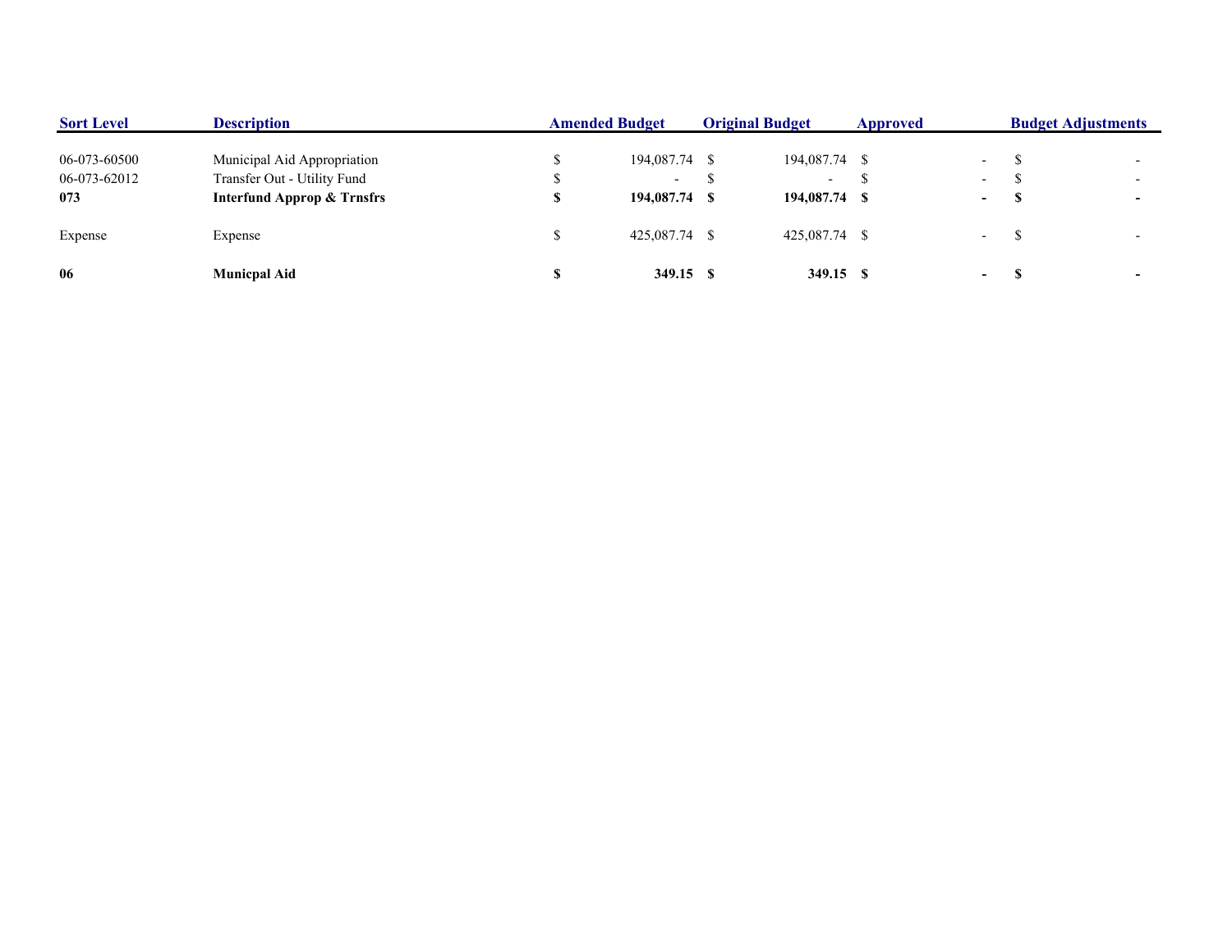| Sort Level | Description | Amended Budget | Original Budget | Approved | Budget Adjustments |
|---|---|---|---|---|---|
| 06-073-60500 | Municipal Aid Appropriation | $ 194,087.74 | $ 194,087.74 | $ - | $ - |
| 06-073-62012 | Transfer Out - Utility Fund | $ - | $ - | $ - | $ - |
| **073** | **Interfund Approp & Trnsfrs** | **$ 194,087.74** | **$ 194,087.74** | **$ -** | **$ -** |
| Expense | Expense | $ 425,087.74 | $ 425,087.74 | $ - | $ - |
| **06** | **Municpal Aid** | **$ 349.15** | **$ 349.15** | **$ -** | **$ -** |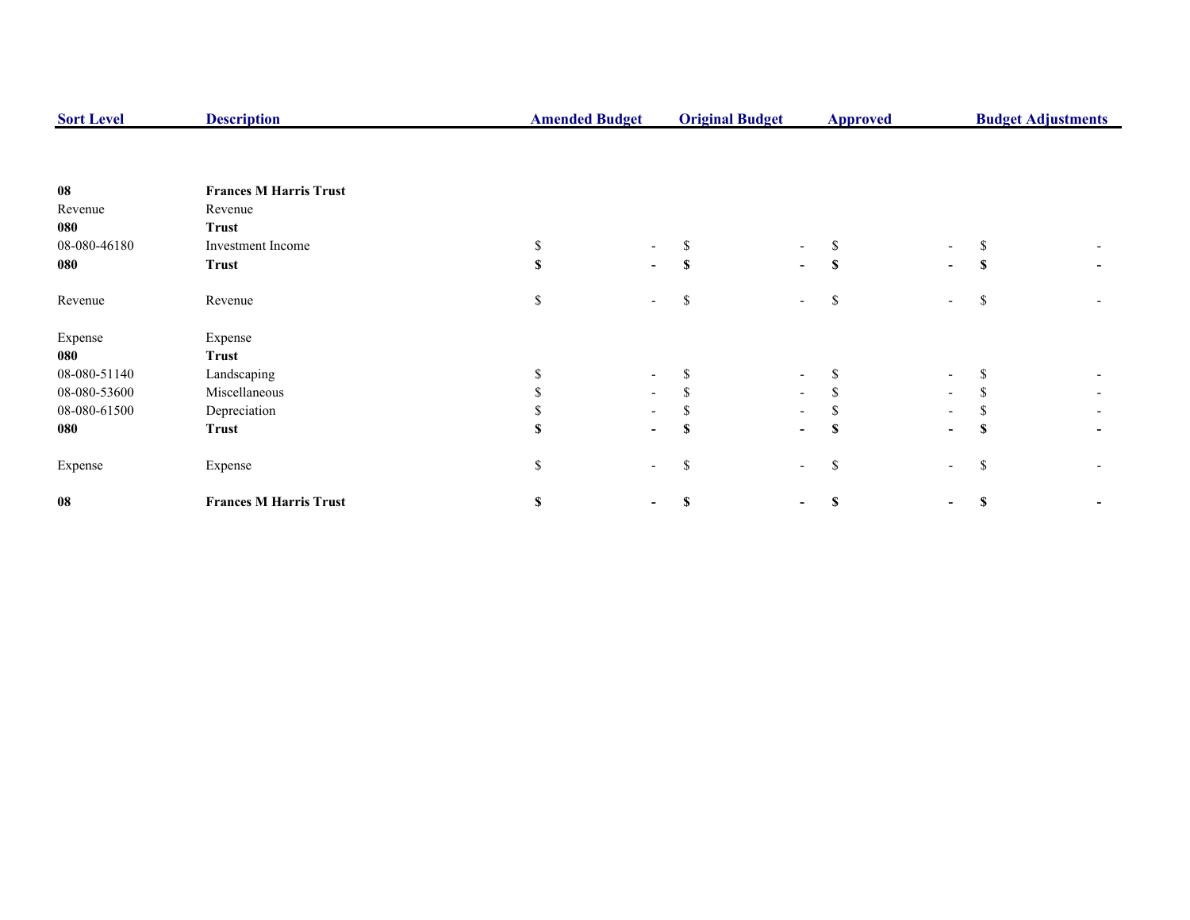| Sort Level | Description | Amended Budget | Original Budget | Approved | Budget Adjustments |
|---|---|---|---|---|---|
| **08** | **Frances M Harris Trust** | | | | |
| Revenue | Revenue | | | | |
| **080** | **Trust** | | | | |
| 08-080-46180 | Investment Income | $ - | $ - | $ - | $ - |
| **080** | **Trust** | **$ -** | **$ -** | **$ -** | **$ -** |
| Revenue | Revenue | $ - | $ - | $ - | $ - |
| Expense | Expense | | | | |
| **080** | **Trust** | | | | |
| 08-080-51140 | Landscaping | $ - | $ - | $ - | $ - |
| 08-080-53600 | Miscellaneous | $ - | $ - | $ - | $ - |
| 08-080-61500 | Depreciation | $ - | $ - | $ - | $ - |
| **080** | **Trust** | **$ -** | **$ -** | **$ -** | **$ -** |
| Expense | Expense | $ - | $ - | $ - | $ - |
| **08** | **Frances M Harris Trust** | **$ -** | **$ -** | **$ -** | **$ -** |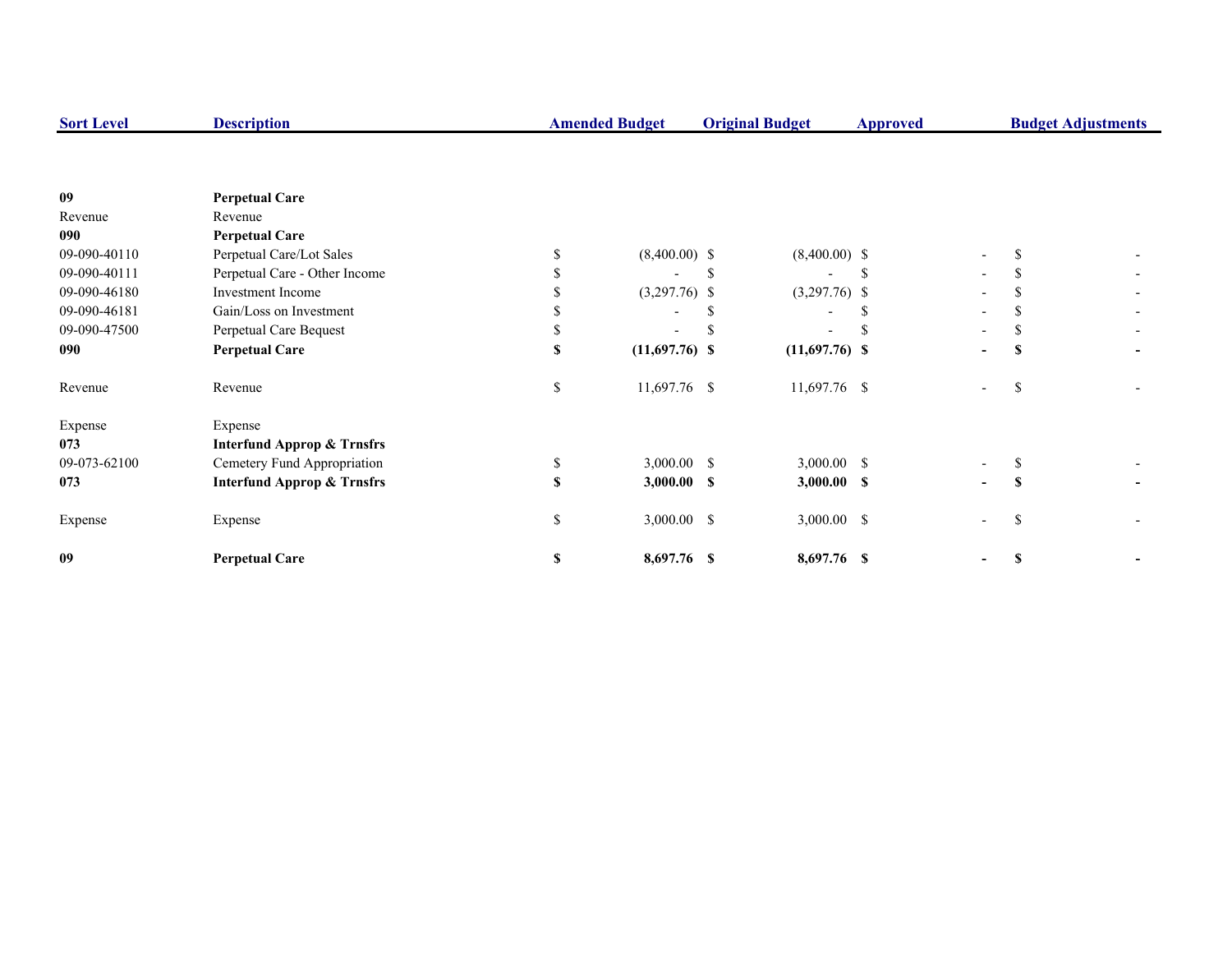| Sort Level | Description | Amended Budget | Original Budget | Approved | Budget Adjustments |
|---|---|---|---|---|---|
| **09** | **Perpetual Care** | | | | |
| Revenue | Revenue | | | | |
| **090** | **Perpetual Care** | | | | |
| 09-090-40110 | Perpetual Care/Lot Sales | $ (8,400.00) | $ (8,400.00) | $ - | $ - |
| 09-090-40111 | Perpetual Care - Other Income | $ - | $ - | $ - | $ - |
| 09-090-46180 | Investment Income | $ (3,297.76) | $ (3,297.76) | $ - | $ - |
| 09-090-46181 | Gain/Loss on Investment | $ - | $ - | $ - | $ - |
| 09-090-47500 | Perpetual Care Bequest | $ - | $ - | $ - | $ - |
| **090** | **Perpetual Care** | **$ (11,697.76)** | **$ (11,697.76)** | **$ -** | **$ -** |
| Revenue | Revenue | $ 11,697.76 | $ 11,697.76 | $ - | $ - |
| Expense | Expense | | | | |
| **073** | **Interfund Approp & Trnsfrs** | | | | |
| 09-073-62100 | Cemetery Fund Appropriation | $ 3,000.00 | $ 3,000.00 | $ - | $ - |
| **073** | **Interfund Approp & Trnsfrs** | **$ 3,000.00** | **$ 3,000.00** | **$ -** | **$ -** |
| Expense | Expense | $ 3,000.00 | $ 3,000.00 | $ - | $ - |
| **09** | **Perpetual Care** | **$ 8,697.76** | **$ 8,697.76** | **$ -** | **$ -** |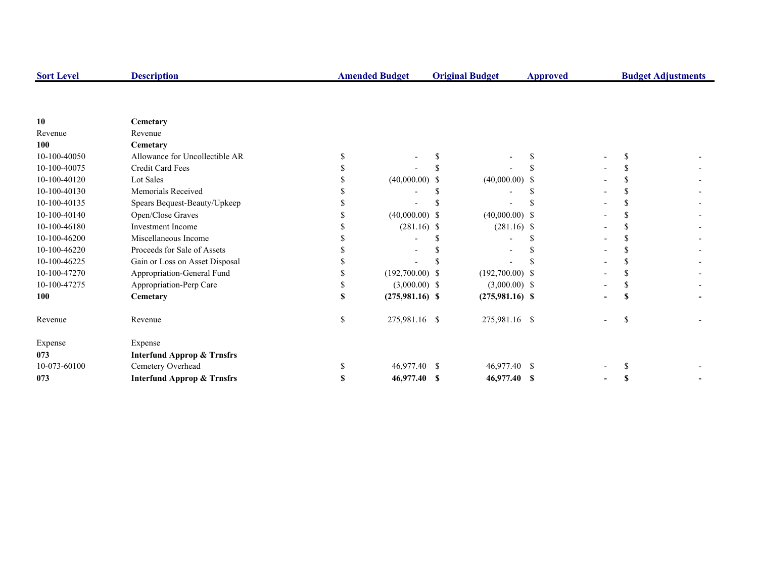| Sort Level | Description | Amended Budget | Original Budget | Approved | Budget Adjustments |
|---|---|---|---|---|---|
| **10** | **Cemetary** | | | | |
| Revenue | Revenue | | | | |
| **100** | **Cemetary** | | | | |
| 10-100-40050 | Allowance for Uncollectible AR | $ - | $ - | $ - | $ - |
| 10-100-40075 | Credit Card Fees | $ - | $ - | $ - | $ - |
| 10-100-40120 | Lot Sales | $ (40,000.00) | $ (40,000.00) | $ - | $ - |
| 10-100-40130 | Memorials Received | $ - | $ - | $ - | $ - |
| 10-100-40135 | Spears Bequest-Beauty/Upkeep | $ - | $ - | $ - | $ - |
| 10-100-40140 | Open/Close Graves | $ (40,000.00) | $ (40,000.00) | $ - | $ - |
| 10-100-46180 | Investment Income | $ (281.16) | $ (281.16) | $ - | $ - |
| 10-100-46200 | Miscellaneous Income | $ - | $ - | $ - | $ - |
| 10-100-46220 | Proceeds for Sale of Assets | $ - | $ - | $ - | $ - |
| 10-100-46225 | Gain or Loss on Asset Disposal | $ - | $ - | $ - | $ - |
| 10-100-47270 | Appropriation-General Fund | $ (192,700.00) | $ (192,700.00) | $ - | $ - |
| 10-100-47275 | Appropriation-Perp Care | $ (3,000.00) | $ (3,000.00) | $ - | $ - |
| **100** | **Cemetary** | **$ (275,981.16)** | **$ (275,981.16)** | **$ -** | **$ -** |
| Revenue | Revenue | $ 275,981.16 | $ 275,981.16 | $ - | $ - |
| Expense | Expense | | | | |
| **073** | **Interfund Approp & Trnsfrs** | | | | |
| 10-073-60100 | Cemetery Overhead | $ 46,977.40 | $ 46,977.40 | $ - | $ - |
| **073** | **Interfund Approp & Trnsfrs** | **$ 46,977.40** | **$ 46,977.40** | **$ -** | **$ -** |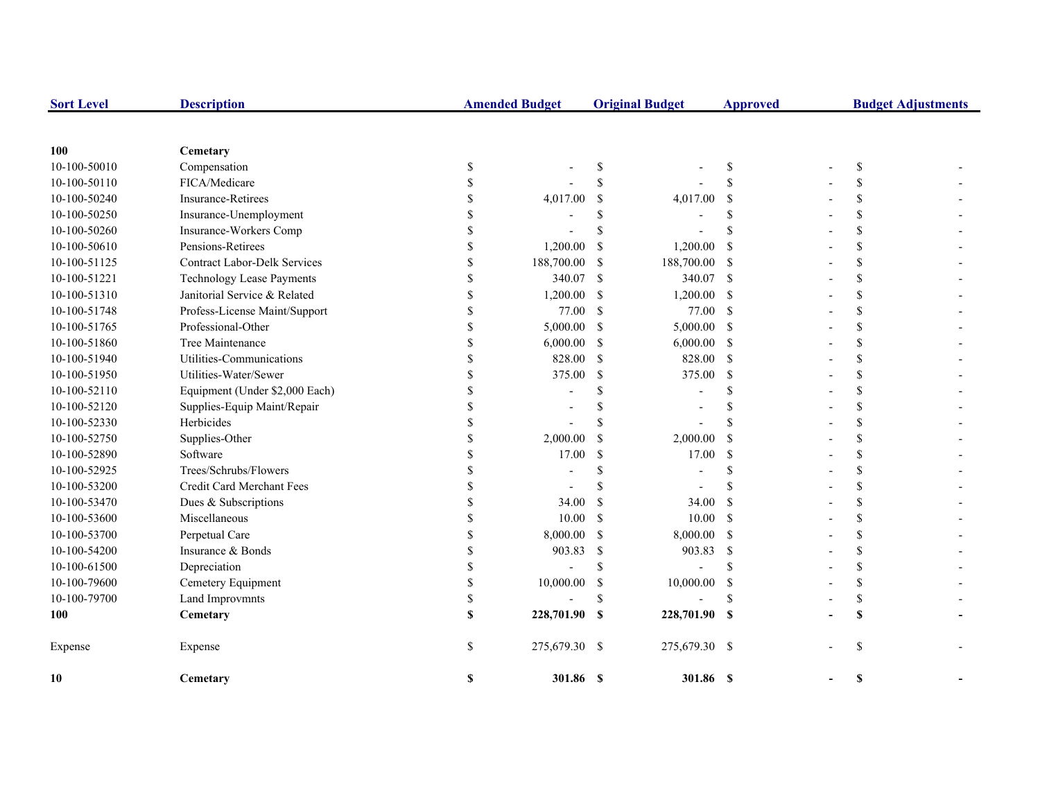| Sort Level | Description | Amended Budget | Original Budget | Approved | Budget Adjustments |
|---|---|---|---|---|---|
| **100** | **Cemetary** | | | | |
| 10-100-50010 | Compensation | $ - | $ - | $ - | $ - |
| 10-100-50110 | FICA/Medicare | $ - | $ - | $ - | $ - |
| 10-100-50240 | Insurance-Retirees | $ 4,017.00 | $ 4,017.00 | $ - | $ - |
| 10-100-50250 | Insurance-Unemployment | $ - | $ - | $ - | $ - |
| 10-100-50260 | Insurance-Workers Comp | $ - | $ - | $ - | $ - |
| 10-100-50610 | Pensions-Retirees | $ 1,200.00 | $ 1,200.00 | $ - | $ - |
| 10-100-51125 | Contract Labor-Delk Services | $ 188,700.00 | $ 188,700.00 | $ - | $ - |
| 10-100-51221 | Technology Lease Payments | $ 340.07 | $ 340.07 | $ - | $ - |
| 10-100-51310 | Janitorial Service & Related | $ 1,200.00 | $ 1,200.00 | $ - | $ - |
| 10-100-51748 | Profess-License Maint/Support | $ 77.00 | $ 77.00 | $ - | $ - |
| 10-100-51765 | Professional-Other | $ 5,000.00 | $ 5,000.00 | $ - | $ - |
| 10-100-51860 | Tree Maintenance | $ 6,000.00 | $ 6,000.00 | $ - | $ - |
| 10-100-51940 | Utilities-Communications | $ 828.00 | $ 828.00 | $ - | $ - |
| 10-100-51950 | Utilities-Water/Sewer | $ 375.00 | $ 375.00 | $ - | $ - |
| 10-100-52110 | Equipment (Under $2,000 Each) | $ - | $ - | $ - | $ - |
| 10-100-52120 | Supplies-Equip Maint/Repair | $ - | $ - | $ - | $ - |
| 10-100-52330 | Herbicides | $ - | $ - | $ - | $ - |
| 10-100-52750 | Supplies-Other | $ 2,000.00 | $ 2,000.00 | $ - | $ - |
| 10-100-52890 | Software | $ 17.00 | $ 17.00 | $ - | $ - |
| 10-100-52925 | Trees/Schrubs/Flowers | $ - | $ - | $ - | $ - |
| 10-100-53200 | Credit Card Merchant Fees | $ - | $ - | $ - | $ - |
| 10-100-53470 | Dues & Subscriptions | $ 34.00 | $ 34.00 | $ - | $ - |
| 10-100-53600 | Miscellaneous | $ 10.00 | $ 10.00 | $ - | $ - |
| 10-100-53700 | Perpetual Care | $ 8,000.00 | $ 8,000.00 | $ - | $ - |
| 10-100-54200 | Insurance & Bonds | $ 903.83 | $ 903.83 | $ - | $ - |
| 10-100-61500 | Depreciation | $ - | $ - | $ - | $ - |
| 10-100-79600 | Cemetery Equipment | $ 10,000.00 | $ 10,000.00 | $ - | $ - |
| 10-100-79700 | Land Improvmnts | $ - | $ - | $ - | $ - |
| **100** | **Cemetary** | **$ 228,701.90** | **$ 228,701.90** | **$ -** | **$ -** |
| Expense | Expense | $ 275,679.30 | $ 275,679.30 | $ - | $ - |
| **10** | **Cemetary** | **$ 301.86** | **$ 301.86** | **$ -** | **$ -** |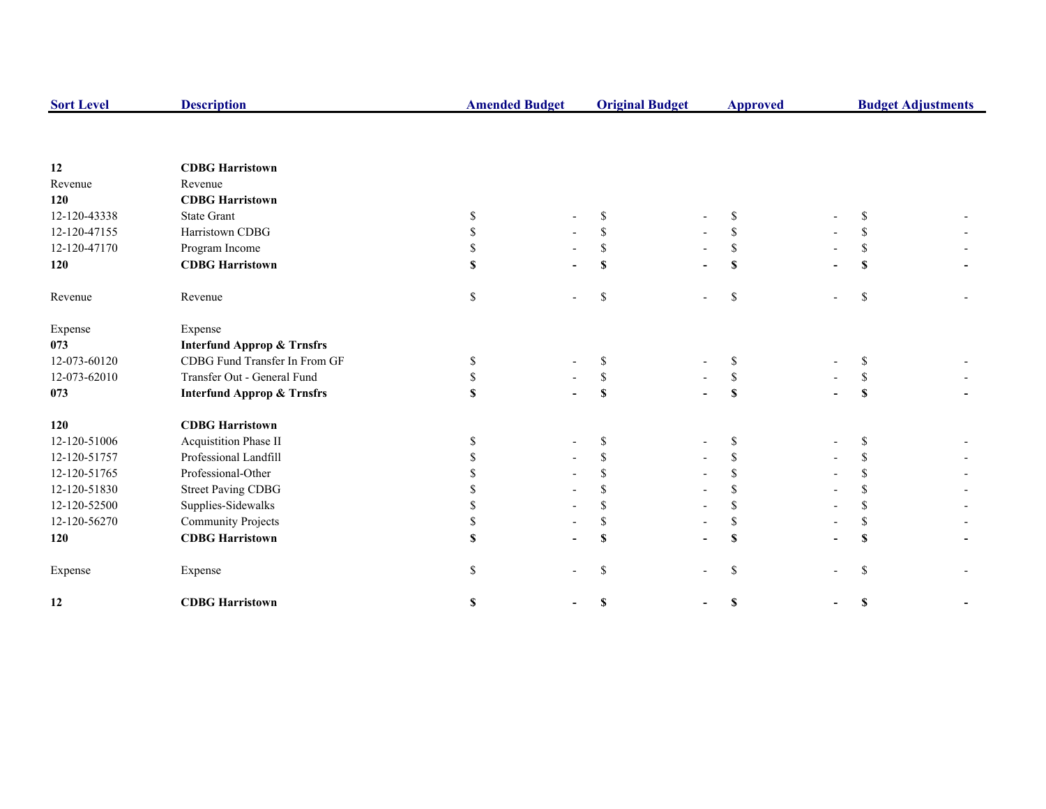| Sort Level | Description | Amended Budget | Original Budget | Approved | Budget Adjustments |
|---|---|---|---|---|---|
| **12** | **CDBG Harristown** | | | | |
| Revenue | Revenue | | | | |
| **120** | **CDBG Harristown** | | | | |
| 12-120-43338 | State Grant | $ - | $ - | $ - | $ - |
| 12-120-47155 | Harristown CDBG | $ - | $ - | $ - | $ - |
| 12-120-47170 | Program Income | $ - | $ - | $ - | $ - |
| **120** | **CDBG Harristown** | **$ -** | **$ -** | **$ -** | **$ -** |
| Revenue | Revenue | $ - | $ - | $ - | $ - |
| Expense | Expense | | | | |
| **073** | **Interfund Approp & Trnsfrs** | | | | |
| 12-073-60120 | CDBG Fund Transfer In From GF | $ - | $ - | $ - | $ - |
| 12-073-62010 | Transfer Out - General Fund | $ - | $ - | $ - | $ - |
| **073** | **Interfund Approp & Trnsfrs** | **$ -** | **$ -** | **$ -** | **$ -** |
| **120** | **CDBG Harristown** | | | | |
| 12-120-51006 | Acquistition Phase II | $ - | $ - | $ - | $ - |
| 12-120-51757 | Professional Landfill | $ - | $ - | $ - | $ - |
| 12-120-51765 | Professional-Other | $ - | $ - | $ - | $ - |
| 12-120-51830 | Street Paving CDBG | $ - | $ - | $ - | $ - |
| 12-120-52500 | Supplies-Sidewalks | $ - | $ - | $ - | $ - |
| 12-120-56270 | Community Projects | $ - | $ - | $ - | $ - |
| **120** | **CDBG Harristown** | **$ -** | **$ -** | **$ -** | **$ -** |
| Expense | Expense | $ - | $ - | $ - | $ - |
| **12** | **CDBG Harristown** | **$ -** | **$ -** | **$ -** | **$ -** |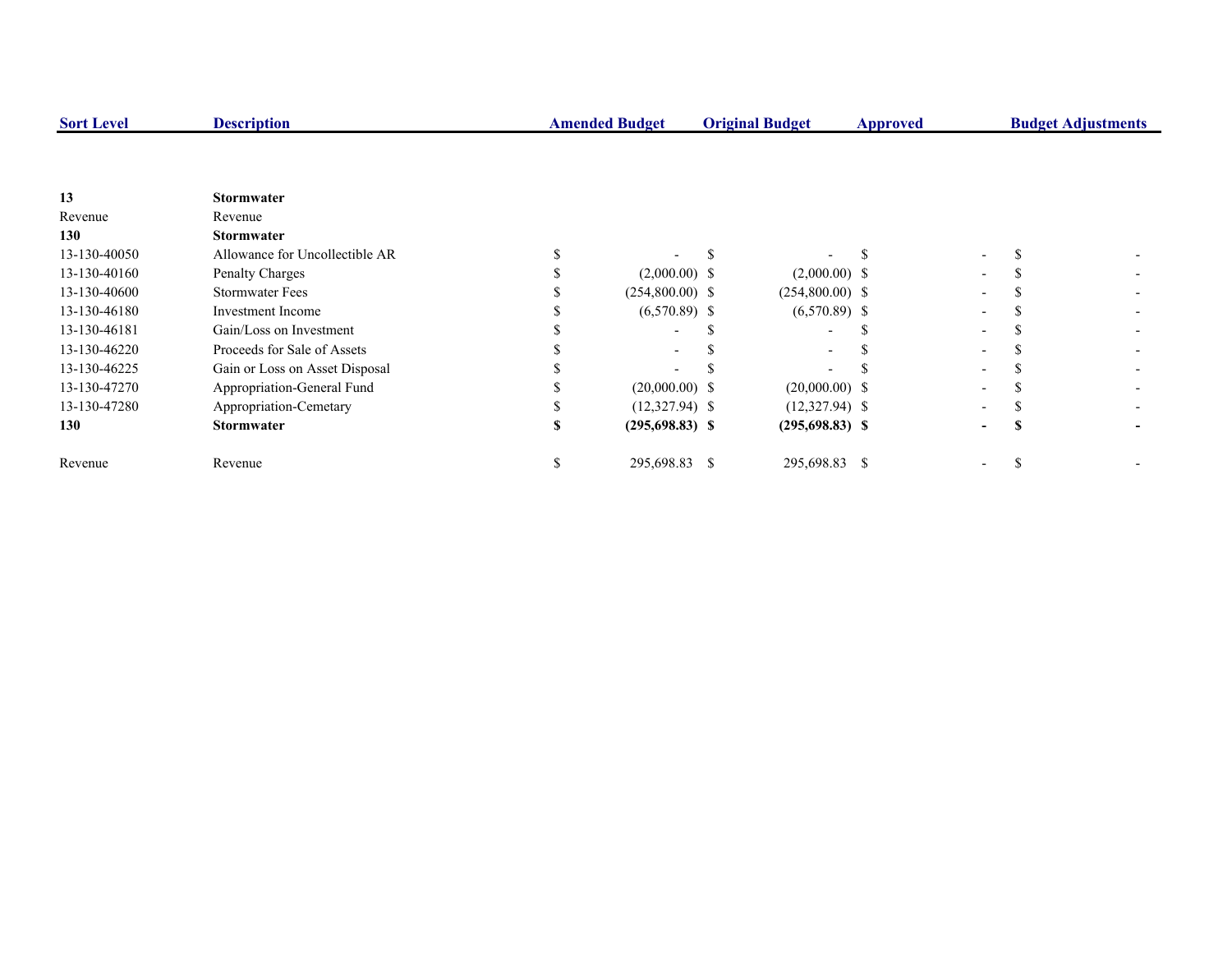| Sort Level | Description | Amended Budget | Original Budget | Approved | Budget Adjustments |
|---|---|---|---|---|---|
| **13** | **Stormwater** | | | | |
| Revenue | Revenue | | | | |
| **130** | **Stormwater** | | | | |
| 13-130-40050 | Allowance for Uncollectible AR | $ - | $ - | $ - | $ - |
| 13-130-40160 | Penalty Charges | $ (2,000.00) | $ (2,000.00) | $ - | $ - |
| 13-130-40600 | Stormwater Fees | $ (254,800.00) | $ (254,800.00) | $ - | $ - |
| 13-130-46180 | Investment Income | $ (6,570.89) | $ (6,570.89) | $ - | $ - |
| 13-130-46181 | Gain/Loss on Investment | $ - | $ - | $ - | $ - |
| 13-130-46220 | Proceeds for Sale of Assets | $ - | $ - | $ - | $ - |
| 13-130-46225 | Gain or Loss on Asset Disposal | $ - | $ - | $ - | $ - |
| 13-130-47270 | Appropriation-General Fund | $ (20,000.00) | $ (20,000.00) | $ - | $ - |
| 13-130-47280 | Appropriation-Cemetary | $ (12,327.94) | $ (12,327.94) | $ - | $ - |
| **130** | **Stormwater** | **$ (295,698.83)** | **$ (295,698.83)** | **$ -** | **$ -** |
| Revenue | Revenue | $ 295,698.83 | $ 295,698.83 | $ - | $ - |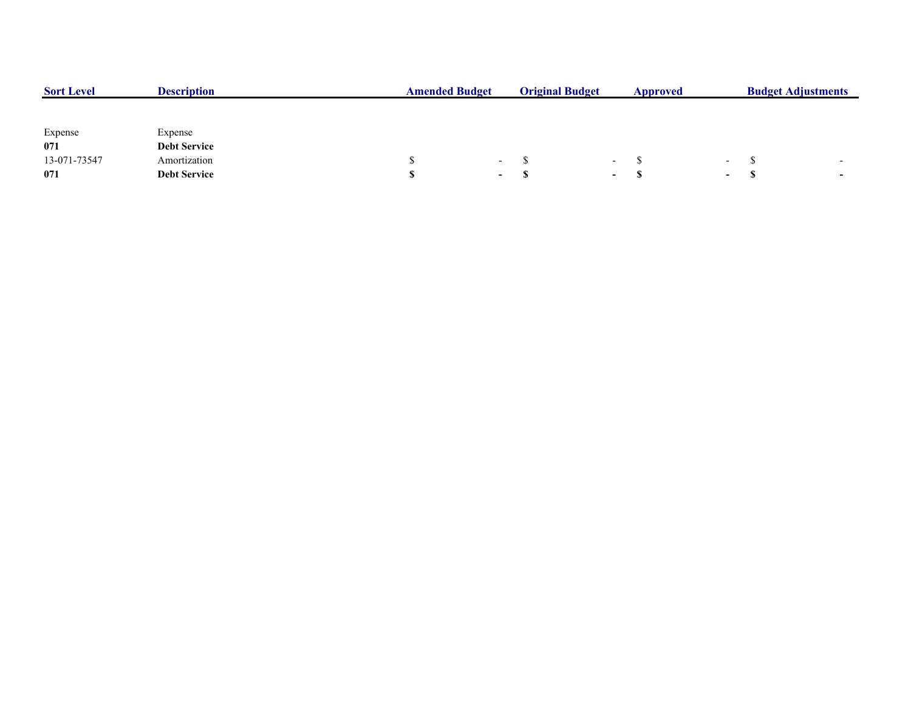| Sort Level | Description | Amended Budget | Original Budget | Approved | Budget Adjustments |
|---|---|---|---|---|---|
| Expense | Expense | | | | |
| **071** | **Debt Service** | | | | |
| 13-071-73547 | Amortization | $ - | $ - | $ - | $ - |
| **071** | **Debt Service** | **$ -** | **$ -** | **$ -** | **$ -** |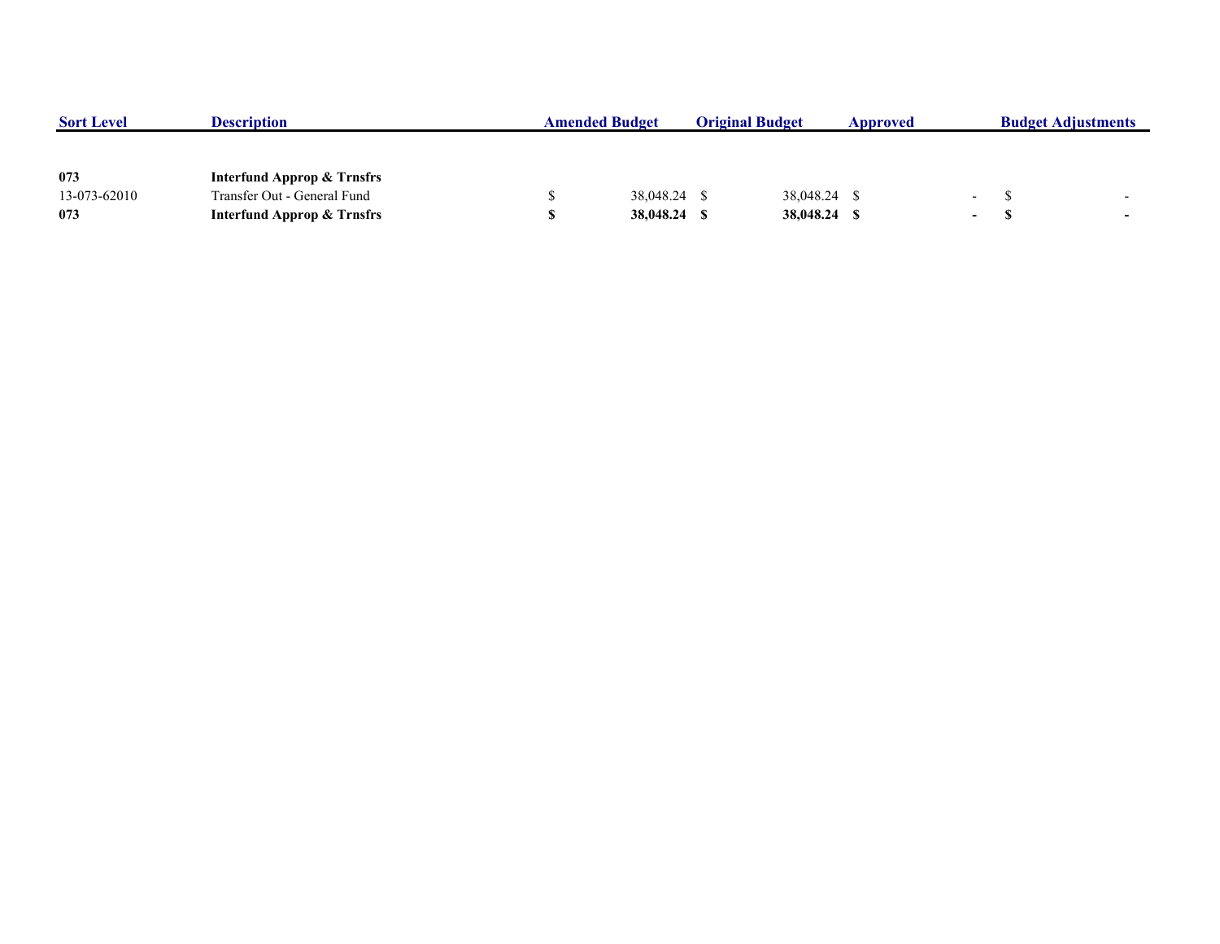| Sort Level | Description | Amended Budget | Original Budget | Approved | Budget Adjustments |
|---|---|---|---|---|---|
| **073** | **Interfund Approp & Trnsfrs** | | | | |
| 13-073-62010 | Transfer Out - General Fund | $ 38,048.24 | $ 38,048.24 | $ - | $ - |
| **073** | **Interfund Approp & Trnsfrs** | **$ 38,048.24** | **$ 38,048.24** | **$ -** | **$ -** |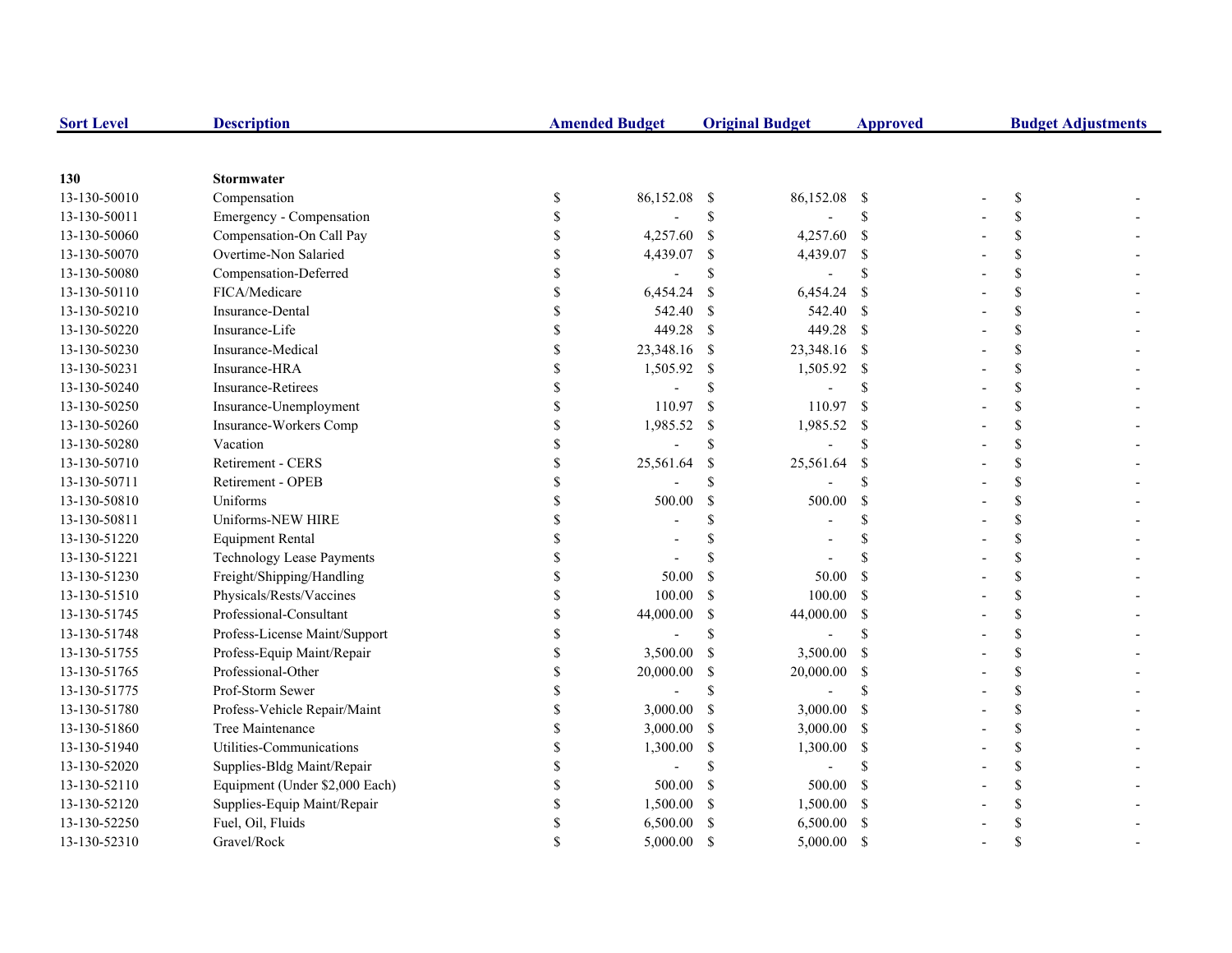| Sort Level | Description | Amended Budget | Original Budget | Approved | Budget Adjustments |
|---|---|---|---|---|---|
| **130** | **Stormwater** | | | | |
| 13-130-50010 | Compensation | $ 86,152.08 | $ 86,152.08 | $ - | $ - |
| 13-130-50011 | Emergency - Compensation | $ - | $ - | $ - | $ - |
| 13-130-50060 | Compensation-On Call Pay | $ 4,257.60 | $ 4,257.60 | $ - | $ - |
| 13-130-50070 | Overtime-Non Salaried | $ 4,439.07 | $ 4,439.07 | $ - | $ - |
| 13-130-50080 | Compensation-Deferred | $ - | $ - | $ - | $ - |
| 13-130-50110 | FICA/Medicare | $ 6,454.24 | $ 6,454.24 | $ - | $ - |
| 13-130-50210 | Insurance-Dental | $ 542.40 | $ 542.40 | $ - | $ - |
| 13-130-50220 | Insurance-Life | $ 449.28 | $ 449.28 | $ - | $ - |
| 13-130-50230 | Insurance-Medical | $ 23,348.16 | $ 23,348.16 | $ - | $ - |
| 13-130-50231 | Insurance-HRA | $ 1,505.92 | $ 1,505.92 | $ - | $ - |
| 13-130-50240 | Insurance-Retirees | $ - | $ - | $ - | $ - |
| 13-130-50250 | Insurance-Unemployment | $ 110.97 | $ 110.97 | $ - | $ - |
| 13-130-50260 | Insurance-Workers Comp | $ 1,985.52 | $ 1,985.52 | $ - | $ - |
| 13-130-50280 | Vacation | $ - | $ - | $ - | $ - |
| 13-130-50710 | Retirement - CERS | $ 25,561.64 | $ 25,561.64 | $ - | $ - |
| 13-130-50711 | Retirement - OPEB | $ - | $ - | $ - | $ - |
| 13-130-50810 | Uniforms | $ 500.00 | $ 500.00 | $ - | $ - |
| 13-130-50811 | Uniforms-NEW HIRE | $ - | $ - | $ - | $ - |
| 13-130-51220 | Equipment Rental | $ - | $ - | $ - | $ - |
| 13-130-51221 | Technology Lease Payments | $ - | $ - | $ - | $ - |
| 13-130-51230 | Freight/Shipping/Handling | $ 50.00 | $ 50.00 | $ - | $ - |
| 13-130-51510 | Physicals/Rests/Vaccines | $ 100.00 | $ 100.00 | $ - | $ - |
| 13-130-51745 | Professional-Consultant | $ 44,000.00 | $ 44,000.00 | $ - | $ - |
| 13-130-51748 | Profess-License Maint/Support | $ - | $ - | $ - | $ - |
| 13-130-51755 | Profess-Equip Maint/Repair | $ 3,500.00 | $ 3,500.00 | $ - | $ - |
| 13-130-51765 | Professional-Other | $ 20,000.00 | $ 20,000.00 | $ - | $ - |
| 13-130-51775 | Prof-Storm Sewer | $ - | $ - | $ - | $ - |
| 13-130-51780 | Profess-Vehicle Repair/Maint | $ 3,000.00 | $ 3,000.00 | $ - | $ - |
| 13-130-51860 | Tree Maintenance | $ 3,000.00 | $ 3,000.00 | $ - | $ - |
| 13-130-51940 | Utilities-Communications | $ 1,300.00 | $ 1,300.00 | $ - | $ - |
| 13-130-52020 | Supplies-Bldg Maint/Repair | $ - | $ - | $ - | $ - |
| 13-130-52110 | Equipment (Under $2,000 Each) | $ 500.00 | $ 500.00 | $ - | $ - |
| 13-130-52120 | Supplies-Equip Maint/Repair | $ 1,500.00 | $ 1,500.00 | $ - | $ - |
| 13-130-52250 | Fuel, Oil, Fluids | $ 6,500.00 | $ 6,500.00 | $ - | $ - |
| 13-130-52310 | Gravel/Rock | $ 5,000.00 | $ 5,000.00 | $ - | $ - |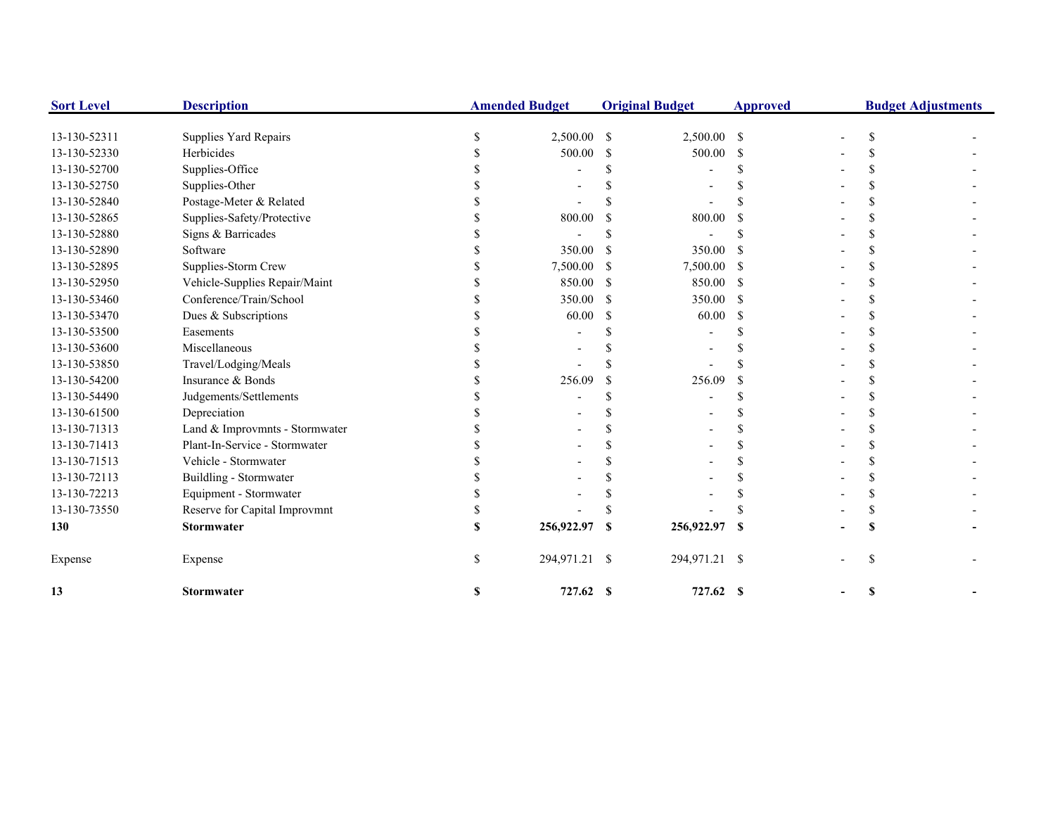| Sort Level | Description | Amended Budget | Original Budget | Approved | Budget Adjustments |
|---|---|---|---|---|---|
| 13-130-52311 | Supplies Yard Repairs | $ 2,500.00 | $ 2,500.00 | $ - | $ - |
| 13-130-52330 | Herbicides | $ 500.00 | $ 500.00 | $ - | $ - |
| 13-130-52700 | Supplies-Office | $ - | $ - | $ - | $ - |
| 13-130-52750 | Supplies-Other | $ - | $ - | $ - | $ - |
| 13-130-52840 | Postage-Meter & Related | $ - | $ - | $ - | $ - |
| 13-130-52865 | Supplies-Safety/Protective | $ 800.00 | $ 800.00 | $ - | $ - |
| 13-130-52880 | Signs & Barricades | $ - | $ - | $ - | $ - |
| 13-130-52890 | Software | $ 350.00 | $ 350.00 | $ - | $ - |
| 13-130-52895 | Supplies-Storm Crew | $ 7,500.00 | $ 7,500.00 | $ - | $ - |
| 13-130-52950 | Vehicle-Supplies Repair/Maint | $ 850.00 | $ 850.00 | $ - | $ - |
| 13-130-53460 | Conference/Train/School | $ 350.00 | $ 350.00 | $ - | $ - |
| 13-130-53470 | Dues & Subscriptions | $ 60.00 | $ 60.00 | $ - | $ - |
| 13-130-53500 | Easements | $ - | $ - | $ - | $ - |
| 13-130-53600 | Miscellaneous | $ - | $ - | $ - | $ - |
| 13-130-53850 | Travel/Lodging/Meals | $ - | $ - | $ - | $ - |
| 13-130-54200 | Insurance & Bonds | $ 256.09 | $ 256.09 | $ - | $ - |
| 13-130-54490 | Judgements/Settlements | $ - | $ - | $ - | $ - |
| 13-130-61500 | Depreciation | $ - | $ - | $ - | $ - |
| 13-130-71313 | Land & Improvmnts - Stormwater | $ - | $ - | $ - | $ - |
| 13-130-71413 | Plant-In-Service - Stormwater | $ - | $ - | $ - | $ - |
| 13-130-71513 | Vehicle - Stormwater | $ - | $ - | $ - | $ - |
| 13-130-72113 | Buildling - Stormwater | $ - | $ - | $ - | $ - |
| 13-130-72213 | Equipment - Stormwater | $ - | $ - | $ - | $ - |
| 13-130-73550 | Reserve for Capital Improvmnt | $ - | $ - | $ - | $ - |
| **130** | **Stormwater** | **$ 256,922.97** | **$ 256,922.97** | **$ -** | **$ -** |
| Expense | Expense | $ 294,971.21 | $ 294,971.21 | $ - | $ - |
| **13** | **Stormwater** | **$ 727.62** | **$ 727.62** | **$ -** | **$ -** |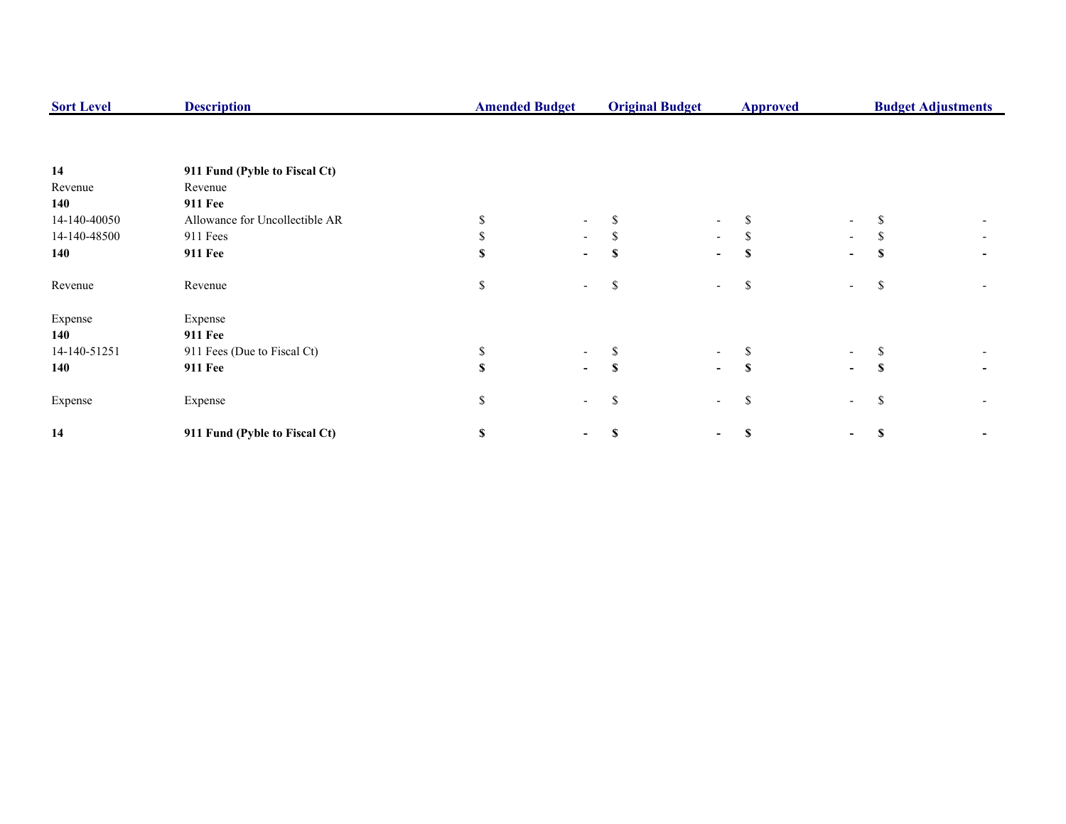| Sort Level | Description | Amended Budget | Original Budget | Approved | Budget Adjustments |
|---|---|---|---|---|---|
| **14** | **911 Fund (Pyble to Fiscal Ct)** | | | | |
| Revenue | Revenue | | | | |
| **140** | **911 Fee** | | | | |
| 14-140-40050 | Allowance for Uncollectible AR | $ - | $ - | $ - | $ - |
| 14-140-48500 | 911 Fees | $ - | $ - | $ - | $ - |
| **140** | **911 Fee** | **$ -** | **$ -** | **$ -** | **$ -** |
| Revenue | Revenue | $ - | $ - | $ - | $ - |
| Expense | Expense | | | | |
| **140** | **911 Fee** | | | | |
| 14-140-51251 | 911 Fees (Due to Fiscal Ct) | $ - | $ - | $ - | $ - |
| **140** | **911 Fee** | **$ -** | **$ -** | **$ -** | **$ -** |
| Expense | Expense | $ - | $ - | $ - | $ - |
| **14** | **911 Fund (Pyble to Fiscal Ct)** | **$ -** | **$ -** | **$ -** | **$ -** |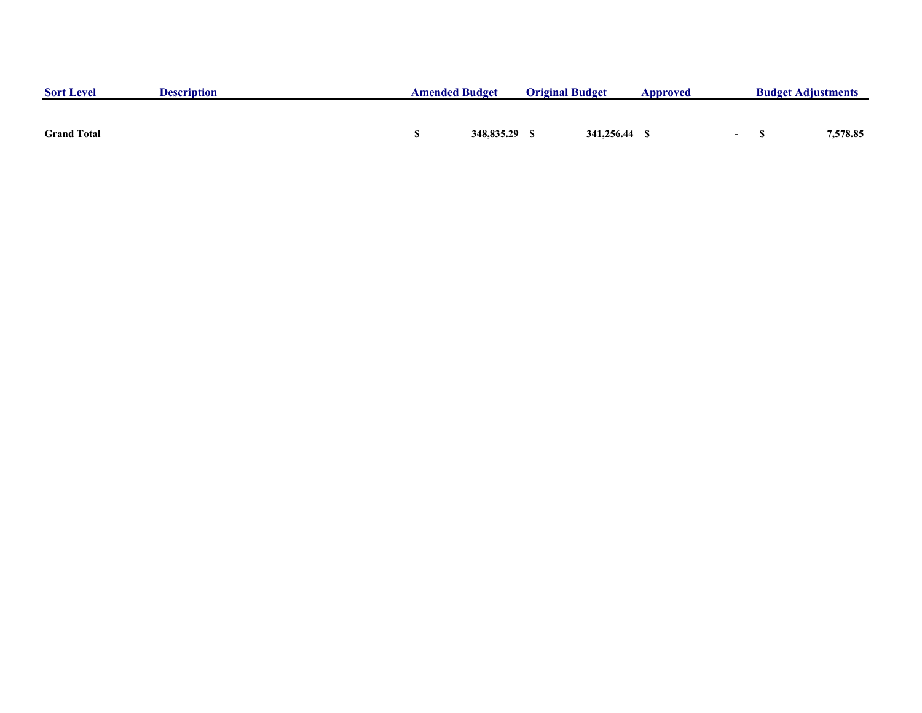| Sort Level | Description | Amended Budget | Original Budget | Approved | Budget Adjustments |
|---|---|---|---|---|---|
| **Grand Total** | | **$ 348,835.29** | **$ 341,256.44** | **$ -** | **$ 7,578.85** |